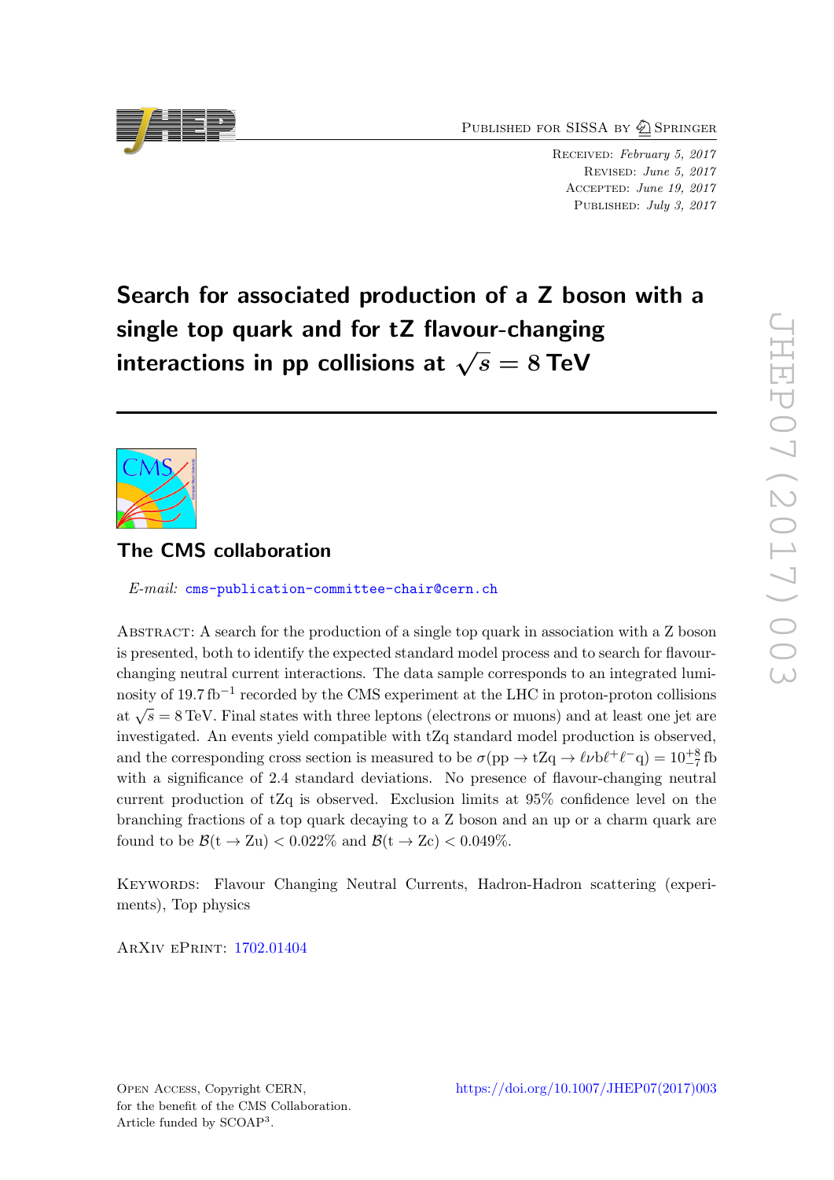Published for SISSA by Springer

Received: *February 5, 2017*
Revised: *June 5, 2017*
Accepted: *June 19, 2017*
Published: *July 3, 2017*

# Search for associated production of a Z boson with a single top quark and for tZ flavour-changing interactions in pp collisions at $\sqrt{s} = 8\,\text{TeV}$

## The CMS collaboration

*E-mail:* cms-publication-committee-chair@cern.ch

Abstract: A search for the production of a single top quark in association with a Z boson is presented, both to identify the expected standard model process and to search for flavour-changing neutral current interactions. The data sample corresponds to an integrated luminosity of $19.7\,\text{fb}^{-1}$ recorded by the CMS experiment at the LHC in proton-proton collisions at $\sqrt{s} = 8\,\text{TeV}$. Final states with three leptons (electrons or muons) and at least one jet are investigated. An events yield compatible with tZq standard model production is observed, and the corresponding cross section is measured to be $\sigma(\text{pp} \to \text{tZq} \to \ell\nu\text{b}\ell^{+}\ell^{-}\text{q}) = 10^{+8}_{-7}\,\text{fb}$ with a significance of 2.4 standard deviations. No presence of flavour-changing neutral current production of tZq is observed. Exclusion limits at 95% confidence level on the branching fractions of a top quark decaying to a Z boson and an up or a charm quark are found to be $\mathcal{B}(\text{t} \to \text{Zu}) < 0.022\%$ and $\mathcal{B}(\text{t} \to \text{Zc}) < 0.049\%$.

Keywords: Flavour Changing Neutral Currents, Hadron-Hadron scattering (experiments), Top physics

ArXiv ePrint: 1702.01404

Open Access, Copyright CERN,
for the benefit of the CMS Collaboration.
Article funded by SCOAP[3].

https://doi.org/10.1007/JHEP07(2017)003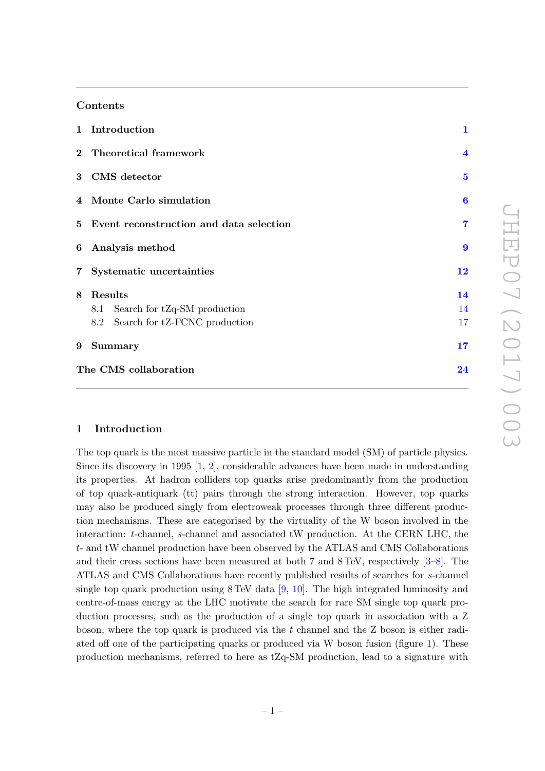## Contents

| | |
|---|---|
| **1 Introduction** | **1** |
| **2 Theoretical framework** | **4** |
| **3 CMS detector** | **5** |
| **4 Monte Carlo simulation** | **6** |
| **5 Event reconstruction and data selection** | **7** |
| **6 Analysis method** | **9** |
| **7 Systematic uncertainties** | **12** |
| **8 Results** | **14** |
| 8.1 Search for tZq-SM production | 14 |
| 8.2 Search for tZ-FCNC production | 17 |
| **9 Summary** | **17** |
| **The CMS collaboration** | **24** |

## 1 Introduction

The top quark is the most massive particle in the standard model (SM) of particle physics. Since its discovery in 1995 [1, 2], considerable advances have been made in understanding its properties. At hadron colliders top quarks arise predominantly from the production of top quark-antiquark ($\mathrm{t\bar{t}}$) pairs through the strong interaction. However, top quarks may also be produced singly from electroweak processes through three different production mechanisms. These are categorised by the virtuality of the W boson involved in the interaction: $t$-channel, $s$-channel and associated tW production. At the CERN LHC, the $t$- and tW channel production have been observed by the ATLAS and CMS Collaborations and their cross sections have been measured at both 7 and 8 TeV, respectively [3–8]. The ATLAS and CMS Collaborations have recently published results of searches for $s$-channel single top quark production using 8 TeV data [9, 10]. The high integrated luminosity and centre-of-mass energy at the LHC motivate the search for rare SM single top quark production processes, such as the production of a single top quark in association with a Z boson, where the top quark is produced via the $t$ channel and the Z boson is either radiated off one of the participating quarks or produced via W boson fusion (figure 1). These production mechanisms, referred to here as tZq-SM production, lead to a signature with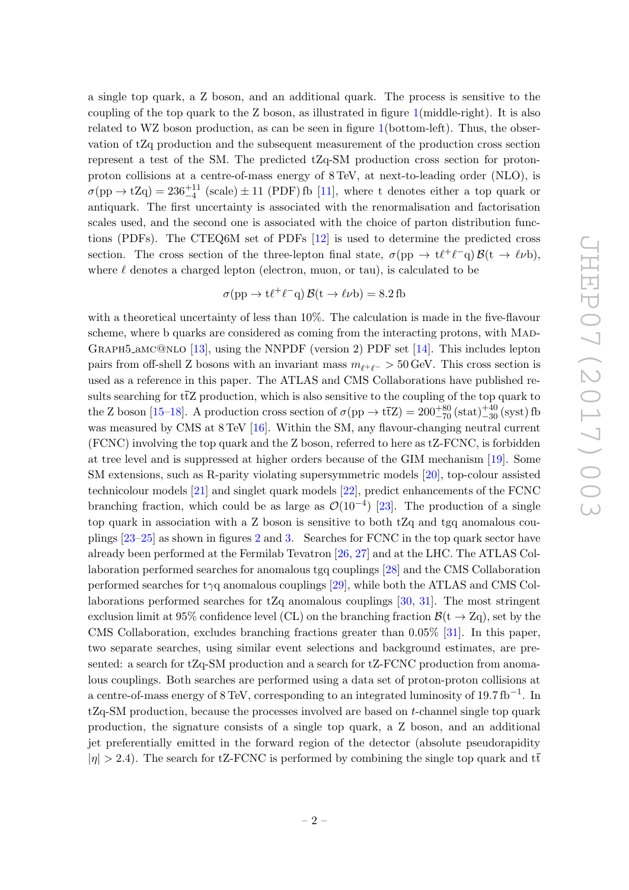a single top quark, a Z boson, and an additional quark. The process is sensitive to the coupling of the top quark to the Z boson, as illustrated in figure 1(middle-right). It is also related to WZ boson production, as can be seen in figure 1(bottom-left). Thus, the observation of tZq production and the subsequent measurement of the production cross section represent a test of the SM. The predicted tZq-SM production cross section for proton-proton collisions at a centre-of-mass energy of 8 TeV, at next-to-leading order (NLO), is $\sigma(\mathrm{pp} \to \mathrm{tZq}) = 236^{+11}_{-4}$ (scale) $\pm\, 11$ (PDF) fb [11], where t denotes either a top quark or antiquark. The first uncertainty is associated with the renormalisation and factorisation scales used, and the second one is associated with the choice of parton distribution functions (PDFs). The CTEQ6M set of PDFs [12] is used to determine the predicted cross section. The cross section of the three-lepton final state, $\sigma(\mathrm{pp} \to \mathrm{t}\ell^+\ell^-\mathrm{q})\,\mathcal{B}(\mathrm{t} \to \ell\nu\mathrm{b})$, where $\ell$ denotes a charged lepton (electron, muon, or tau), is calculated to be

$$\sigma(\mathrm{pp} \to \mathrm{t}\ell^+\ell^-\mathrm{q})\,\mathcal{B}(\mathrm{t} \to \ell\nu\mathrm{b}) = 8.2\,\mathrm{fb}$$

with a theoretical uncertainty of less than 10%. The calculation is made in the five-flavour scheme, where b quarks are considered as coming from the interacting protons, with MadGraph5_aMC@NLO [13], using the NNPDF (version 2) PDF set [14]. This includes lepton pairs from off-shell Z bosons with an invariant mass $m_{\ell^+\ell^-} > 50\,\mathrm{GeV}$. This cross section is used as a reference in this paper. The ATLAS and CMS Collaborations have published results searching for $\mathrm{t\bar{t}Z}$ production, which is also sensitive to the coupling of the top quark to the Z boson [15–18]. A production cross section of $\sigma(\mathrm{pp} \to \mathrm{t\bar{t}Z}) = 200^{+80}_{-70}\,(\mathrm{stat})^{+40}_{-30}\,(\mathrm{syst})\,\mathrm{fb}$ was measured by CMS at 8 TeV [16]. Within the SM, any flavour-changing neutral current (FCNC) involving the top quark and the Z boson, referred to here as tZ-FCNC, is forbidden at tree level and is suppressed at higher orders because of the GIM mechanism [19]. Some SM extensions, such as R-parity violating supersymmetric models [20], top-colour assisted technicolour models [21] and singlet quark models [22], predict enhancements of the FCNC branching fraction, which could be as large as $\mathcal{O}(10^{-4})$ [23]. The production of a single top quark in association with a Z boson is sensitive to both tZq and tgq anomalous couplings [23–25] as shown in figures 2 and 3. Searches for FCNC in the top quark sector have already been performed at the Fermilab Tevatron [26, 27] and at the LHC. The ATLAS Collaboration performed searches for anomalous tgq couplings [28] and the CMS Collaboration performed searches for t$\gamma$q anomalous couplings [29], while both the ATLAS and CMS Collaborations performed searches for tZq anomalous couplings [30, 31]. The most stringent exclusion limit at 95% confidence level (CL) on the branching fraction $\mathcal{B}(\mathrm{t} \to \mathrm{Zq})$, set by the CMS Collaboration, excludes branching fractions greater than 0.05% [31]. In this paper, two separate searches, using similar event selections and background estimates, are presented: a search for tZq-SM production and a search for tZ-FCNC production from anomalous couplings. Both searches are performed using a data set of proton-proton collisions at a centre-of-mass energy of 8 TeV, corresponding to an integrated luminosity of $19.7\,\mathrm{fb}^{-1}$. In tZq-SM production, because the processes involved are based on $t$-channel single top quark production, the signature consists of a single top quark, a Z boson, and an additional jet preferentially emitted in the forward region of the detector (absolute pseudorapidity $|\eta| > 2.4$). The search for tZ-FCNC is performed by combining the single top quark and $\mathrm{t\bar{t}}$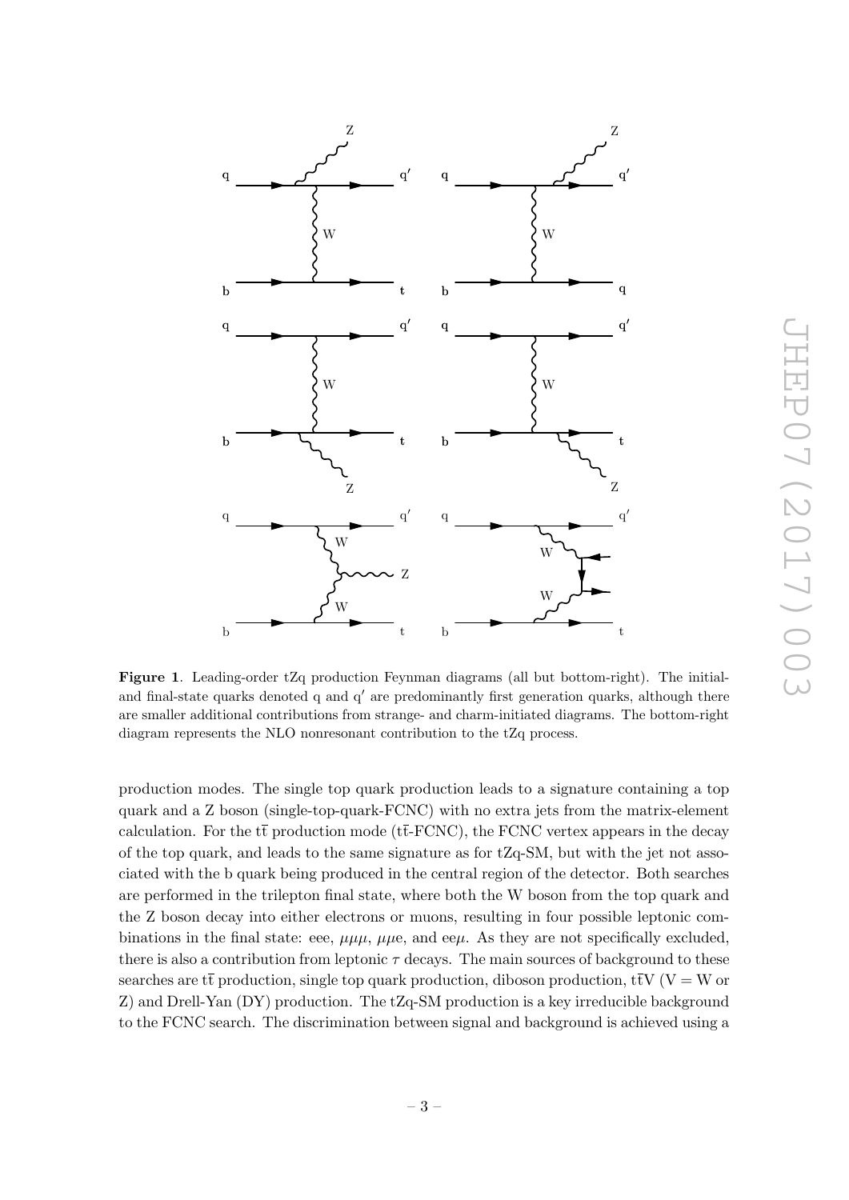**Figure 1**. Leading-order tZq production Feynman diagrams (all but bottom-right). The initial- and final-state quarks denoted q and q′ are predominantly first generation quarks, although there are smaller additional contributions from strange- and charm-initiated diagrams. The bottom-right diagram represents the NLO nonresonant contribution to the tZq process.

production modes. The single top quark production leads to a signature containing a top quark and a Z boson (single-top-quark-FCNC) with no extra jets from the matrix-element calculation. For the $\mathrm{t\bar{t}}$ production mode ($\mathrm{t\bar{t}}$-FCNC), the FCNC vertex appears in the decay of the top quark, and leads to the same signature as for tZq-SM, but with the jet not associated with the b quark being produced in the central region of the detector. Both searches are performed in the trilepton final state, where both the W boson from the top quark and the Z boson decay into either electrons or muons, resulting in four possible leptonic combinations in the final state: eee, $\mu\mu\mu$, $\mu\mu$e, and ee$\mu$. As they are not specifically excluded, there is also a contribution from leptonic $\tau$ decays. The main sources of background to these searches are $\mathrm{t\bar{t}}$ production, single top quark production, diboson production, $\mathrm{t\bar{t}V}$ (V = W or Z) and Drell-Yan (DY) production. The tZq-SM production is a key irreducible background to the FCNC search. The discrimination between signal and background is achieved using a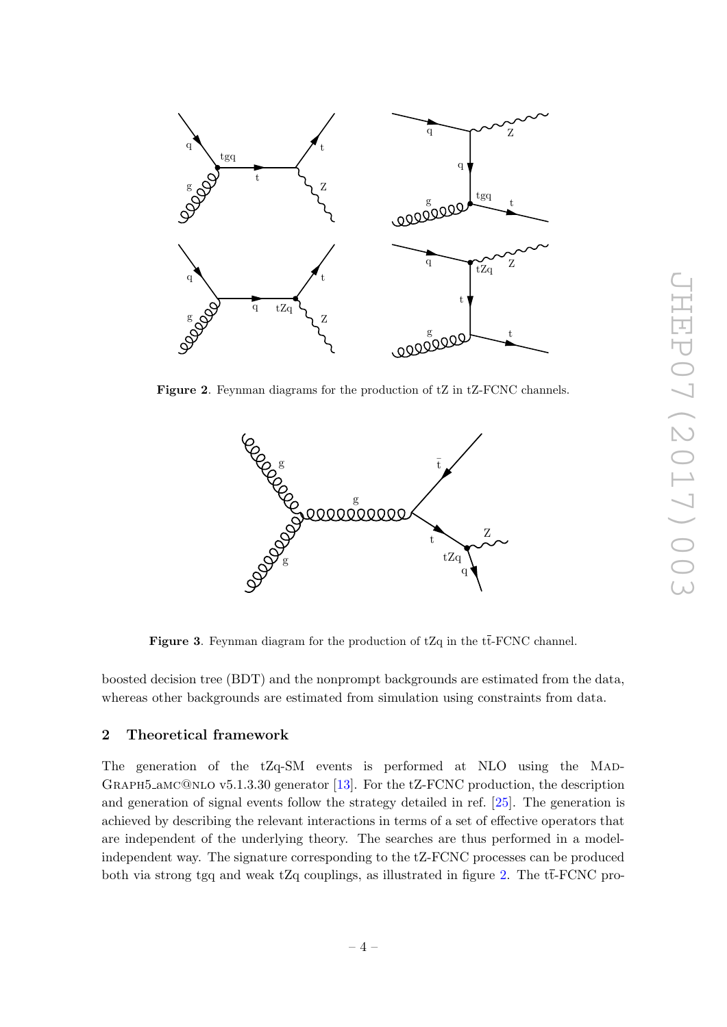**Figure 2**. Feynman diagrams for the production of tZ in tZ-FCNC channels.

**Figure 3**. Feynman diagram for the production of tZq in the $\mathrm{t\bar{t}}$-FCNC channel.

boosted decision tree (BDT) and the nonprompt backgrounds are estimated from the data, whereas other backgrounds are estimated from simulation using constraints from data.

## 2 Theoretical framework

The generation of the tZq-SM events is performed at NLO using the MadGraph5_amc@nlo v5.1.3.30 generator [13]. For the tZ-FCNC production, the description and generation of signal events follow the strategy detailed in ref. [25]. The generation is achieved by describing the relevant interactions in terms of a set of effective operators that are independent of the underlying theory. The searches are thus performed in a model-independent way. The signature corresponding to the tZ-FCNC processes can be produced both via strong tgq and weak tZq couplings, as illustrated in figure 2. The $\mathrm{t\bar{t}}$-FCNC pro-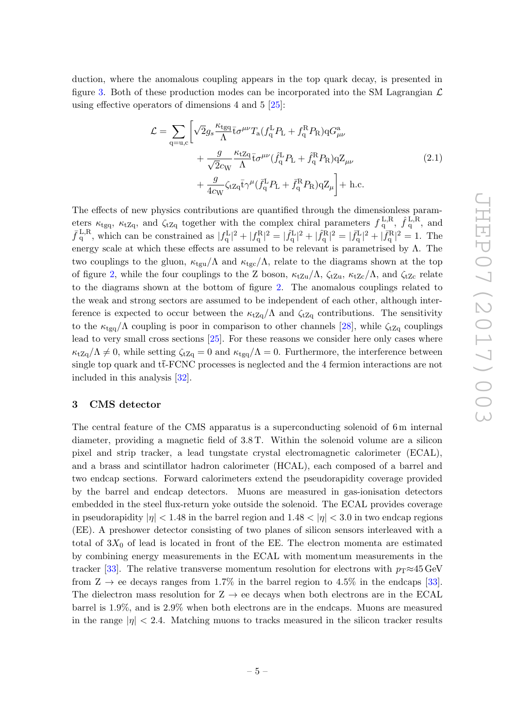duction, where the anomalous coupling appears in the top quark decay, is presented in figure 3. Both of these production modes can be incorporated into the SM Lagrangian $\mathcal{L}$ using effective operators of dimensions 4 and 5 [25]:

$$\begin{aligned}\mathcal{L} = \sum_{\mathrm{q=u,c}} \Bigg[ & \sqrt{2} g_s \frac{\kappa_{\mathrm{tgq}}}{\Lambda} \bar{\mathrm{t}} \sigma^{\mu\nu} T_{\mathrm{a}} (f_{\mathrm{q}}^{\mathrm{L}} P_{\mathrm{L}} + f_{\mathrm{q}}^{\mathrm{R}} P_{\mathrm{R}}) \mathrm{q} G_{\mu\nu}^{\mathrm{a}} \\ & + \frac{g}{\sqrt{2} c_{\mathrm{W}}} \frac{\kappa_{\mathrm{tZq}}}{\Lambda} \bar{\mathrm{t}} \sigma^{\mu\nu} (\hat{f}_{\mathrm{q}}^{\mathrm{L}} P_{\mathrm{L}} + \hat{f}_{\mathrm{q}}^{\mathrm{R}} P_{\mathrm{R}}) \mathrm{q} \mathrm{Z}_{\mu\nu} \\ & + \frac{g}{4 c_{\mathrm{W}}} \zeta_{\mathrm{tZq}} \bar{\mathrm{t}} \gamma^{\mu} (\bar{f}_{\mathrm{q}}^{\mathrm{L}} P_{\mathrm{L}} + \bar{f}_{\mathrm{q}}^{\mathrm{R}} P_{\mathrm{R}}) \mathrm{q} \mathrm{Z}_{\mu} \Bigg] + \mathrm{h.c.}\end{aligned} \tag{2.1}$$

The effects of new physics contributions are quantified through the dimensionless parameters $\kappa_{\mathrm{tgq}}$, $\kappa_{\mathrm{tZq}}$, and $\zeta_{\mathrm{tZq}}$ together with the complex chiral parameters $f_{\mathrm{q}}^{\mathrm{L,R}}$, $\hat{f}_{\mathrm{q}}^{\mathrm{L,R}}$, and $\bar{f}_{\mathrm{q}}^{\mathrm{L,R}}$, which can be constrained as $|f_{\mathrm{q}}^{\mathrm{L}}|^2 + |f_{\mathrm{q}}^{\mathrm{R}}|^2 = |\hat{f}_{\mathrm{q}}^{\mathrm{L}}|^2 + |\hat{f}_{\mathrm{q}}^{\mathrm{R}}|^2 = |\bar{f}_{\mathrm{q}}^{\mathrm{L}}|^2 + |\bar{f}_{\mathrm{q}}^{\mathrm{R}}|^2 = 1$. The energy scale at which these effects are assumed to be relevant is parametrised by $\Lambda$. The two couplings to the gluon, $\kappa_{\mathrm{tgu}}/\Lambda$ and $\kappa_{\mathrm{tgc}}/\Lambda$, relate to the diagrams shown at the top of figure 2, while the four couplings to the Z boson, $\kappa_{\mathrm{tZu}}/\Lambda$, $\zeta_{\mathrm{tZu}}$, $\kappa_{\mathrm{tZc}}/\Lambda$, and $\zeta_{\mathrm{tZc}}$ relate to the diagrams shown at the bottom of figure 2. The anomalous couplings related to the weak and strong sectors are assumed to be independent of each other, although interference is expected to occur between the $\kappa_{\mathrm{tZq}}/\Lambda$ and $\zeta_{\mathrm{tZq}}$ contributions. The sensitivity to the $\kappa_{\mathrm{tgq}}/\Lambda$ coupling is poor in comparison to other channels [28], while $\zeta_{\mathrm{tZq}}$ couplings lead to very small cross sections [25]. For these reasons we consider here only cases where $\kappa_{\mathrm{tZq}}/\Lambda \neq 0$, while setting $\zeta_{\mathrm{tZq}} = 0$ and $\kappa_{\mathrm{tgq}}/\Lambda = 0$. Furthermore, the interference between single top quark and $\mathrm{t\bar{t}}$-FCNC processes is neglected and the 4 fermion interactions are not included in this analysis [32].

## 3 CMS detector

The central feature of the CMS apparatus is a superconducting solenoid of 6 m internal diameter, providing a magnetic field of 3.8 T. Within the solenoid volume are a silicon pixel and strip tracker, a lead tungstate crystal electromagnetic calorimeter (ECAL), and a brass and scintillator hadron calorimeter (HCAL), each composed of a barrel and two endcap sections. Forward calorimeters extend the pseudorapidity coverage provided by the barrel and endcap detectors. Muons are measured in gas-ionisation detectors embedded in the steel flux-return yoke outside the solenoid. The ECAL provides coverage in pseudorapidity $|\eta| < 1.48$ in the barrel region and $1.48 < |\eta| < 3.0$ in two endcap regions (EE). A preshower detector consisting of two planes of silicon sensors interleaved with a total of $3X_0$ of lead is located in front of the EE. The electron momenta are estimated by combining energy measurements in the ECAL with momentum measurements in the tracker [33]. The relative transverse momentum resolution for electrons with $p_{\mathrm{T}} \approx 45\,\mathrm{GeV}$ from $\mathrm{Z} \to \mathrm{ee}$ decays ranges from 1.7% in the barrel region to 4.5% in the endcaps [33]. The dielectron mass resolution for $\mathrm{Z} \to \mathrm{ee}$ decays when both electrons are in the ECAL barrel is 1.9%, and is 2.9% when both electrons are in the endcaps. Muons are measured in the range $|\eta| < 2.4$. Matching muons to tracks measured in the silicon tracker results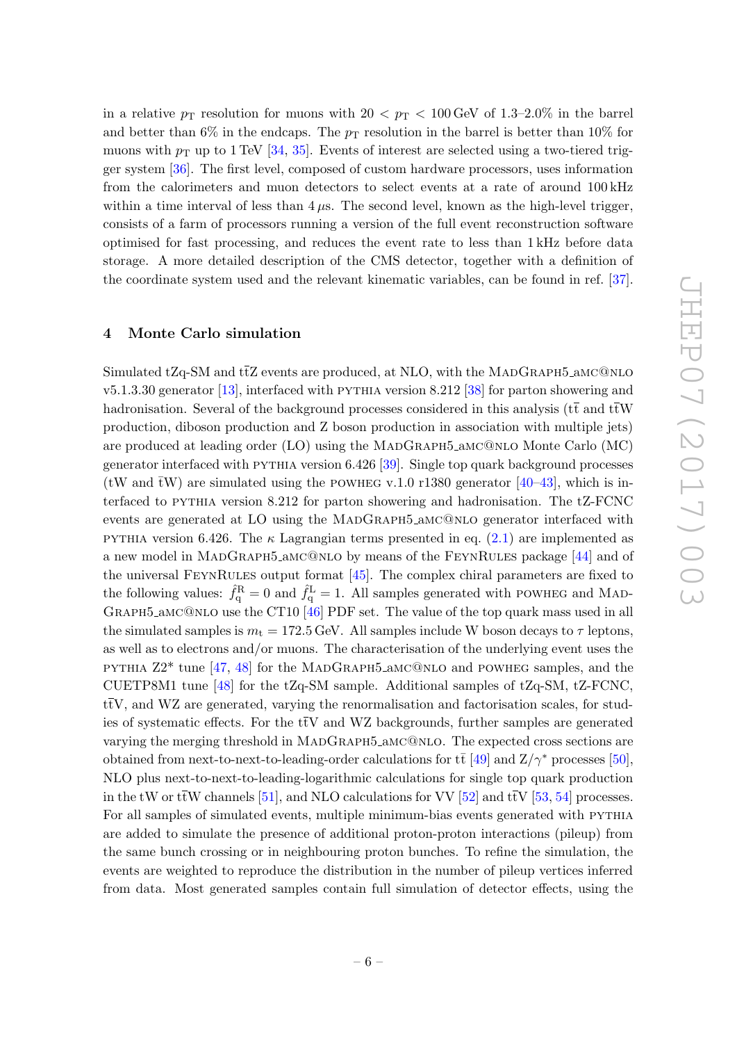in a relative $p_{\mathrm{T}}$ resolution for muons with $20 < p_{\mathrm{T}} < 100\,\mathrm{GeV}$ of 1.3–2.0% in the barrel and better than 6% in the endcaps. The $p_{\mathrm{T}}$ resolution in the barrel is better than 10% for muons with $p_{\mathrm{T}}$ up to 1 TeV [34, 35]. Events of interest are selected using a two-tiered trigger system [36]. The first level, composed of custom hardware processors, uses information from the calorimeters and muon detectors to select events at a rate of around 100 kHz within a time interval of less than 4 $\mu$s. The second level, known as the high-level trigger, consists of a farm of processors running a version of the full event reconstruction software optimised for fast processing, and reduces the event rate to less than 1 kHz before data storage. A more detailed description of the CMS detector, together with a definition of the coordinate system used and the relevant kinematic variables, can be found in ref. [37].

## 4 Monte Carlo simulation

Simulated tZq-SM and $\mathrm{t\bar{t}Z}$ events are produced, at NLO, with the MadGraph5_amc@nlo v5.1.3.30 generator [13], interfaced with pythia version 8.212 [38] for parton showering and hadronisation. Several of the background processes considered in this analysis ($\mathrm{t\bar{t}}$ and $\mathrm{t\bar{t}W}$ production, diboson production and Z boson production in association with multiple jets) are produced at leading order (LO) using the MadGraph5_amc@nlo Monte Carlo (MC) generator interfaced with pythia version 6.426 [39]. Single top quark background processes (tW and $\mathrm{\bar{t}W}$) are simulated using the powheg v.1.0 r1380 generator [40–43], which is interfaced to pythia version 8.212 for parton showering and hadronisation. The tZ-FCNC events are generated at LO using the MadGraph5_amc@nlo generator interfaced with pythia version 6.426. The $\kappa$ Lagrangian terms presented in eq. (2.1) are implemented as a new model in MadGraph5_amc@nlo by means of the FeynRules package [44] and of the universal FeynRules output format [45]. The complex chiral parameters are fixed to the following values: $\hat{f}^{\mathrm{R}}_{\mathrm{q}} = 0$ and $\hat{f}^{\mathrm{L}}_{\mathrm{q}} = 1$. All samples generated with powheg and MadGraph5_amc@nlo use the CT10 [46] PDF set. The value of the top quark mass used in all the simulated samples is $m_{\mathrm{t}} = 172.5\,\mathrm{GeV}$. All samples include W boson decays to $\tau$ leptons, as well as to electrons and/or muons. The characterisation of the underlying event uses the pythia Z2* tune [47, 48] for the MadGraph5_amc@nlo and powheg samples, and the CUETP8M1 tune [48] for the tZq-SM sample. Additional samples of tZq-SM, tZ-FCNC, $\mathrm{t\bar{t}V}$, and WZ are generated, varying the renormalisation and factorisation scales, for studies of systematic effects. For the $\mathrm{t\bar{t}V}$ and WZ backgrounds, further samples are generated varying the merging threshold in MadGraph5_amc@nlo. The expected cross sections are obtained from next-to-next-to-leading-order calculations for $\mathrm{t\bar{t}}$ [49] and $\mathrm{Z}/\gamma^*$ processes [50], NLO plus next-to-next-to-leading-logarithmic calculations for single top quark production in the tW or $\mathrm{\bar{t}W}$ channels [51], and NLO calculations for VV [52] and $\mathrm{t\bar{t}V}$ [53, 54] processes. For all samples of simulated events, multiple minimum-bias events generated with pythia are added to simulate the presence of additional proton-proton interactions (pileup) from the same bunch crossing or in neighbouring proton bunches. To refine the simulation, the events are weighted to reproduce the distribution in the number of pileup vertices inferred from data. Most generated samples contain full simulation of detector effects, using the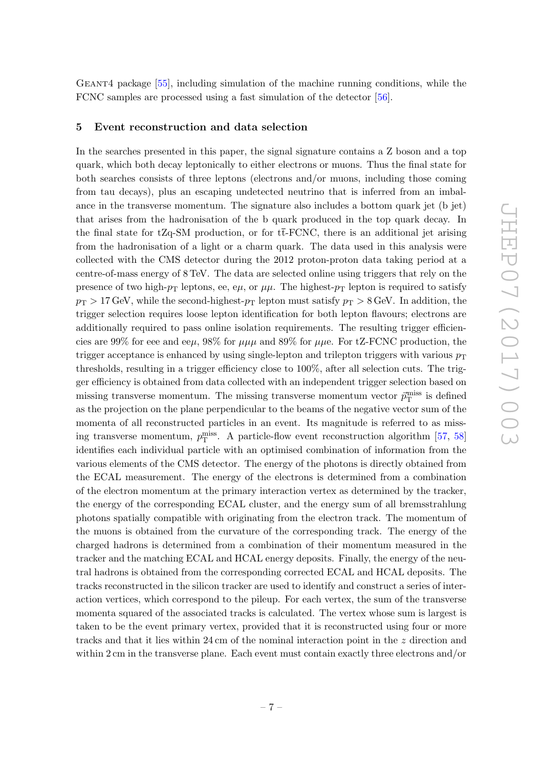GEANT4 package [55], including simulation of the machine running conditions, while the FCNC samples are processed using a fast simulation of the detector [56].

## 5 Event reconstruction and data selection

In the searches presented in this paper, the signal signature contains a Z boson and a top quark, which both decay leptonically to either electrons or muons. Thus the final state for both searches consists of three leptons (electrons and/or muons, including those coming from tau decays), plus an escaping undetected neutrino that is inferred from an imbalance in the transverse momentum. The signature also includes a bottom quark jet (b jet) that arises from the hadronisation of the b quark produced in the top quark decay. In the final state for tZq-SM production, or for $t\bar{t}$-FCNC, there is an additional jet arising from the hadronisation of a light or a charm quark. The data used in this analysis were collected with the CMS detector during the 2012 proton-proton data taking period at a centre-of-mass energy of 8 TeV. The data are selected online using triggers that rely on the presence of two high-$p_T$ leptons, ee, e$\mu$, or $\mu\mu$. The highest-$p_T$ lepton is required to satisfy $p_T > 17$ GeV, while the second-highest-$p_T$ lepton must satisfy $p_T > 8$ GeV. In addition, the trigger selection requires loose lepton identification for both lepton flavours; electrons are additionally required to pass online isolation requirements. The resulting trigger efficiencies are 99% for eee and ee$\mu$, 98% for $\mu\mu\mu$ and 89% for $\mu\mu$e. For tZ-FCNC production, the trigger acceptance is enhanced by using single-lepton and trilepton triggers with various $p_T$ thresholds, resulting in a trigger efficiency close to 100%, after all selection cuts. The trigger efficiency is obtained from data collected with an independent trigger selection based on missing transverse momentum. The missing transverse momentum vector $\vec{p}_T^{\text{miss}}$ is defined as the projection on the plane perpendicular to the beams of the negative vector sum of the momenta of all reconstructed particles in an event. Its magnitude is referred to as missing transverse momentum, $p_T^{\text{miss}}$. A particle-flow event reconstruction algorithm [57, 58] identifies each individual particle with an optimised combination of information from the various elements of the CMS detector. The energy of the photons is directly obtained from the ECAL measurement. The energy of the electrons is determined from a combination of the electron momentum at the primary interaction vertex as determined by the tracker, the energy of the corresponding ECAL cluster, and the energy sum of all bremsstrahlung photons spatially compatible with originating from the electron track. The momentum of the muons is obtained from the curvature of the corresponding track. The energy of the charged hadrons is determined from a combination of their momentum measured in the tracker and the matching ECAL and HCAL energy deposits. Finally, the energy of the neutral hadrons is obtained from the corresponding corrected ECAL and HCAL deposits. The tracks reconstructed in the silicon tracker are used to identify and construct a series of interaction vertices, which correspond to the pileup. For each vertex, the sum of the transverse momenta squared of the associated tracks is calculated. The vertex whose sum is largest is taken to be the event primary vertex, provided that it is reconstructed using four or more tracks and that it lies within 24 cm of the nominal interaction point in the $z$ direction and within 2 cm in the transverse plane. Each event must contain exactly three electrons and/or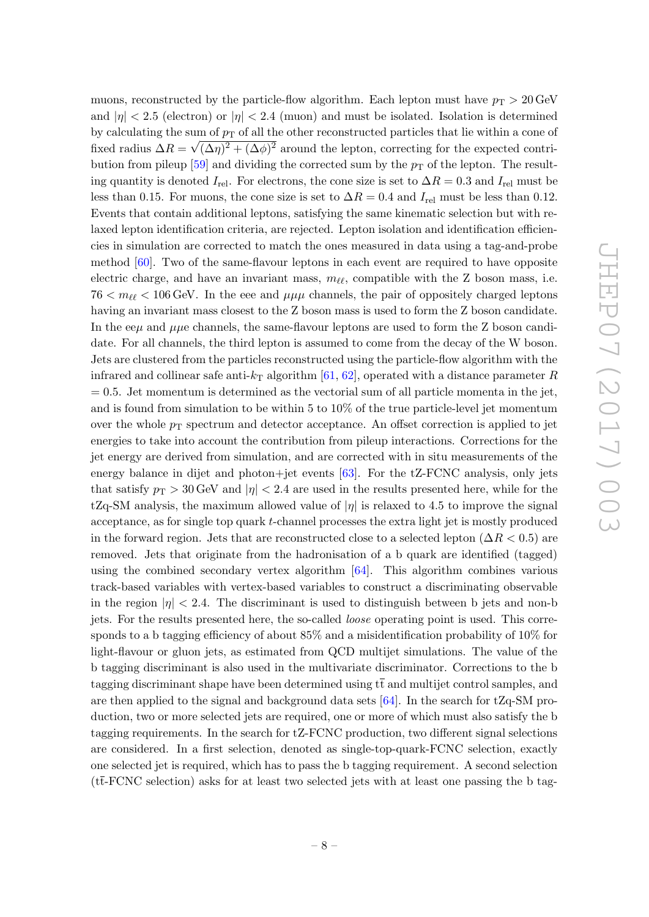muons, reconstructed by the particle-flow algorithm. Each lepton must have $p_{\mathrm{T}} > 20\,\mathrm{GeV}$ and $|\eta| < 2.5$ (electron) or $|\eta| < 2.4$ (muon) and must be isolated. Isolation is determined by calculating the sum of $p_{\mathrm{T}}$ of all the other reconstructed particles that lie within a cone of fixed radius $\Delta R = \sqrt{(\Delta\eta)^2 + (\Delta\phi)^2}$ around the lepton, correcting for the expected contribution from pileup [59] and dividing the corrected sum by the $p_{\mathrm{T}}$ of the lepton. The resulting quantity is denoted $I_{\mathrm{rel}}$. For electrons, the cone size is set to $\Delta R = 0.3$ and $I_{\mathrm{rel}}$ must be less than 0.15. For muons, the cone size is set to $\Delta R = 0.4$ and $I_{\mathrm{rel}}$ must be less than 0.12. Events that contain additional leptons, satisfying the same kinematic selection but with relaxed lepton identification criteria, are rejected. Lepton isolation and identification efficiencies in simulation are corrected to match the ones measured in data using a tag-and-probe method [60]. Two of the same-flavour leptons in each event are required to have opposite electric charge, and have an invariant mass, $m_{\ell\ell}$, compatible with the Z boson mass, i.e. $76 < m_{\ell\ell} < 106\,\mathrm{GeV}$. In the eee and $\mu\mu\mu$ channels, the pair of oppositely charged leptons having an invariant mass closest to the Z boson mass is used to form the Z boson candidate. In the ee$\mu$ and $\mu\mu$e channels, the same-flavour leptons are used to form the Z boson candidate. For all channels, the third lepton is assumed to come from the decay of the W boson. Jets are clustered from the particles reconstructed using the particle-flow algorithm with the infrared and collinear safe anti-$k_{\mathrm{T}}$ algorithm [61, 62], operated with a distance parameter $R = 0.5$. Jet momentum is determined as the vectorial sum of all particle momenta in the jet, and is found from simulation to be within 5 to 10% of the true particle-level jet momentum over the whole $p_{\mathrm{T}}$ spectrum and detector acceptance. An offset correction is applied to jet energies to take into account the contribution from pileup interactions. Corrections for the jet energy are derived from simulation, and are corrected with in situ measurements of the energy balance in dijet and photon+jet events [63]. For the tZ-FCNC analysis, only jets that satisfy $p_{\mathrm{T}} > 30\,\mathrm{GeV}$ and $|\eta| < 2.4$ are used in the results presented here, while for the tZq-SM analysis, the maximum allowed value of $|\eta|$ is relaxed to 4.5 to improve the signal acceptance, as for single top quark $t$-channel processes the extra light jet is mostly produced in the forward region. Jets that are reconstructed close to a selected lepton ($\Delta R < 0.5$) are removed. Jets that originate from the hadronisation of a b quark are identified (tagged) using the combined secondary vertex algorithm [64]. This algorithm combines various track-based variables with vertex-based variables to construct a discriminating observable in the region $|\eta| < 2.4$. The discriminant is used to distinguish between b jets and non-b jets. For the results presented here, the so-called *loose* operating point is used. This corresponds to a b tagging efficiency of about 85% and a misidentification probability of 10% for light-flavour or gluon jets, as estimated from QCD multijet simulations. The value of the b tagging discriminant is also used in the multivariate discriminator. Corrections to the b tagging discriminant shape have been determined using $\mathrm{t\bar{t}}$ and multijet control samples, and are then applied to the signal and background data sets [64]. In the search for tZq-SM production, two or more selected jets are required, one or more of which must also satisfy the b tagging requirements. In the search for tZ-FCNC production, two different signal selections are considered. In a first selection, denoted as single-top-quark-FCNC selection, exactly one selected jet is required, which has to pass the b tagging requirement. A second selection ($\mathrm{t\bar{t}}$-FCNC selection) asks for at least two selected jets with at least one passing the b tag-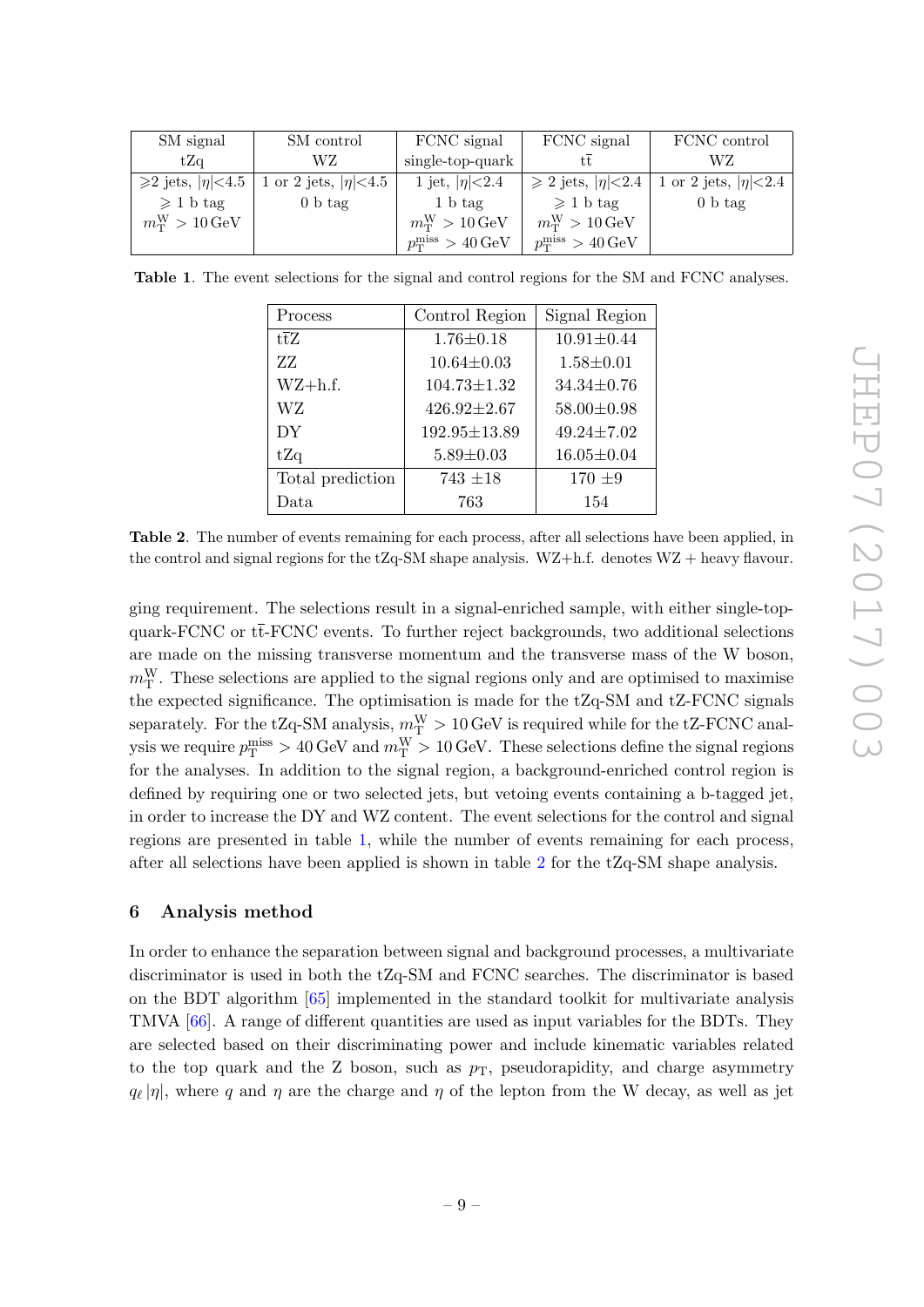| SM signal tZq | SM control WZ | FCNC signal single-top-quark | FCNC signal $t\bar{t}$ | FCNC control WZ |
|---|---|---|---|---|
| $\geqslant$2 jets, $\lvert\eta\rvert$<4.5 | 1 or 2 jets, $\lvert\eta\rvert$<4.5 | 1 jet, $\lvert\eta\rvert$<2.4 | $\geqslant$ 2 jets, $\lvert\eta\rvert$<2.4 | 1 or 2 jets, $\lvert\eta\rvert$<2.4 |
| $\geqslant$ 1 b tag | 0 b tag | 1 b tag | $\geqslant$ 1 b tag | 0 b tag |
| $m_{\mathrm{T}}^{\mathrm{W}} > 10\,\mathrm{GeV}$ | | $m_{\mathrm{T}}^{\mathrm{W}} > 10\,\mathrm{GeV}$ | $m_{\mathrm{T}}^{\mathrm{W}} > 10\,\mathrm{GeV}$ | |
| | | $p_{\mathrm{T}}^{\mathrm{miss}} > 40\,\mathrm{GeV}$ | $p_{\mathrm{T}}^{\mathrm{miss}} > 40\,\mathrm{GeV}$ | |

**Table 1**. The event selections for the signal and control regions for the SM and FCNC analyses.

| Process | Control Region | Signal Region |
|---|---|---|
| $t\bar{t}$Z | 1.76±0.18 | 10.91±0.44 |
| ZZ | 10.64±0.03 | 1.58±0.01 |
| WZ+h.f. | 104.73±1.32 | 34.34±0.76 |
| WZ | 426.92±2.67 | 58.00±0.98 |
| DY | 192.95±13.89 | 49.24±7.02 |
| tZq | 5.89±0.03 | 16.05±0.04 |
| Total prediction | 743 ±18 | 170 ±9 |
| Data | 763 | 154 |

**Table 2**. The number of events remaining for each process, after all selections have been applied, in the control and signal regions for the tZq-SM shape analysis. WZ+h.f. denotes WZ + heavy flavour.

ging requirement. The selections result in a signal-enriched sample, with either single-top-quark-FCNC or $t\bar{t}$-FCNC events. To further reject backgrounds, two additional selections are made on the missing transverse momentum and the transverse mass of the W boson, $m_{\mathrm{T}}^{\mathrm{W}}$. These selections are applied to the signal regions only and are optimised to maximise the expected significance. The optimisation is made for the tZq-SM and tZ-FCNC signals separately. For the tZq-SM analysis, $m_{\mathrm{T}}^{\mathrm{W}} > 10\,\mathrm{GeV}$ is required while for the tZ-FCNC analysis we require $p_{\mathrm{T}}^{\mathrm{miss}} > 40\,\mathrm{GeV}$ and $m_{\mathrm{T}}^{\mathrm{W}} > 10\,\mathrm{GeV}$. These selections define the signal regions for the analyses. In addition to the signal region, a background-enriched control region is defined by requiring one or two selected jets, but vetoing events containing a b-tagged jet, in order to increase the DY and WZ content. The event selections for the control and signal regions are presented in table 1, while the number of events remaining for each process, after all selections have been applied is shown in table 2 for the tZq-SM shape analysis.

## 6 Analysis method

In order to enhance the separation between signal and background processes, a multivariate discriminator is used in both the tZq-SM and FCNC searches. The discriminator is based on the BDT algorithm [65] implemented in the standard toolkit for multivariate analysis TMVA [66]. A range of different quantities are used as input variables for the BDTs. They are selected based on their discriminating power and include kinematic variables related to the top quark and the Z boson, such as $p_{\mathrm{T}}$, pseudorapidity, and charge asymmetry $q_\ell\,|\eta|$, where $q$ and $\eta$ are the charge and $\eta$ of the lepton from the W decay, as well as jet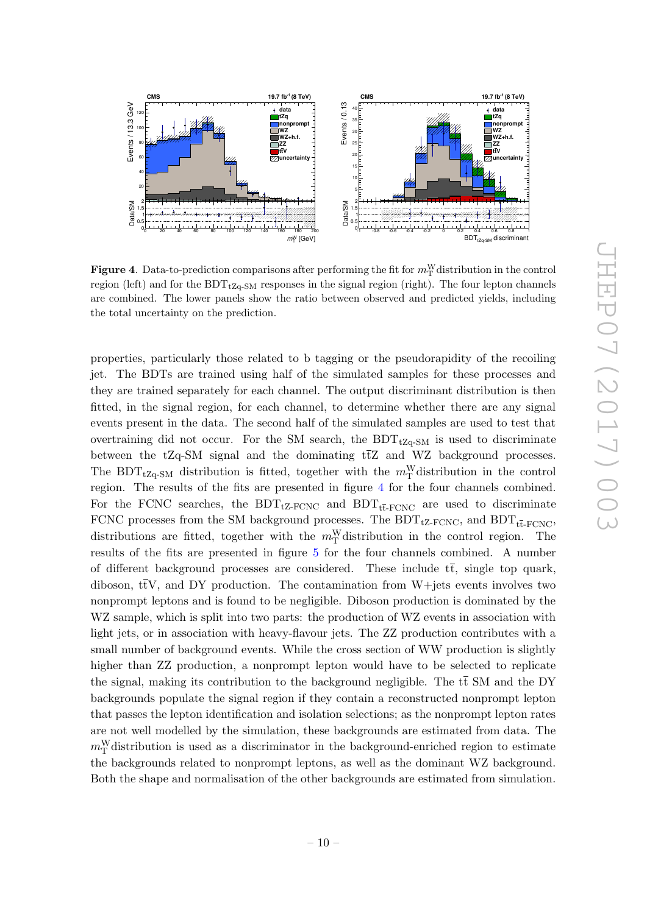**Figure 4**. Data-to-prediction comparisons after performing the fit for $m_T^W$ distribution in the control region (left) and for the $\mathrm{BDT}_{\mathrm{tZq\text{-}SM}}$ responses in the signal region (right). The four lepton channels are combined. The lower panels show the ratio between observed and predicted yields, including the total uncertainty on the prediction.

properties, particularly those related to b tagging or the pseudorapidity of the recoiling jet. The BDTs are trained using half of the simulated samples for these processes and they are trained separately for each channel. The output discriminant distribution is then fitted, in the signal region, for each channel, to determine whether there are any signal events present in the data. The second half of the simulated samples are used to test that overtraining did not occur. For the SM search, the $\mathrm{BDT}_{\mathrm{tZq\text{-}SM}}$ is used to discriminate between the tZq-SM signal and the dominating $\mathrm{t\bar{t}Z}$ and WZ background processes. The $\mathrm{BDT}_{\mathrm{tZq\text{-}SM}}$ distribution is fitted, together with the $m_T^W$ distribution in the control region. The results of the fits are presented in figure 4 for the four channels combined. For the FCNC searches, the $\mathrm{BDT}_{\mathrm{tZ\text{-}FCNC}}$ and $\mathrm{BDT}_{\mathrm{t\bar{t}\text{-}FCNC}}$ are used to discriminate FCNC processes from the SM background processes. The $\mathrm{BDT}_{\mathrm{tZ\text{-}FCNC}}$, and $\mathrm{BDT}_{\mathrm{t\bar{t}\text{-}FCNC}}$, distributions are fitted, together with the $m_T^W$ distribution in the control region. The results of the fits are presented in figure 5 for the four channels combined. A number of different background processes are considered. These include $\mathrm{t\bar{t}}$, single top quark, diboson, $\mathrm{t\bar{t}V}$, and DY production. The contamination from W+jets events involves two nonprompt leptons and is found to be negligible. Diboson production is dominated by the WZ sample, which is split into two parts: the production of WZ events in association with light jets, or in association with heavy-flavour jets. The ZZ production contributes with a small number of background events. While the cross section of WW production is slightly higher than ZZ production, a nonprompt lepton would have to be selected to replicate the signal, making its contribution to the background negligible. The $\mathrm{t\bar{t}}$ SM and the DY backgrounds populate the signal region if they contain a reconstructed nonprompt lepton that passes the lepton identification and isolation selections; as the nonprompt lepton rates are not well modelled by the simulation, these backgrounds are estimated from data. The $m_T^W$ distribution is used as a discriminator in the background-enriched region to estimate the backgrounds related to nonprompt leptons, as well as the dominant WZ background. Both the shape and normalisation of the other backgrounds are estimated from simulation.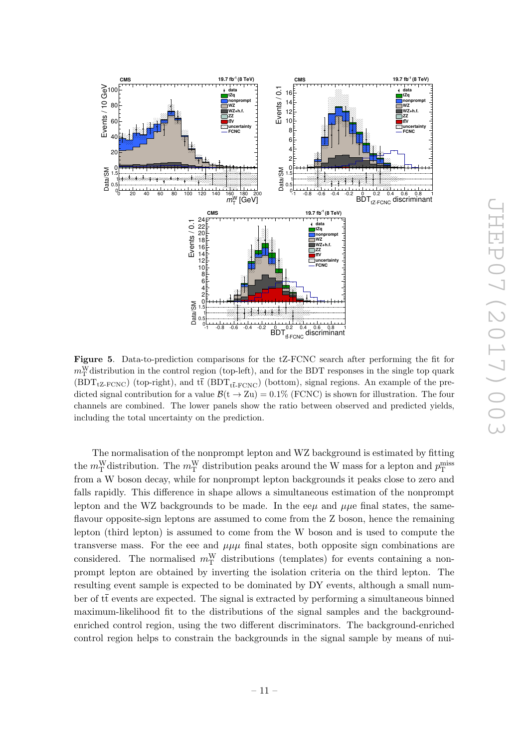**Figure 5**. Data-to-prediction comparisons for the tZ-FCNC search after performing the fit for $m_{\mathrm{T}}^{\mathrm{W}}$ distribution in the control region (top-left), and for the BDT responses in the single top quark ($\mathrm{BDT}_{\mathrm{tZ\text{-}FCNC}}$) (top-right), and $\mathrm{t\bar{t}}$ ($\mathrm{BDT}_{\mathrm{t\bar{t}\text{-}FCNC}}$) (bottom), signal regions. An example of the predicted signal contribution for a value $\mathcal{B}(\mathrm{t} \to \mathrm{Zu}) = 0.1\%$ (FCNC) is shown for illustration. The four channels are combined. The lower panels show the ratio between observed and predicted yields, including the total uncertainty on the prediction.

The normalisation of the nonprompt lepton and WZ background is estimated by fitting the $m_{\mathrm{T}}^{\mathrm{W}}$ distribution. The $m_{\mathrm{T}}^{\mathrm{W}}$ distribution peaks around the W mass for a lepton and $p_{\mathrm{T}}^{\mathrm{miss}}$ from a W boson decay, while for nonprompt lepton backgrounds it peaks close to zero and falls rapidly. This difference in shape allows a simultaneous estimation of the nonprompt lepton and the WZ backgrounds to be made. In the ee$\mu$ and $\mu\mu$e final states, the same-flavour opposite-sign leptons are assumed to come from the Z boson, hence the remaining lepton (third lepton) is assumed to come from the W boson and is used to compute the transverse mass. For the eee and $\mu\mu\mu$ final states, both opposite sign combinations are considered. The normalised $m_{\mathrm{T}}^{\mathrm{W}}$ distributions (templates) for events containing a nonprompt lepton are obtained by inverting the isolation criteria on the third lepton. The resulting event sample is expected to be dominated by DY events, although a small number of $\mathrm{t\bar{t}}$ events are expected. The signal is extracted by performing a simultaneous binned maximum-likelihood fit to the distributions of the signal samples and the background-enriched control region, using the two different discriminators. The background-enriched control region helps to constrain the backgrounds in the signal sample by means of nui-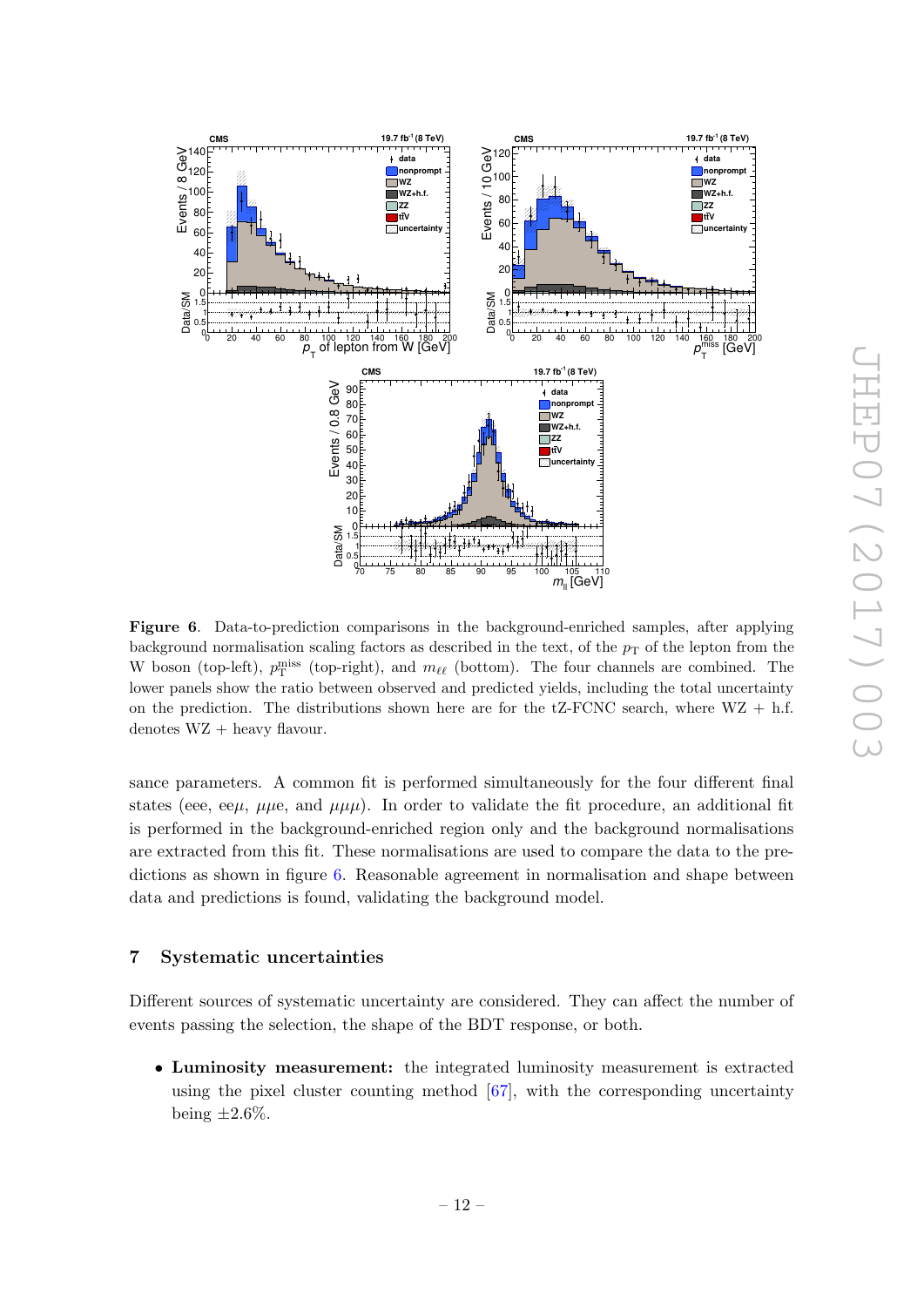**Figure 6**. Data-to-prediction comparisons in the background-enriched samples, after applying background normalisation scaling factors as described in the text, of the $p_T$ of the lepton from the W boson (top-left), $p_T^{\text{miss}}$ (top-right), and $m_{\ell\ell}$ (bottom). The four channels are combined. The lower panels show the ratio between observed and predicted yields, including the total uncertainty on the prediction. The distributions shown here are for the tZ-FCNC search, where WZ + h.f. denotes WZ + heavy flavour.

sance parameters. A common fit is performed simultaneously for the four different final states (eee, ee$\mu$, $\mu\mu$e, and $\mu\mu\mu$). In order to validate the fit procedure, an additional fit is performed in the background-enriched region only and the background normalisations are extracted from this fit. These normalisations are used to compare the data to the predictions as shown in figure 6. Reasonable agreement in normalisation and shape between data and predictions is found, validating the background model.

## 7 Systematic uncertainties

Different sources of systematic uncertainty are considered. They can affect the number of events passing the selection, the shape of the BDT response, or both.

- **Luminosity measurement:** the integrated luminosity measurement is extracted using the pixel cluster counting method [67], with the corresponding uncertainty being $\pm 2.6\%$.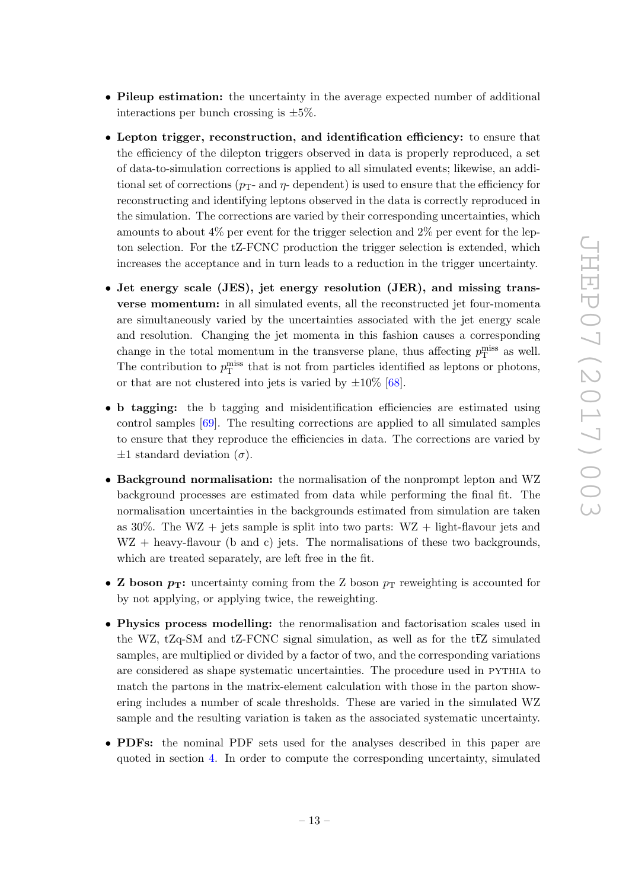- **Pileup estimation:** the uncertainty in the average expected number of additional interactions per bunch crossing is ±5%.

- **Lepton trigger, reconstruction, and identification efficiency:** to ensure that the efficiency of the dilepton triggers observed in data is properly reproduced, a set of data-to-simulation corrections is applied to all simulated events; likewise, an additional set of corrections ($p_{\mathrm{T}}$- and $\eta$- dependent) is used to ensure that the efficiency for reconstructing and identifying leptons observed in the data is correctly reproduced in the simulation. The corrections are varied by their corresponding uncertainties, which amounts to about 4% per event for the trigger selection and 2% per event for the lepton selection. For the tZ-FCNC production the trigger selection is extended, which increases the acceptance and in turn leads to a reduction in the trigger uncertainty.

- **Jet energy scale (JES), jet energy resolution (JER), and missing transverse momentum:** in all simulated events, all the reconstructed jet four-momenta are simultaneously varied by the uncertainties associated with the jet energy scale and resolution. Changing the jet momenta in this fashion causes a corresponding change in the total momentum in the transverse plane, thus affecting $p_{\mathrm{T}}^{\mathrm{miss}}$ as well. The contribution to $p_{\mathrm{T}}^{\mathrm{miss}}$ that is not from particles identified as leptons or photons, or that are not clustered into jets is varied by ±10% [68].

- **b tagging:** the b tagging and misidentification efficiencies are estimated using control samples [69]. The resulting corrections are applied to all simulated samples to ensure that they reproduce the efficiencies in data. The corrections are varied by ±1 standard deviation ($\sigma$).

- **Background normalisation:** the normalisation of the nonprompt lepton and WZ background processes are estimated from data while performing the final fit. The normalisation uncertainties in the backgrounds estimated from simulation are taken as 30%. The WZ + jets sample is split into two parts: WZ + light-flavour jets and WZ + heavy-flavour (b and c) jets. The normalisations of these two backgrounds, which are treated separately, are left free in the fit.

- **Z boson $p_{\mathrm{T}}$:** uncertainty coming from the Z boson $p_{\mathrm{T}}$ reweighting is accounted for by not applying, or applying twice, the reweighting.

- **Physics process modelling:** the renormalisation and factorisation scales used in the WZ, tZq-SM and tZ-FCNC signal simulation, as well as for the $\mathrm{t\bar{t}Z}$ simulated samples, are multiplied or divided by a factor of two, and the corresponding variations are considered as shape systematic uncertainties. The procedure used in PYTHIA to match the partons in the matrix-element calculation with those in the parton showering includes a number of scale thresholds. These are varied in the simulated WZ sample and the resulting variation is taken as the associated systematic uncertainty.

- **PDFs:** the nominal PDF sets used for the analyses described in this paper are quoted in section 4. In order to compute the corresponding uncertainty, simulated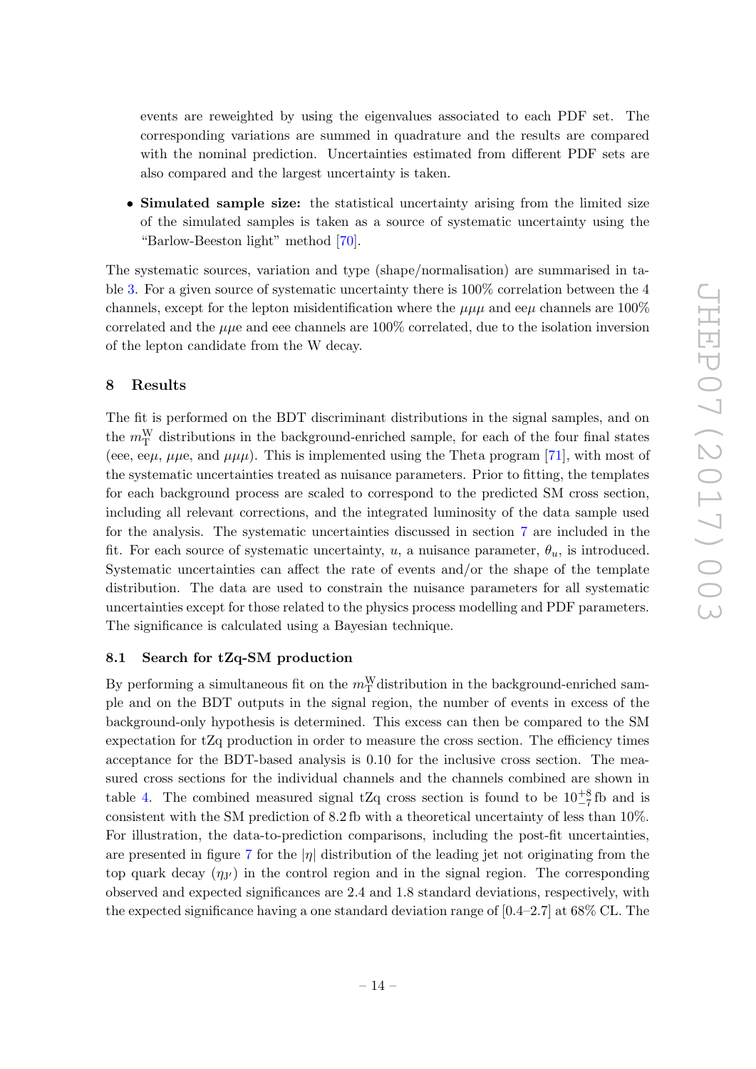events are reweighted by using the eigenvalues associated to each PDF set. The corresponding variations are summed in quadrature and the results are compared with the nominal prediction. Uncertainties estimated from different PDF sets are also compared and the largest uncertainty is taken.

- **Simulated sample size:** the statistical uncertainty arising from the limited size of the simulated samples is taken as a source of systematic uncertainty using the "Barlow-Beeston light" method [70].

The systematic sources, variation and type (shape/normalisation) are summarised in table 3. For a given source of systematic uncertainty there is 100% correlation between the 4 channels, except for the lepton misidentification where the $\mu\mu\mu$ and e$e\mu$ channels are 100% correlated and the $\mu\mu$e and eee channels are 100% correlated, due to the isolation inversion of the lepton candidate from the W decay.

## 8 Results

The fit is performed on the BDT discriminant distributions in the signal samples, and on the $m_{\mathrm{T}}^{\mathrm{W}}$ distributions in the background-enriched sample, for each of the four final states (eee, ee$\mu$, $\mu\mu$e, and $\mu\mu\mu$). This is implemented using the Theta program [71], with most of the systematic uncertainties treated as nuisance parameters. Prior to fitting, the templates for each background process are scaled to correspond to the predicted SM cross section, including all relevant corrections, and the integrated luminosity of the data sample used for the analysis. The systematic uncertainties discussed in section 7 are included in the fit. For each source of systematic uncertainty, $u$, a nuisance parameter, $\theta_u$, is introduced. Systematic uncertainties can affect the rate of events and/or the shape of the template distribution. The data are used to constrain the nuisance parameters for all systematic uncertainties except for those related to the physics process modelling and PDF parameters. The significance is calculated using a Bayesian technique.

### 8.1 Search for tZq-SM production

By performing a simultaneous fit on the $m_{\mathrm{T}}^{\mathrm{W}}$distribution in the background-enriched sample and on the BDT outputs in the signal region, the number of events in excess of the background-only hypothesis is determined. This excess can then be compared to the SM expectation for tZq production in order to measure the cross section. The efficiency times acceptance for the BDT-based analysis is 0.10 for the inclusive cross section. The measured cross sections for the individual channels and the channels combined are shown in table 4. The combined measured signal tZq cross section is found to be $10^{+8}_{-7}$ fb and is consistent with the SM prediction of 8.2 fb with a theoretical uncertainty of less than 10%. For illustration, the data-to-prediction comparisons, including the post-fit uncertainties, are presented in figure 7 for the $|\eta|$ distribution of the leading jet not originating from the top quark decay ($\eta_{J'}$) in the control region and in the signal region. The corresponding observed and expected significances are 2.4 and 1.8 standard deviations, respectively, with the expected significance having a one standard deviation range of [0.4–2.7] at 68% CL. The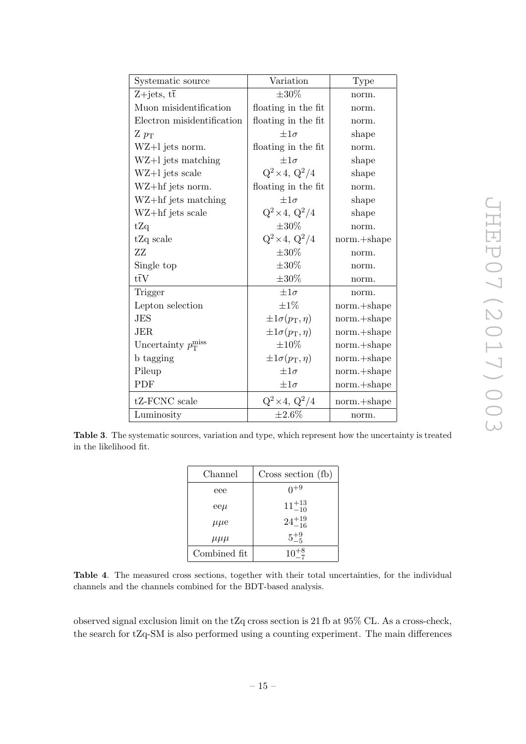| Systematic source | Variation | Type |
|---|---|---|
| Z+jets, $\mathrm{t\bar{t}}$ | $\pm 30\%$ | norm. |
| Muon misidentification | floating in the fit | norm. |
| Electron misidentification | floating in the fit | norm. |
| Z $p_{\mathrm{T}}$ | $\pm 1\sigma$ | shape |
| WZ+l jets norm. | floating in the fit | norm. |
| WZ+l jets matching | $\pm 1\sigma$ | shape |
| WZ+l jets scale | $\mathrm{Q}^2 \times 4$, $\mathrm{Q}^2/4$ | shape |
| WZ+hf jets norm. | floating in the fit | norm. |
| WZ+hf jets matching | $\pm 1\sigma$ | shape |
| WZ+hf jets scale | $\mathrm{Q}^2 \times 4$, $\mathrm{Q}^2/4$ | shape |
| tZq | $\pm 30\%$ | norm. |
| tZq scale | $\mathrm{Q}^2 \times 4$, $\mathrm{Q}^2/4$ | norm.+shape |
| ZZ | $\pm 30\%$ | norm. |
| Single top | $\pm 30\%$ | norm. |
| $\mathrm{t\bar{t}V}$ | $\pm 30\%$ | norm. |
| Trigger | $\pm 1\sigma$ | norm. |
| Lepton selection | $\pm 1\%$ | norm.+shape |
| JES | $\pm 1\sigma(p_{\mathrm{T}}, \eta)$ | norm.+shape |
| JER | $\pm 1\sigma(p_{\mathrm{T}}, \eta)$ | norm.+shape |
| Uncertainty $p_{\mathrm{T}}^{\mathrm{miss}}$ | $\pm 10\%$ | norm.+shape |
| b tagging | $\pm 1\sigma(p_{\mathrm{T}}, \eta)$ | norm.+shape |
| Pileup | $\pm 1\sigma$ | norm.+shape |
| PDF | $\pm 1\sigma$ | norm.+shape |
| tZ-FCNC scale | $\mathrm{Q}^2 \times 4$, $\mathrm{Q}^2/4$ | norm.+shape |
| Luminosity | $\pm 2.6\%$ | norm. |

**Table 3**. The systematic sources, variation and type, which represent how the uncertainty is treated in the likelihood fit.

| Channel | Cross section (fb) |
|---|---|
| eee | $0^{+9}$ |
| ee$\mu$ | $11^{+13}_{-10}$ |
| $\mu\mu$e | $24^{+19}_{-16}$ |
| $\mu\mu\mu$ | $5^{+9}_{-5}$ |
| Combined fit | $10^{+8}_{-7}$ |

**Table 4**. The measured cross sections, together with their total uncertainties, for the individual channels and the channels combined for the BDT-based analysis.

observed signal exclusion limit on the tZq cross section is 21 fb at 95% CL. As a cross-check, the search for tZq-SM is also performed using a counting experiment. The main differences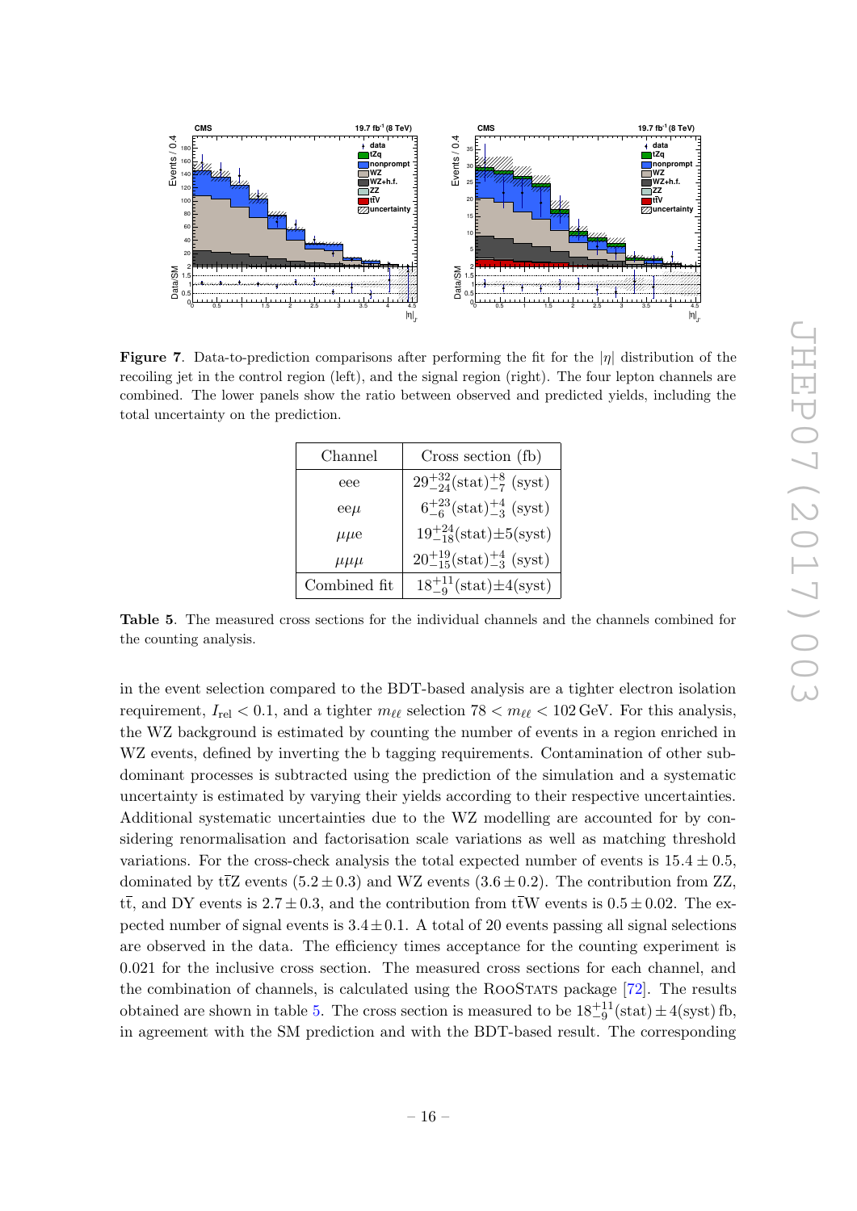**Figure 7**. Data-to-prediction comparisons after performing the fit for the $|\eta|$ distribution of the recoiling jet in the control region (left), and the signal region (right). The four lepton channels are combined. The lower panels show the ratio between observed and predicted yields, including the total uncertainty on the prediction.

| Channel | Cross section (fb) |
|---|---|
| eee | $29^{+32}_{-24}(\text{stat})^{+8}_{-7}$ (syst) |
| $\text{e}\mu$ | $6^{+23}_{-6}(\text{stat})^{+4}_{-3}$ (syst) |
| $\mu\mu\text{e}$ | $19^{+24}_{-18}(\text{stat})\pm5(\text{syst})$ |
| $\mu\mu\mu$ | $20^{+19}_{-15}(\text{stat})^{+4}_{-3}$ (syst) |
| Combined fit | $18^{+11}_{-9}(\text{stat})\pm4(\text{syst})$ |

**Table 5**. The measured cross sections for the individual channels and the channels combined for the counting analysis.

in the event selection compared to the BDT-based analysis are a tighter electron isolation requirement, $I_{\text{rel}} < 0.1$, and a tighter $m_{\ell\ell}$ selection $78 < m_{\ell\ell} < 102\,\text{GeV}$. For this analysis, the WZ background is estimated by counting the number of events in a region enriched in WZ events, defined by inverting the b tagging requirements. Contamination of other subdominant processes is subtracted using the prediction of the simulation and a systematic uncertainty is estimated by varying their yields according to their respective uncertainties. Additional systematic uncertainties due to the WZ modelling are accounted for by considering renormalisation and factorisation scale variations as well as matching threshold variations. For the cross-check analysis the total expected number of events is $15.4 \pm 0.5$, dominated by $\text{t}\bar{\text{t}}\text{Z}$ events ($5.2 \pm 0.3$) and WZ events ($3.6 \pm 0.2$). The contribution from ZZ, $\text{t}\bar{\text{t}}$, and DY events is $2.7 \pm 0.3$, and the contribution from $\text{t}\bar{\text{t}}\text{W}$ events is $0.5 \pm 0.02$. The expected number of signal events is $3.4 \pm 0.1$. A total of 20 events passing all signal selections are observed in the data. The efficiency times acceptance for the counting experiment is 0.021 for the inclusive cross section. The measured cross sections for each channel, and the combination of channels, is calculated using the RooStats package [72]. The results obtained are shown in table 5. The cross section is measured to be $18^{+11}_{-9}(\text{stat}) \pm 4(\text{syst})\,\text{fb}$, in agreement with the SM prediction and with the BDT-based result. The corresponding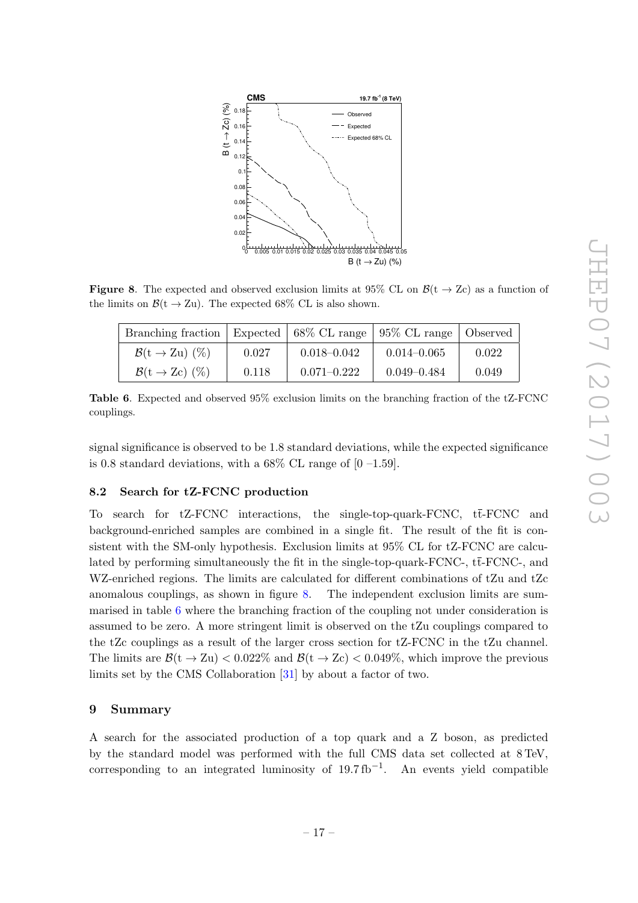**Figure 8**. The expected and observed exclusion limits at 95% CL on $\mathcal{B}(\mathrm{t} \rightarrow \mathrm{Zc})$ as a function of the limits on $\mathcal{B}(\mathrm{t} \rightarrow \mathrm{Zu})$. The expected 68% CL is also shown.

| Branching fraction | Expected | 68% CL range | 95% CL range | Observed |
|---|---|---|---|---|
| $\mathcal{B}(\mathrm{t} \rightarrow \mathrm{Zu})$ (%) | 0.027 | 0.018–0.042 | 0.014–0.065 | 0.022 |
| $\mathcal{B}(\mathrm{t} \rightarrow \mathrm{Zc})$ (%) | 0.118 | 0.071–0.222 | 0.049–0.484 | 0.049 |

**Table 6**. Expected and observed 95% exclusion limits on the branching fraction of the tZ-FCNC couplings.

signal significance is observed to be 1.8 standard deviations, while the expected significance is 0.8 standard deviations, with a 68% CL range of [0 –1.59].

### 8.2 Search for tZ-FCNC production

To search for tZ-FCNC interactions, the single-top-quark-FCNC, $\mathrm{t\bar{t}}$-FCNC and background-enriched samples are combined in a single fit. The result of the fit is consistent with the SM-only hypothesis. Exclusion limits at 95% CL for tZ-FCNC are calculated by performing simultaneously the fit in the single-top-quark-FCNC-, $\mathrm{t\bar{t}}$-FCNC-, and WZ-enriched regions. The limits are calculated for different combinations of tZu and tZc anomalous couplings, as shown in figure 8. The independent exclusion limits are summarised in table 6 where the branching fraction of the coupling not under consideration is assumed to be zero. A more stringent limit is observed on the tZu couplings compared to the tZc couplings as a result of the larger cross section for tZ-FCNC in the tZu channel. The limits are $\mathcal{B}(\mathrm{t} \rightarrow \mathrm{Zu}) < 0.022\%$ and $\mathcal{B}(\mathrm{t} \rightarrow \mathrm{Zc}) < 0.049\%$, which improve the previous limits set by the CMS Collaboration [31] by about a factor of two.

## 9 Summary

A search for the associated production of a top quark and a Z boson, as predicted by the standard model was performed with the full CMS data set collected at 8 TeV, corresponding to an integrated luminosity of $19.7\,\mathrm{fb}^{-1}$. An events yield compatible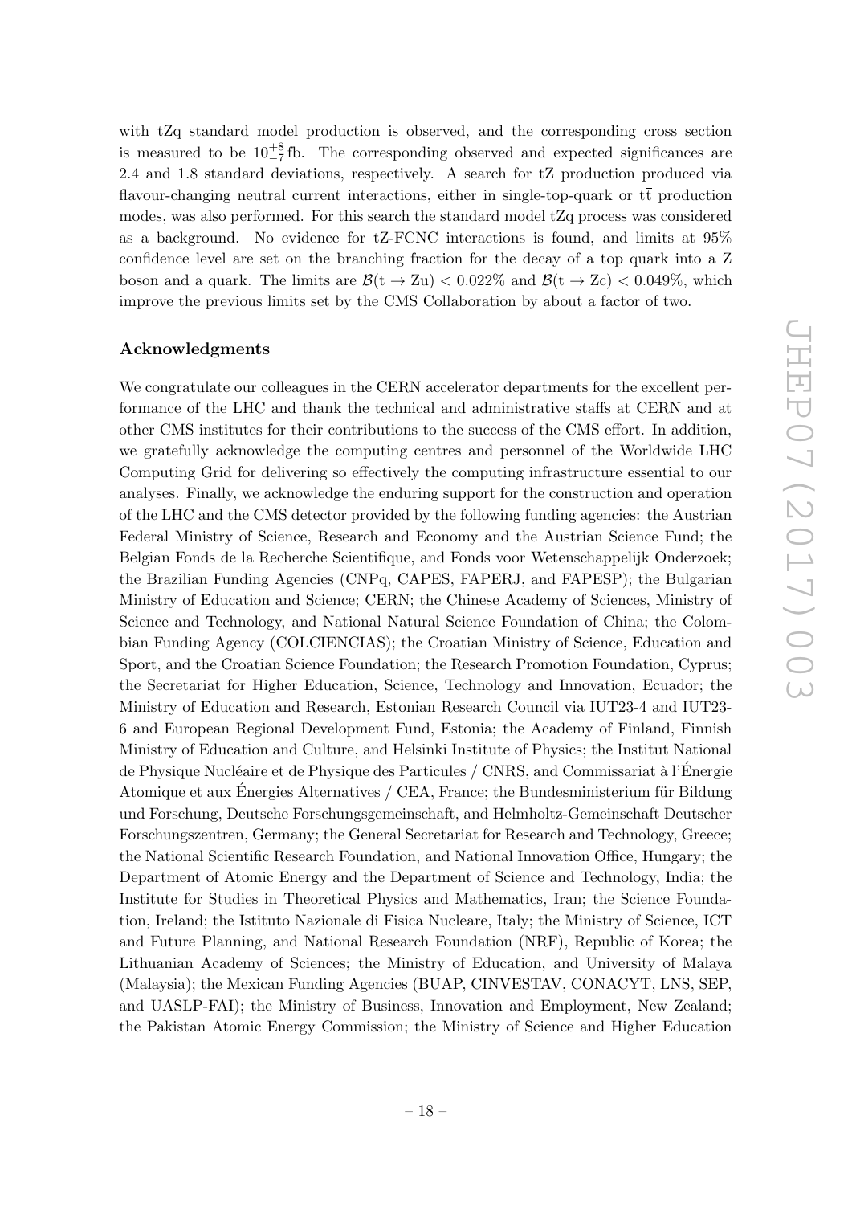with tZq standard model production is observed, and the corresponding cross section is measured to be $10^{+8}_{-7}$ fb. The corresponding observed and expected significances are 2.4 and 1.8 standard deviations, respectively. A search for tZ production produced via flavour-changing neutral current interactions, either in single-top-quark or $\mathrm{t\bar{t}}$ production modes, was also performed. For this search the standard model tZq process was considered as a background. No evidence for tZ-FCNC interactions is found, and limits at 95% confidence level are set on the branching fraction for the decay of a top quark into a Z boson and a quark. The limits are $\mathcal{B}(\mathrm{t} \to \mathrm{Zu}) < 0.022\%$ and $\mathcal{B}(\mathrm{t} \to \mathrm{Zc}) < 0.049\%$, which improve the previous limits set by the CMS Collaboration by about a factor of two.

## Acknowledgments

We congratulate our colleagues in the CERN accelerator departments for the excellent performance of the LHC and thank the technical and administrative staffs at CERN and at other CMS institutes for their contributions to the success of the CMS effort. In addition, we gratefully acknowledge the computing centres and personnel of the Worldwide LHC Computing Grid for delivering so effectively the computing infrastructure essential to our analyses. Finally, we acknowledge the enduring support for the construction and operation of the LHC and the CMS detector provided by the following funding agencies: the Austrian Federal Ministry of Science, Research and Economy and the Austrian Science Fund; the Belgian Fonds de la Recherche Scientifique, and Fonds voor Wetenschappelijk Onderzoek; the Brazilian Funding Agencies (CNPq, CAPES, FAPERJ, and FAPESP); the Bulgarian Ministry of Education and Science; CERN; the Chinese Academy of Sciences, Ministry of Science and Technology, and National Natural Science Foundation of China; the Colombian Funding Agency (COLCIENCIAS); the Croatian Ministry of Science, Education and Sport, and the Croatian Science Foundation; the Research Promotion Foundation, Cyprus; the Secretariat for Higher Education, Science, Technology and Innovation, Ecuador; the Ministry of Education and Research, Estonian Research Council via IUT23-4 and IUT23-6 and European Regional Development Fund, Estonia; the Academy of Finland, Finnish Ministry of Education and Culture, and Helsinki Institute of Physics; the Institut National de Physique Nucléaire et de Physique des Particules / CNRS, and Commissariat à l'Énergie Atomique et aux Énergies Alternatives / CEA, France; the Bundesministerium für Bildung und Forschung, Deutsche Forschungsgemeinschaft, and Helmholtz-Gemeinschaft Deutscher Forschungszentren, Germany; the General Secretariat for Research and Technology, Greece; the National Scientific Research Foundation, and National Innovation Office, Hungary; the Department of Atomic Energy and the Department of Science and Technology, India; the Institute for Studies in Theoretical Physics and Mathematics, Iran; the Science Foundation, Ireland; the Istituto Nazionale di Fisica Nucleare, Italy; the Ministry of Science, ICT and Future Planning, and National Research Foundation (NRF), Republic of Korea; the Lithuanian Academy of Sciences; the Ministry of Education, and University of Malaya (Malaysia); the Mexican Funding Agencies (BUAP, CINVESTAV, CONACYT, LNS, SEP, and UASLP-FAI); the Ministry of Business, Innovation and Employment, New Zealand; the Pakistan Atomic Energy Commission; the Ministry of Science and Higher Education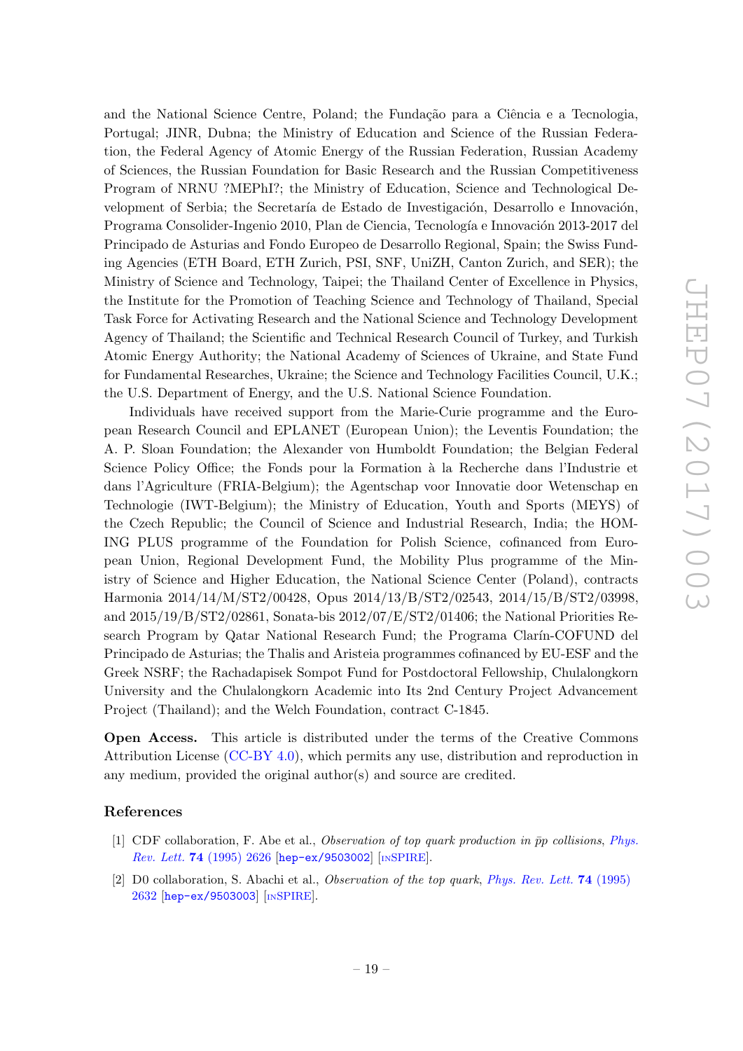and the National Science Centre, Poland; the Fundação para a Ciência e a Tecnologia, Portugal; JINR, Dubna; the Ministry of Education and Science of the Russian Federation, the Federal Agency of Atomic Energy of the Russian Federation, Russian Academy of Sciences, the Russian Foundation for Basic Research and the Russian Competitiveness Program of NRNU ?MEPhI?; the Ministry of Education, Science and Technological Development of Serbia; the Secretaría de Estado de Investigación, Desarrollo e Innovación, Programa Consolider-Ingenio 2010, Plan de Ciencia, Tecnología e Innovación 2013-2017 del Principado de Asturias and Fondo Europeo de Desarrollo Regional, Spain; the Swiss Funding Agencies (ETH Board, ETH Zurich, PSI, SNF, UniZH, Canton Zurich, and SER); the Ministry of Science and Technology, Taipei; the Thailand Center of Excellence in Physics, the Institute for the Promotion of Teaching Science and Technology of Thailand, Special Task Force for Activating Research and the National Science and Technology Development Agency of Thailand; the Scientific and Technical Research Council of Turkey, and Turkish Atomic Energy Authority; the National Academy of Sciences of Ukraine, and State Fund for Fundamental Researches, Ukraine; the Science and Technology Facilities Council, U.K.; the U.S. Department of Energy, and the U.S. National Science Foundation.

Individuals have received support from the Marie-Curie programme and the European Research Council and EPLANET (European Union); the Leventis Foundation; the A. P. Sloan Foundation; the Alexander von Humboldt Foundation; the Belgian Federal Science Policy Office; the Fonds pour la Formation à la Recherche dans l'Industrie et dans l'Agriculture (FRIA-Belgium); the Agentschap voor Innovatie door Wetenschap en Technologie (IWT-Belgium); the Ministry of Education, Youth and Sports (MEYS) of the Czech Republic; the Council of Science and Industrial Research, India; the HOMING PLUS programme of the Foundation for Polish Science, cofinanced from European Union, Regional Development Fund, the Mobility Plus programme of the Ministry of Science and Higher Education, the National Science Center (Poland), contracts Harmonia 2014/14/M/ST2/00428, Opus 2014/13/B/ST2/02543, 2014/15/B/ST2/03998, and 2015/19/B/ST2/02861, Sonata-bis 2012/07/E/ST2/01406; the National Priorities Research Program by Qatar National Research Fund; the Programa Clarín-COFUND del Principado de Asturias; the Thalis and Aristeia programmes cofinanced by EU-ESF and the Greek NSRF; the Rachadapisek Sompot Fund for Postdoctoral Fellowship, Chulalongkorn University and the Chulalongkorn Academic into Its 2nd Century Project Advancement Project (Thailand); and the Welch Foundation, contract C-1845.

**Open Access.** This article is distributed under the terms of the Creative Commons Attribution License (CC-BY 4.0), which permits any use, distribution and reproduction in any medium, provided the original author(s) and source are credited.

## References

[1] CDF collaboration, F. Abe et al., *Observation of top quark production in $\bar{p}p$ collisions*, *Phys. Rev. Lett.* **74** (1995) 2626 [hep-ex/9503002] [INSPIRE].

[2] D0 collaboration, S. Abachi et al., *Observation of the top quark*, *Phys. Rev. Lett.* **74** (1995) 2632 [hep-ex/9503003] [INSPIRE].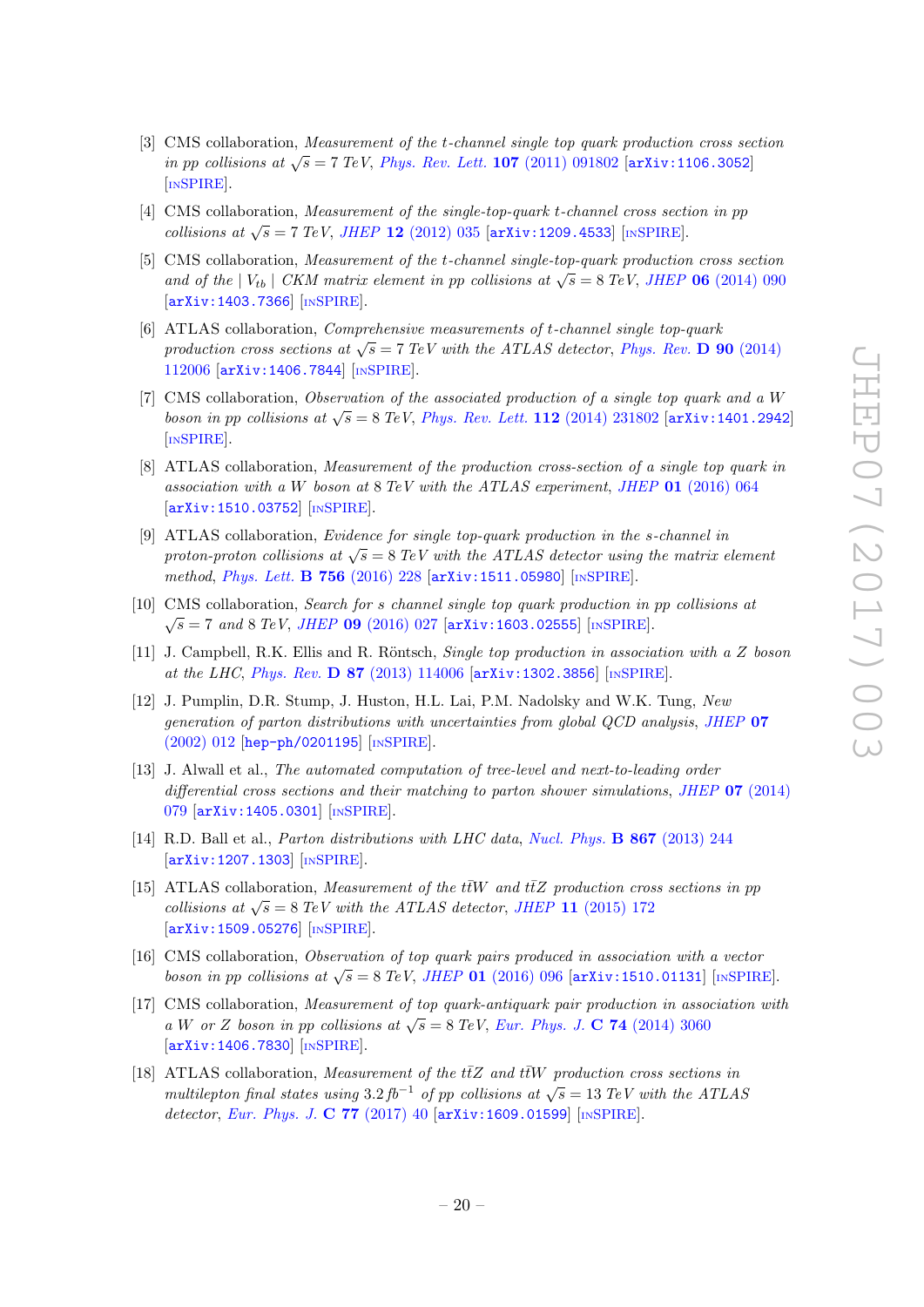[3] CMS collaboration, *Measurement of the t-channel single top quark production cross section in pp collisions at* $\sqrt{s} = 7$ *TeV*, Phys. Rev. Lett. **107** (2011) 091802 [arXiv:1106.3052] [INSPIRE].

[4] CMS collaboration, *Measurement of the single-top-quark t-channel cross section in pp collisions at* $\sqrt{s} = 7$ *TeV*, JHEP **12** (2012) 035 [arXiv:1209.4533] [INSPIRE].

[5] CMS collaboration, *Measurement of the t-channel single-top-quark production cross section and of the* $|V_{tb}|$ *CKM matrix element in pp collisions at* $\sqrt{s} = 8$ *TeV*, JHEP **06** (2014) 090 [arXiv:1403.7366] [INSPIRE].

[6] ATLAS collaboration, *Comprehensive measurements of t-channel single top-quark production cross sections at* $\sqrt{s} = 7$ *TeV with the ATLAS detector*, Phys. Rev. **D 90** (2014) 112006 [arXiv:1406.7844] [INSPIRE].

[7] CMS collaboration, *Observation of the associated production of a single top quark and a W boson in pp collisions at* $\sqrt{s} = 8$ *TeV*, Phys. Rev. Lett. **112** (2014) 231802 [arXiv:1401.2942] [INSPIRE].

[8] ATLAS collaboration, *Measurement of the production cross-section of a single top quark in association with a W boson at 8 TeV with the ATLAS experiment*, JHEP **01** (2016) 064 [arXiv:1510.03752] [INSPIRE].

[9] ATLAS collaboration, *Evidence for single top-quark production in the s-channel in proton-proton collisions at* $\sqrt{s} = 8$ *TeV with the ATLAS detector using the matrix element method*, Phys. Lett. **B 756** (2016) 228 [arXiv:1511.05980] [INSPIRE].

[10] CMS collaboration, *Search for s channel single top quark production in pp collisions at* $\sqrt{s} = 7$ *and 8 TeV*, JHEP **09** (2016) 027 [arXiv:1603.02555] [INSPIRE].

[11] J. Campbell, R.K. Ellis and R. Röntsch, *Single top production in association with a Z boson at the LHC*, Phys. Rev. **D 87** (2013) 114006 [arXiv:1302.3856] [INSPIRE].

[12] J. Pumplin, D.R. Stump, J. Huston, H.L. Lai, P.M. Nadolsky and W.K. Tung, *New generation of parton distributions with uncertainties from global QCD analysis*, JHEP **07** (2002) 012 [hep-ph/0201195] [INSPIRE].

[13] J. Alwall et al., *The automated computation of tree-level and next-to-leading order differential cross sections and their matching to parton shower simulations*, JHEP **07** (2014) 079 [arXiv:1405.0301] [INSPIRE].

[14] R.D. Ball et al., *Parton distributions with LHC data*, Nucl. Phys. **B 867** (2013) 244 [arXiv:1207.1303] [INSPIRE].

[15] ATLAS collaboration, *Measurement of the* $t\bar{t}W$ *and* $t\bar{t}Z$ *production cross sections in pp collisions at* $\sqrt{s} = 8$ *TeV with the ATLAS detector*, JHEP **11** (2015) 172 [arXiv:1509.05276] [INSPIRE].

[16] CMS collaboration, *Observation of top quark pairs produced in association with a vector boson in pp collisions at* $\sqrt{s} = 8$ *TeV*, JHEP **01** (2016) 096 [arXiv:1510.01131] [INSPIRE].

[17] CMS collaboration, *Measurement of top quark-antiquark pair production in association with a W or Z boson in pp collisions at* $\sqrt{s} = 8$ *TeV*, Eur. Phys. J. **C 74** (2014) 3060 [arXiv:1406.7830] [INSPIRE].

[18] ATLAS collaboration, *Measurement of the* $t\bar{t}Z$ *and* $t\bar{t}W$ *production cross sections in multilepton final states using* $3.2\,fb^{-1}$ *of pp collisions at* $\sqrt{s} = 13$ *TeV with the ATLAS detector*, Eur. Phys. J. **C 77** (2017) 40 [arXiv:1609.01599] [INSPIRE].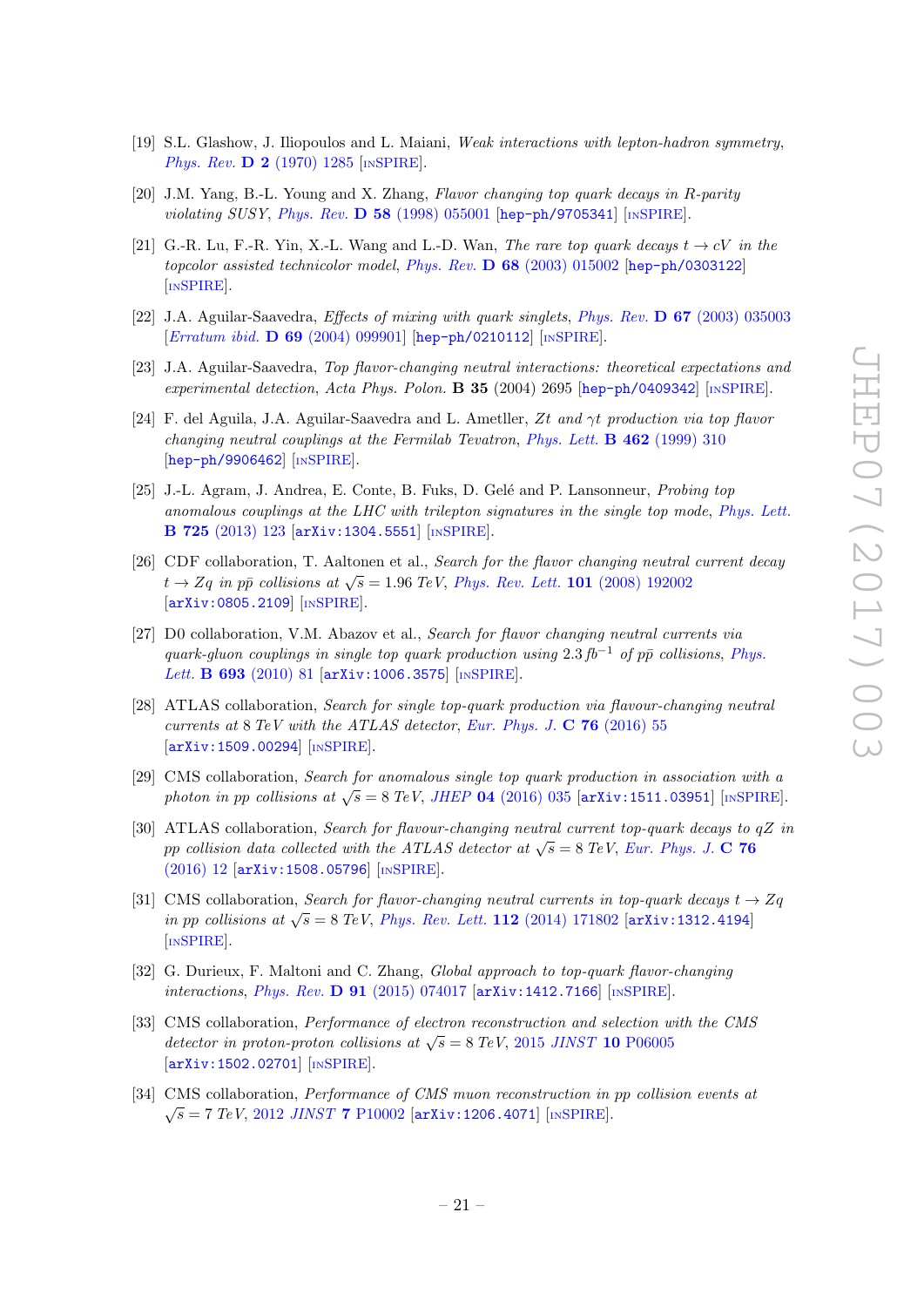[19] S.L. Glashow, J. Iliopoulos and L. Maiani, *Weak interactions with lepton-hadron symmetry*, *Phys. Rev.* **D 2** (1970) 1285 [INSPIRE].

[20] J.M. Yang, B.-L. Young and X. Zhang, *Flavor changing top quark decays in R-parity violating SUSY*, *Phys. Rev.* **D 58** (1998) 055001 [hep-ph/9705341] [INSPIRE].

[21] G.-R. Lu, F.-R. Yin, X.-L. Wang and L.-D. Wan, *The rare top quark decays $t \to cV$ in the topcolor assisted technicolor model*, *Phys. Rev.* **D 68** (2003) 015002 [hep-ph/0303122] [INSPIRE].

[22] J.A. Aguilar-Saavedra, *Effects of mixing with quark singlets*, *Phys. Rev.* **D 67** (2003) 035003 [*Erratum ibid.* **D 69** (2004) 099901] [hep-ph/0210112] [INSPIRE].

[23] J.A. Aguilar-Saavedra, *Top flavor-changing neutral interactions: theoretical expectations and experimental detection*, *Acta Phys. Polon.* **B 35** (2004) 2695 [hep-ph/0409342] [INSPIRE].

[24] F. del Aguila, J.A. Aguilar-Saavedra and L. Ametller, *Zt and $\gamma t$ production via top flavor changing neutral couplings at the Fermilab Tevatron*, *Phys. Lett.* **B 462** (1999) 310 [hep-ph/9906462] [INSPIRE].

[25] J.-L. Agram, J. Andrea, E. Conte, B. Fuks, D. Gelé and P. Lansonneur, *Probing top anomalous couplings at the LHC with trilepton signatures in the single top mode*, *Phys. Lett.* **B 725** (2013) 123 [arXiv:1304.5551] [INSPIRE].

[26] CDF collaboration, T. Aaltonen et al., *Search for the flavor changing neutral current decay $t \to Zq$ in $p\bar{p}$ collisions at $\sqrt{s} = 1.96$ TeV*, *Phys. Rev. Lett.* **101** (2008) 192002 [arXiv:0805.2109] [INSPIRE].

[27] D0 collaboration, V.M. Abazov et al., *Search for flavor changing neutral currents via quark-gluon couplings in single top quark production using $2.3\,fb^{-1}$ of $p\bar{p}$ collisions*, *Phys. Lett.* **B 693** (2010) 81 [arXiv:1006.3575] [INSPIRE].

[28] ATLAS collaboration, *Search for single top-quark production via flavour-changing neutral currents at 8 TeV with the ATLAS detector*, *Eur. Phys. J.* **C 76** (2016) 55 [arXiv:1509.00294] [INSPIRE].

[29] CMS collaboration, *Search for anomalous single top quark production in association with a photon in pp collisions at $\sqrt{s} = 8$ TeV*, *JHEP* **04** (2016) 035 [arXiv:1511.03951] [INSPIRE].

[30] ATLAS collaboration, *Search for flavour-changing neutral current top-quark decays to qZ in pp collision data collected with the ATLAS detector at $\sqrt{s} = 8$ TeV*, *Eur. Phys. J.* **C 76** (2016) 12 [arXiv:1508.05796] [INSPIRE].

[31] CMS collaboration, *Search for flavor-changing neutral currents in top-quark decays $t \to Zq$ in pp collisions at $\sqrt{s} = 8$ TeV*, *Phys. Rev. Lett.* **112** (2014) 171802 [arXiv:1312.4194] [INSPIRE].

[32] G. Durieux, F. Maltoni and C. Zhang, *Global approach to top-quark flavor-changing interactions*, *Phys. Rev.* **D 91** (2015) 074017 [arXiv:1412.7166] [INSPIRE].

[33] CMS collaboration, *Performance of electron reconstruction and selection with the CMS detector in proton-proton collisions at $\sqrt{s} = 8$ TeV*, 2015 *JINST* **10** P06005 [arXiv:1502.02701] [INSPIRE].

[34] CMS collaboration, *Performance of CMS muon reconstruction in pp collision events at $\sqrt{s} = 7$ TeV*, 2012 *JINST* **7** P10002 [arXiv:1206.4071] [INSPIRE].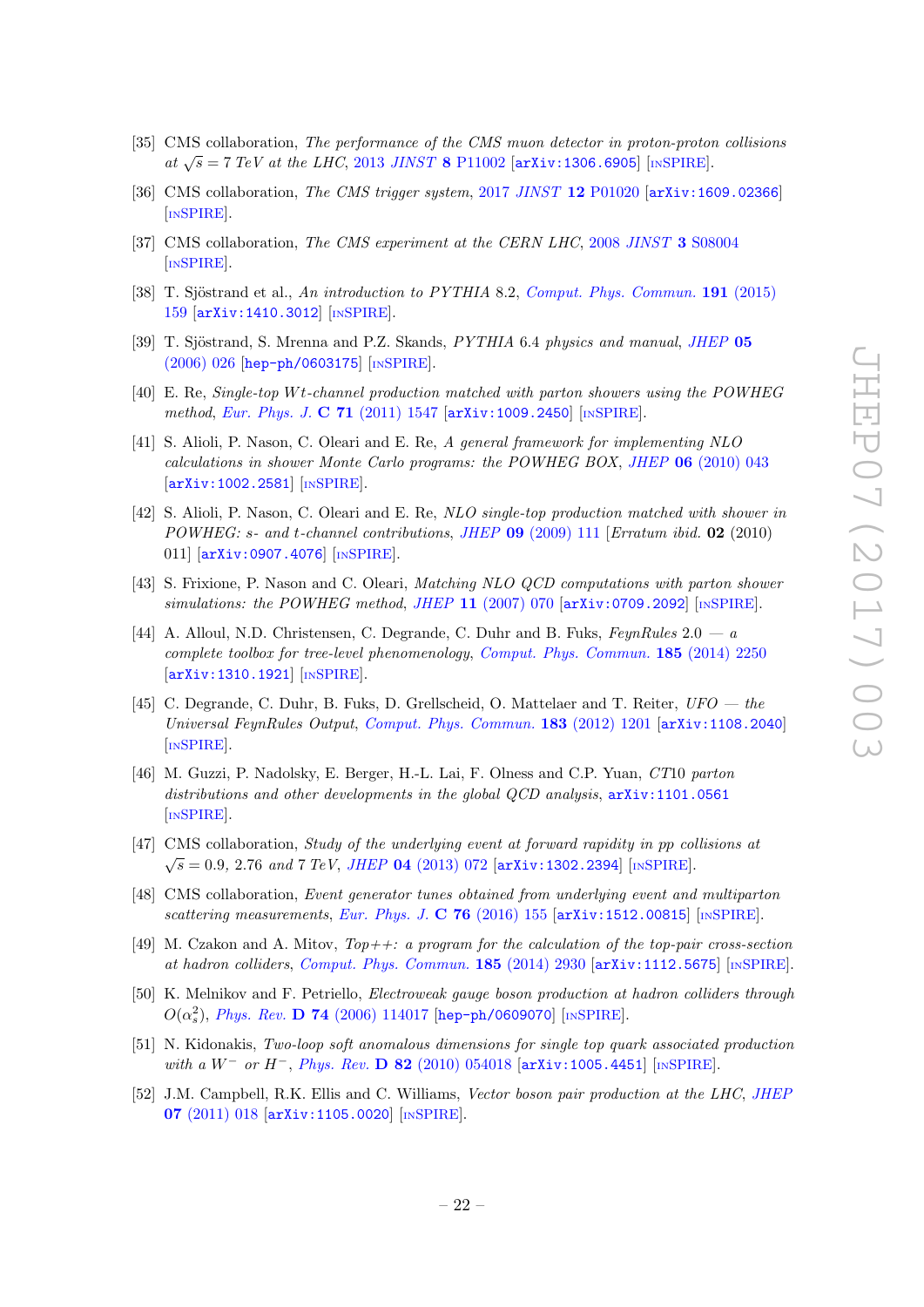[35] CMS collaboration, *The performance of the CMS muon detector in proton-proton collisions at $\sqrt{s} = 7$ TeV at the LHC*, 2013 *JINST* **8** P11002 [arXiv:1306.6905] [INSPIRE].

[36] CMS collaboration, *The CMS trigger system*, 2017 *JINST* **12** P01020 [arXiv:1609.02366] [INSPIRE].

[37] CMS collaboration, *The CMS experiment at the CERN LHC*, 2008 *JINST* **3** S08004 [INSPIRE].

[38] T. Sjöstrand et al., *An introduction to PYTHIA* 8.2, *Comput. Phys. Commun.* **191** (2015) 159 [arXiv:1410.3012] [INSPIRE].

[39] T. Sjöstrand, S. Mrenna and P.Z. Skands, *PYTHIA* 6.4 *physics and manual*, *JHEP* **05** (2006) 026 [hep-ph/0603175] [INSPIRE].

[40] E. Re, *Single-top Wt-channel production matched with parton showers using the POWHEG method*, *Eur. Phys. J.* **C 71** (2011) 1547 [arXiv:1009.2450] [INSPIRE].

[41] S. Alioli, P. Nason, C. Oleari and E. Re, *A general framework for implementing NLO calculations in shower Monte Carlo programs: the POWHEG BOX*, *JHEP* **06** (2010) 043 [arXiv:1002.2581] [INSPIRE].

[42] S. Alioli, P. Nason, C. Oleari and E. Re, *NLO single-top production matched with shower in POWHEG: s- and t-channel contributions*, *JHEP* **09** (2009) 111 [*Erratum ibid.* **02** (2010) 011] [arXiv:0907.4076] [INSPIRE].

[43] S. Frixione, P. Nason and C. Oleari, *Matching NLO QCD computations with parton shower simulations: the POWHEG method*, *JHEP* **11** (2007) 070 [arXiv:0709.2092] [INSPIRE].

[44] A. Alloul, N.D. Christensen, C. Degrande, C. Duhr and B. Fuks, *FeynRules* 2.0 *— a complete toolbox for tree-level phenomenology*, *Comput. Phys. Commun.* **185** (2014) 2250 [arXiv:1310.1921] [INSPIRE].

[45] C. Degrande, C. Duhr, B. Fuks, D. Grellscheid, O. Mattelaer and T. Reiter, *UFO — the Universal FeynRules Output*, *Comput. Phys. Commun.* **183** (2012) 1201 [arXiv:1108.2040] [INSPIRE].

[46] M. Guzzi, P. Nadolsky, E. Berger, H.-L. Lai, F. Olness and C.P. Yuan, *CT10 parton distributions and other developments in the global QCD analysis*, arXiv:1101.0561 [INSPIRE].

[47] CMS collaboration, *Study of the underlying event at forward rapidity in pp collisions at $\sqrt{s} = 0.9$, 2.76 and 7 TeV*, *JHEP* **04** (2013) 072 [arXiv:1302.2394] [INSPIRE].

[48] CMS collaboration, *Event generator tunes obtained from underlying event and multiparton scattering measurements*, *Eur. Phys. J.* **C 76** (2016) 155 [arXiv:1512.00815] [INSPIRE].

[49] M. Czakon and A. Mitov, *Top++: a program for the calculation of the top-pair cross-section at hadron colliders*, *Comput. Phys. Commun.* **185** (2014) 2930 [arXiv:1112.5675] [INSPIRE].

[50] K. Melnikov and F. Petriello, *Electroweak gauge boson production at hadron colliders through $O(\alpha_s^2)$*, *Phys. Rev.* **D 74** (2006) 114017 [hep-ph/0609070] [INSPIRE].

[51] N. Kidonakis, *Two-loop soft anomalous dimensions for single top quark associated production with a $W^-$ or $H^-$*, *Phys. Rev.* **D 82** (2010) 054018 [arXiv:1005.4451] [INSPIRE].

[52] J.M. Campbell, R.K. Ellis and C. Williams, *Vector boson pair production at the LHC*, *JHEP* **07** (2011) 018 [arXiv:1105.0020] [INSPIRE].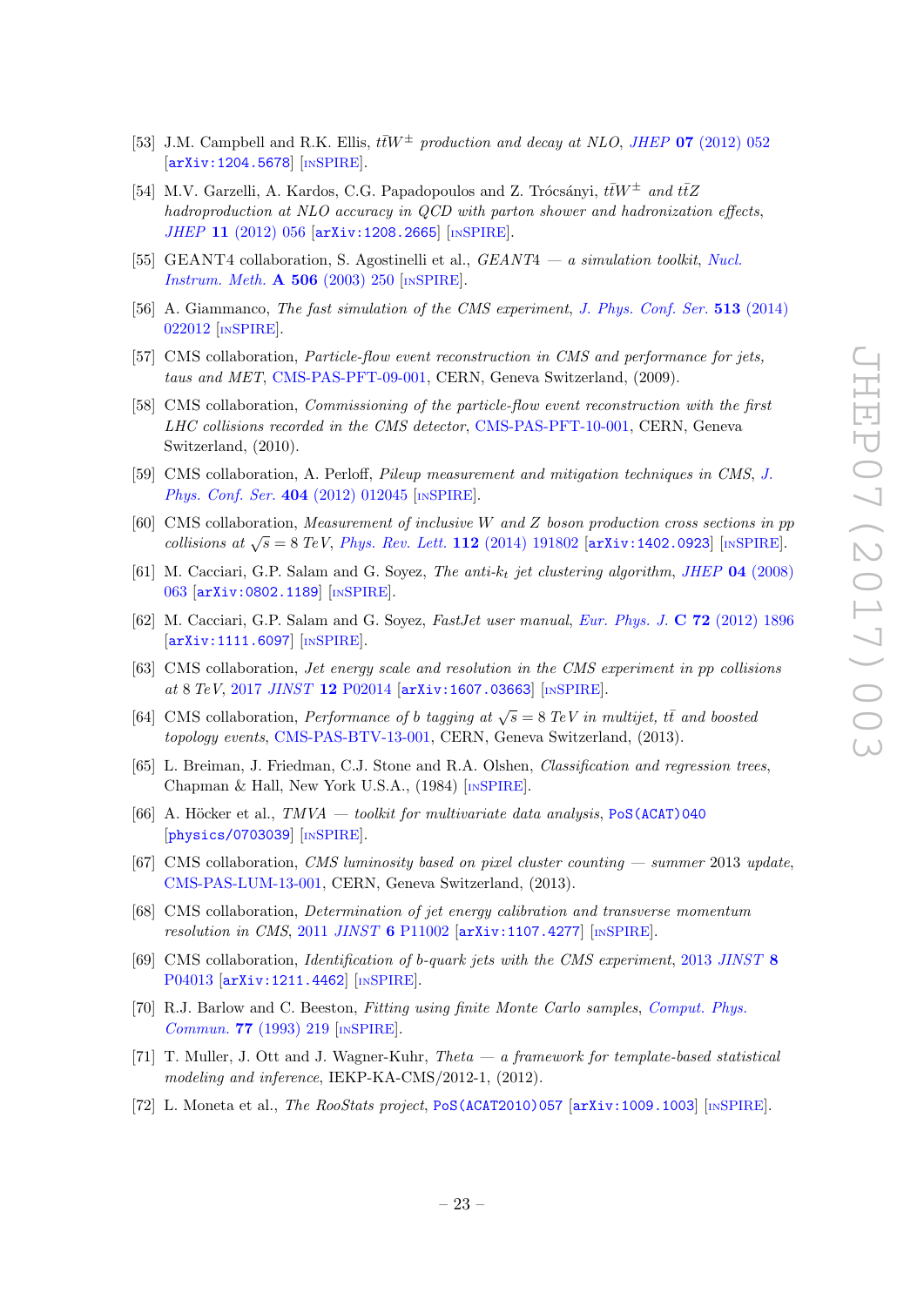[53] J.M. Campbell and R.K. Ellis, *$t\bar{t}W^{\pm}$ production and decay at NLO*, *JHEP* **07** (2012) 052 [arXiv:1204.5678] [INSPIRE].

[54] M.V. Garzelli, A. Kardos, C.G. Papadopoulos and Z. Trócsányi, *$t\bar{t}W^{\pm}$ and $t\bar{t}Z$ hadroproduction at NLO accuracy in QCD with parton shower and hadronization effects*, *JHEP* **11** (2012) 056 [arXiv:1208.2665] [INSPIRE].

[55] GEANT4 collaboration, S. Agostinelli et al., *GEANT4 — a simulation toolkit*, *Nucl. Instrum. Meth.* **A 506** (2003) 250 [INSPIRE].

[56] A. Giammanco, *The fast simulation of the CMS experiment*, *J. Phys. Conf. Ser.* **513** (2014) 022012 [INSPIRE].

[57] CMS collaboration, *Particle-flow event reconstruction in CMS and performance for jets, taus and MET*, CMS-PAS-PFT-09-001, CERN, Geneva Switzerland, (2009).

[58] CMS collaboration, *Commissioning of the particle-flow event reconstruction with the first LHC collisions recorded in the CMS detector*, CMS-PAS-PFT-10-001, CERN, Geneva Switzerland, (2010).

[59] CMS collaboration, A. Perloff, *Pileup measurement and mitigation techniques in CMS*, *J. Phys. Conf. Ser.* **404** (2012) 012045 [INSPIRE].

[60] CMS collaboration, *Measurement of inclusive W and Z boson production cross sections in pp collisions at $\sqrt{s} = 8$ TeV*, *Phys. Rev. Lett.* **112** (2014) 191802 [arXiv:1402.0923] [INSPIRE].

[61] M. Cacciari, G.P. Salam and G. Soyez, *The anti-$k_t$ jet clustering algorithm*, *JHEP* **04** (2008) 063 [arXiv:0802.1189] [INSPIRE].

[62] M. Cacciari, G.P. Salam and G. Soyez, *FastJet user manual*, *Eur. Phys. J.* **C 72** (2012) 1896 [arXiv:1111.6097] [INSPIRE].

[63] CMS collaboration, *Jet energy scale and resolution in the CMS experiment in pp collisions at 8 TeV*, 2017 *JINST* **12** P02014 [arXiv:1607.03663] [INSPIRE].

[64] CMS collaboration, *Performance of b tagging at $\sqrt{s} = 8$ TeV in multijet, $t\bar{t}$ and boosted topology events*, CMS-PAS-BTV-13-001, CERN, Geneva Switzerland, (2013).

[65] L. Breiman, J. Friedman, C.J. Stone and R.A. Olshen, *Classification and regression trees*, Chapman & Hall, New York U.S.A., (1984) [INSPIRE].

[66] A. Höcker et al., *TMVA — toolkit for multivariate data analysis*, PoS(ACAT)040 [physics/0703039] [INSPIRE].

[67] CMS collaboration, *CMS luminosity based on pixel cluster counting — summer 2013 update*, CMS-PAS-LUM-13-001, CERN, Geneva Switzerland, (2013).

[68] CMS collaboration, *Determination of jet energy calibration and transverse momentum resolution in CMS*, 2011 *JINST* **6** P11002 [arXiv:1107.4277] [INSPIRE].

[69] CMS collaboration, *Identification of b-quark jets with the CMS experiment*, 2013 *JINST* **8** P04013 [arXiv:1211.4462] [INSPIRE].

[70] R.J. Barlow and C. Beeston, *Fitting using finite Monte Carlo samples*, *Comput. Phys. Commun.* **77** (1993) 219 [INSPIRE].

[71] T. Muller, J. Ott and J. Wagner-Kuhr, *Theta — a framework for template-based statistical modeling and inference*, IEKP-KA-CMS/2012-1, (2012).

[72] L. Moneta et al., *The RooStats project*, PoS(ACAT2010)057 [arXiv:1009.1003] [INSPIRE].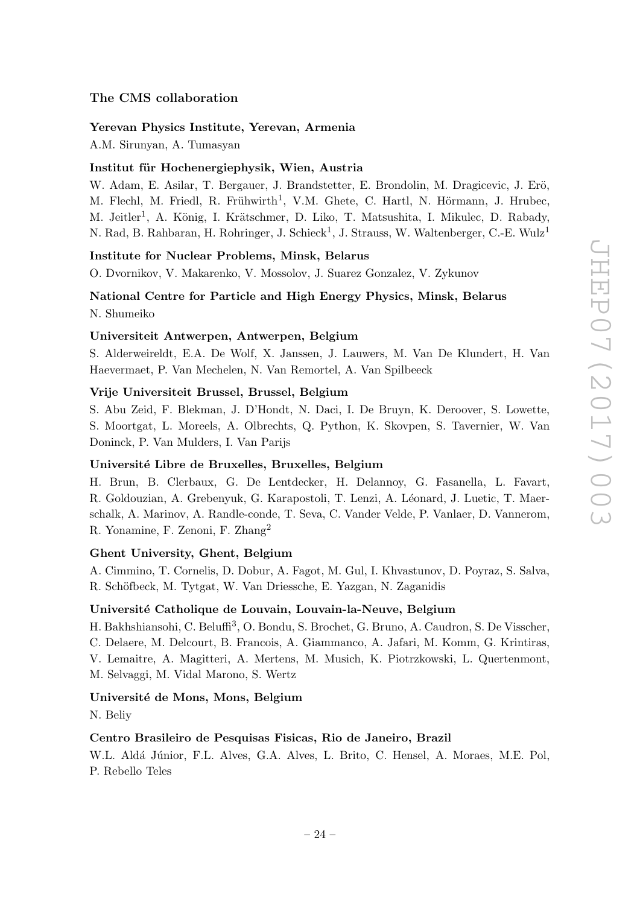## The CMS collaboration

### Yerevan Physics Institute, Yerevan, Armenia

A.M. Sirunyan, A. Tumasyan

### Institut für Hochenergiephysik, Wien, Austria

W. Adam, E. Asilar, T. Bergauer, J. Brandstetter, E. Brondolin, M. Dragicevic, J. Erö, M. Flechl, M. Friedl, R. Frühwirth[1], V.M. Ghete, C. Hartl, N. Hörmann, J. Hrubec, M. Jeitler[1], A. König, I. Krätschmer, D. Liko, T. Matsushita, I. Mikulec, D. Rabady, N. Rad, B. Rahbaran, H. Rohringer, J. Schieck[1], J. Strauss, W. Waltenberger, C.-E. Wulz[1]

### Institute for Nuclear Problems, Minsk, Belarus

O. Dvornikov, V. Makarenko, V. Mossolov, J. Suarez Gonzalez, V. Zykunov

### National Centre for Particle and High Energy Physics, Minsk, Belarus

N. Shumeiko

### Universiteit Antwerpen, Antwerpen, Belgium

S. Alderweireldt, E.A. De Wolf, X. Janssen, J. Lauwers, M. Van De Klundert, H. Van Haevermaet, P. Van Mechelen, N. Van Remortel, A. Van Spilbeeck

### Vrije Universiteit Brussel, Brussel, Belgium

S. Abu Zeid, F. Blekman, J. D'Hondt, N. Daci, I. De Bruyn, K. Deroover, S. Lowette, S. Moortgat, L. Moreels, A. Olbrechts, Q. Python, K. Skovpen, S. Tavernier, W. Van Doninck, P. Van Mulders, I. Van Parijs

### Université Libre de Bruxelles, Bruxelles, Belgium

H. Brun, B. Clerbaux, G. De Lentdecker, H. Delannoy, G. Fasanella, L. Favart, R. Goldouzian, A. Grebenyuk, G. Karapostoli, T. Lenzi, A. Léonard, J. Luetic, T. Maerschalk, A. Marinov, A. Randle-conde, T. Seva, C. Vander Velde, P. Vanlaer, D. Vannerom, R. Yonamine, F. Zenoni, F. Zhang[2]

### Ghent University, Ghent, Belgium

A. Cimmino, T. Cornelis, D. Dobur, A. Fagot, M. Gul, I. Khvastunov, D. Poyraz, S. Salva, R. Schöfbeck, M. Tytgat, W. Van Driessche, E. Yazgan, N. Zaganidis

### Université Catholique de Louvain, Louvain-la-Neuve, Belgium

H. Bakhshiansohi, C. Beluffi[3], O. Bondu, S. Brochet, G. Bruno, A. Caudron, S. De Visscher, C. Delaere, M. Delcourt, B. Francois, A. Giammanco, A. Jafari, M. Komm, G. Krintiras, V. Lemaitre, A. Magitteri, A. Mertens, M. Musich, K. Piotrzkowski, L. Quertenmont, M. Selvaggi, M. Vidal Marono, S. Wertz

### Université de Mons, Mons, Belgium

N. Beliy

### Centro Brasileiro de Pesquisas Fisicas, Rio de Janeiro, Brazil

W.L. Aldá Júnior, F.L. Alves, G.A. Alves, L. Brito, C. Hensel, A. Moraes, M.E. Pol, P. Rebello Teles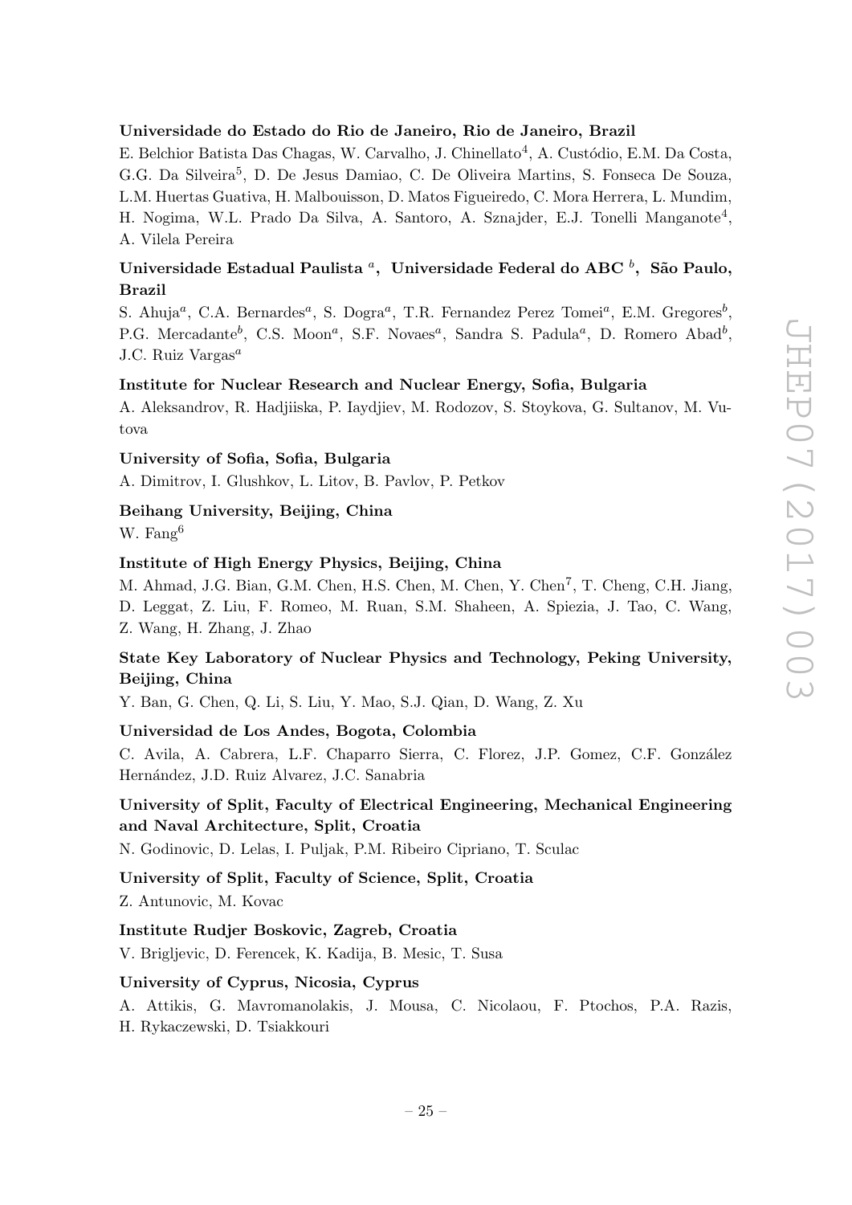**Universidade do Estado do Rio de Janeiro, Rio de Janeiro, Brazil**

E. Belchior Batista Das Chagas, W. Carvalho, J. Chinellato[4], A. Custódio, E.M. Da Costa, G.G. Da Silveira[5], D. De Jesus Damiao, C. De Oliveira Martins, S. Fonseca De Souza, L.M. Huertas Guativa, H. Malbouisson, D. Matos Figueiredo, C. Mora Herrera, L. Mundim, H. Nogima, W.L. Prado Da Silva, A. Santoro, A. Sznajder, E.J. Tonelli Manganote[4], A. Vilela Pereira

**Universidade Estadual Paulista [a], Universidade Federal do ABC [b], São Paulo, Brazil**

S. Ahuja[a], C.A. Bernardes[a], S. Dogra[a], T.R. Fernandez Perez Tomei[a], E.M. Gregores[b], P.G. Mercadante[b], C.S. Moon[a], S.F. Novaes[a], Sandra S. Padula[a], D. Romero Abad[b], J.C. Ruiz Vargas[a]

**Institute for Nuclear Research and Nuclear Energy, Sofia, Bulgaria**

A. Aleksandrov, R. Hadjiiska, P. Iaydjiev, M. Rodozov, S. Stoykova, G. Sultanov, M. Vutova

**University of Sofia, Sofia, Bulgaria**

A. Dimitrov, I. Glushkov, L. Litov, B. Pavlov, P. Petkov

**Beihang University, Beijing, China**

W. Fang[6]

**Institute of High Energy Physics, Beijing, China**

M. Ahmad, J.G. Bian, G.M. Chen, H.S. Chen, M. Chen, Y. Chen[7], T. Cheng, C.H. Jiang, D. Leggat, Z. Liu, F. Romeo, M. Ruan, S.M. Shaheen, A. Spiezia, J. Tao, C. Wang, Z. Wang, H. Zhang, J. Zhao

**State Key Laboratory of Nuclear Physics and Technology, Peking University, Beijing, China**

Y. Ban, G. Chen, Q. Li, S. Liu, Y. Mao, S.J. Qian, D. Wang, Z. Xu

**Universidad de Los Andes, Bogota, Colombia**

C. Avila, A. Cabrera, L.F. Chaparro Sierra, C. Florez, J.P. Gomez, C.F. González Hernández, J.D. Ruiz Alvarez, J.C. Sanabria

**University of Split, Faculty of Electrical Engineering, Mechanical Engineering and Naval Architecture, Split, Croatia**

N. Godinovic, D. Lelas, I. Puljak, P.M. Ribeiro Cipriano, T. Sculac

**University of Split, Faculty of Science, Split, Croatia**

Z. Antunovic, M. Kovac

**Institute Rudjer Boskovic, Zagreb, Croatia**

V. Brigljevic, D. Ferencek, K. Kadija, B. Mesic, T. Susa

**University of Cyprus, Nicosia, Cyprus**

A. Attikis, G. Mavromanolakis, J. Mousa, C. Nicolaou, F. Ptochos, P.A. Razis, H. Rykaczewski, D. Tsiakkouri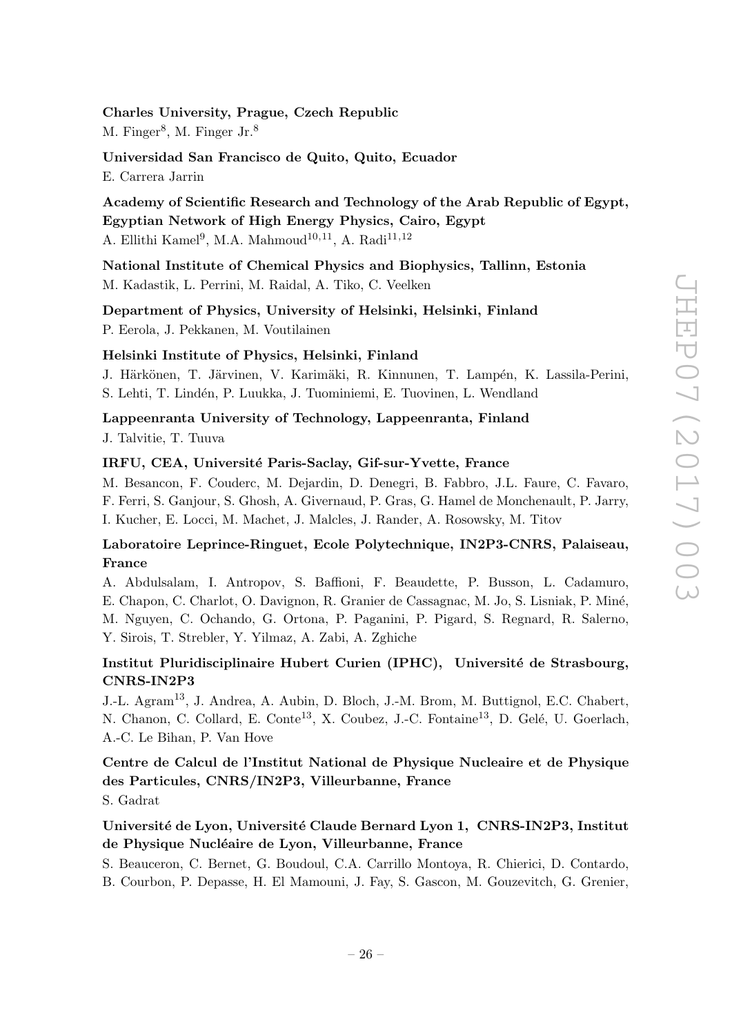**Charles University, Prague, Czech Republic**
M. Finger[8], M. Finger Jr.[8]

**Universidad San Francisco de Quito, Quito, Ecuador**
E. Carrera Jarrin

**Academy of Scientific Research and Technology of the Arab Republic of Egypt, Egyptian Network of High Energy Physics, Cairo, Egypt**
A. Ellithi Kamel[9], M.A. Mahmoud[10,11], A. Radi[11,12]

**National Institute of Chemical Physics and Biophysics, Tallinn, Estonia**
M. Kadastik, L. Perrini, M. Raidal, A. Tiko, C. Veelken

**Department of Physics, University of Helsinki, Helsinki, Finland**
P. Eerola, J. Pekkanen, M. Voutilainen

**Helsinki Institute of Physics, Helsinki, Finland**
J. Härkönen, T. Järvinen, V. Karimäki, R. Kinnunen, T. Lampén, K. Lassila-Perini, S. Lehti, T. Lindén, P. Luukka, J. Tuominiemi, E. Tuovinen, L. Wendland

**Lappeenranta University of Technology, Lappeenranta, Finland**
J. Talvitie, T. Tuuva

**IRFU, CEA, Université Paris-Saclay, Gif-sur-Yvette, France**
M. Besancon, F. Couderc, M. Dejardin, D. Denegri, B. Fabbro, J.L. Faure, C. Favaro, F. Ferri, S. Ganjour, S. Ghosh, A. Givernaud, P. Gras, G. Hamel de Monchenault, P. Jarry, I. Kucher, E. Locci, M. Machet, J. Malcles, J. Rander, A. Rosowsky, M. Titov

**Laboratoire Leprince-Ringuet, Ecole Polytechnique, IN2P3-CNRS, Palaiseau, France**
A. Abdulsalam, I. Antropov, S. Baffioni, F. Beaudette, P. Busson, L. Cadamuro, E. Chapon, C. Charlot, O. Davignon, R. Granier de Cassagnac, M. Jo, S. Lisniak, P. Miné, M. Nguyen, C. Ochando, G. Ortona, P. Paganini, P. Pigard, S. Regnard, R. Salerno, Y. Sirois, T. Strebler, Y. Yilmaz, A. Zabi, A. Zghiche

**Institut Pluridisciplinaire Hubert Curien (IPHC), Université de Strasbourg, CNRS-IN2P3**
J.-L. Agram[13], J. Andrea, A. Aubin, D. Bloch, J.-M. Brom, M. Buttignol, E.C. Chabert, N. Chanon, C. Collard, E. Conte[13], X. Coubez, J.-C. Fontaine[13], D. Gelé, U. Goerlach, A.-C. Le Bihan, P. Van Hove

**Centre de Calcul de l'Institut National de Physique Nucleaire et de Physique des Particules, CNRS/IN2P3, Villeurbanne, France**
S. Gadrat

**Université de Lyon, Université Claude Bernard Lyon 1, CNRS-IN2P3, Institut de Physique Nucléaire de Lyon, Villeurbanne, France**
S. Beauceron, C. Bernet, G. Boudoul, C.A. Carrillo Montoya, R. Chierici, D. Contardo, B. Courbon, P. Depasse, H. El Mamouni, J. Fay, S. Gascon, M. Gouzevitch, G. Grenier,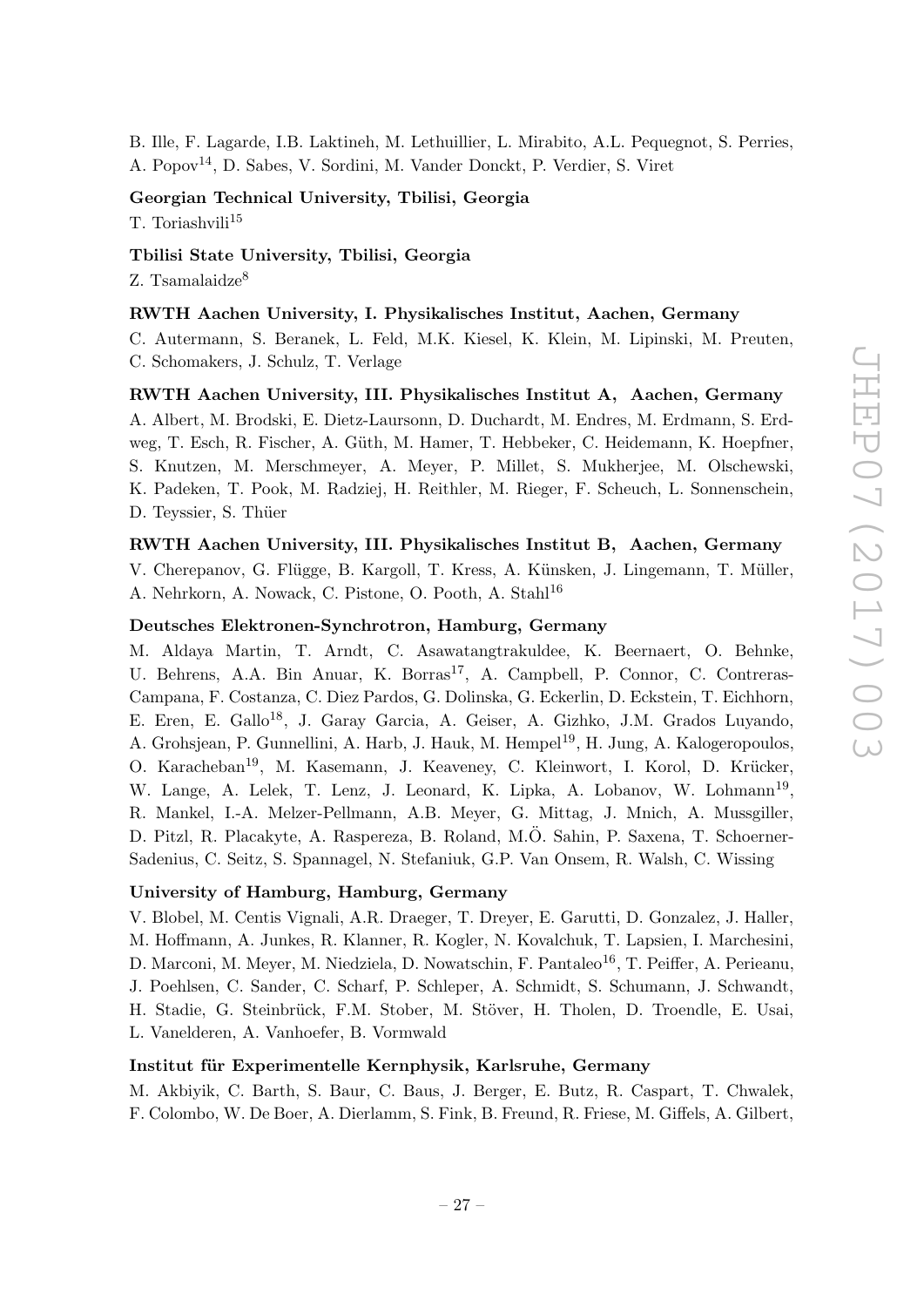B. Ille, F. Lagarde, I.B. Laktineh, M. Lethuillier, L. Mirabito, A.L. Pequegnot, S. Perries, A. Popov[14], D. Sabes, V. Sordini, M. Vander Donckt, P. Verdier, S. Viret

**Georgian Technical University, Tbilisi, Georgia**

T. Toriashvili[15]

**Tbilisi State University, Tbilisi, Georgia**

Z. Tsamalaidze[8]

**RWTH Aachen University, I. Physikalisches Institut, Aachen, Germany**

C. Autermann, S. Beranek, L. Feld, M.K. Kiesel, K. Klein, M. Lipinski, M. Preuten, C. Schomakers, J. Schulz, T. Verlage

**RWTH Aachen University, III. Physikalisches Institut A, Aachen, Germany**

A. Albert, M. Brodski, E. Dietz-Laursonn, D. Duchardt, M. Endres, M. Erdmann, S. Erdweg, T. Esch, R. Fischer, A. Güth, M. Hamer, T. Hebbeker, C. Heidemann, K. Hoepfner, S. Knutzen, M. Merschmeyer, A. Meyer, P. Millet, S. Mukherjee, M. Olschewski, K. Padeken, T. Pook, M. Radziej, H. Reithler, M. Rieger, F. Scheuch, L. Sonnenschein, D. Teyssier, S. Thüer

**RWTH Aachen University, III. Physikalisches Institut B, Aachen, Germany**

V. Cherepanov, G. Flügge, B. Kargoll, T. Kress, A. Künsken, J. Lingemann, T. Müller, A. Nehrkorn, A. Nowack, C. Pistone, O. Pooth, A. Stahl[16]

**Deutsches Elektronen-Synchrotron, Hamburg, Germany**

M. Aldaya Martin, T. Arndt, C. Asawatangtrakuldee, K. Beernaert, O. Behnke, U. Behrens, A.A. Bin Anuar, K. Borras[17], A. Campbell, P. Connor, C. Contreras-Campana, F. Costanza, C. Diez Pardos, G. Dolinska, G. Eckerlin, D. Eckstein, T. Eichhorn, E. Eren, E. Gallo[18], J. Garay Garcia, A. Geiser, A. Gizhko, J.M. Grados Luyando, A. Grohsjean, P. Gunnellini, A. Harb, J. Hauk, M. Hempel[19], H. Jung, A. Kalogeropoulos, O. Karacheban[19], M. Kasemann, J. Keaveney, C. Kleinwort, I. Korol, D. Krücker, W. Lange, A. Lelek, T. Lenz, J. Leonard, K. Lipka, A. Lobanov, W. Lohmann[19], R. Mankel, I.-A. Melzer-Pellmann, A.B. Meyer, G. Mittag, J. Mnich, A. Mussgiller, D. Pitzl, R. Placakyte, A. Raspereza, B. Roland, M.Ö. Sahin, P. Saxena, T. Schoerner-Sadenius, C. Seitz, S. Spannagel, N. Stefaniuk, G.P. Van Onsem, R. Walsh, C. Wissing

**University of Hamburg, Hamburg, Germany**

V. Blobel, M. Centis Vignali, A.R. Draeger, T. Dreyer, E. Garutti, D. Gonzalez, J. Haller, M. Hoffmann, A. Junkes, R. Klanner, R. Kogler, N. Kovalchuk, T. Lapsien, I. Marchesini, D. Marconi, M. Meyer, M. Niedziela, D. Nowatschin, F. Pantaleo[16], T. Peiffer, A. Perieanu, J. Poehlsen, C. Sander, C. Scharf, P. Schleper, A. Schmidt, S. Schumann, J. Schwandt, H. Stadie, G. Steinbrück, F.M. Stober, M. Stöver, H. Tholen, D. Troendle, E. Usai, L. Vanelderen, A. Vanhoefer, B. Vormwald

**Institut für Experimentelle Kernphysik, Karlsruhe, Germany**

M. Akbiyik, C. Barth, S. Baur, C. Baus, J. Berger, E. Butz, R. Caspart, T. Chwalek, F. Colombo, W. De Boer, A. Dierlamm, S. Fink, B. Freund, R. Friese, M. Giffels, A. Gilbert,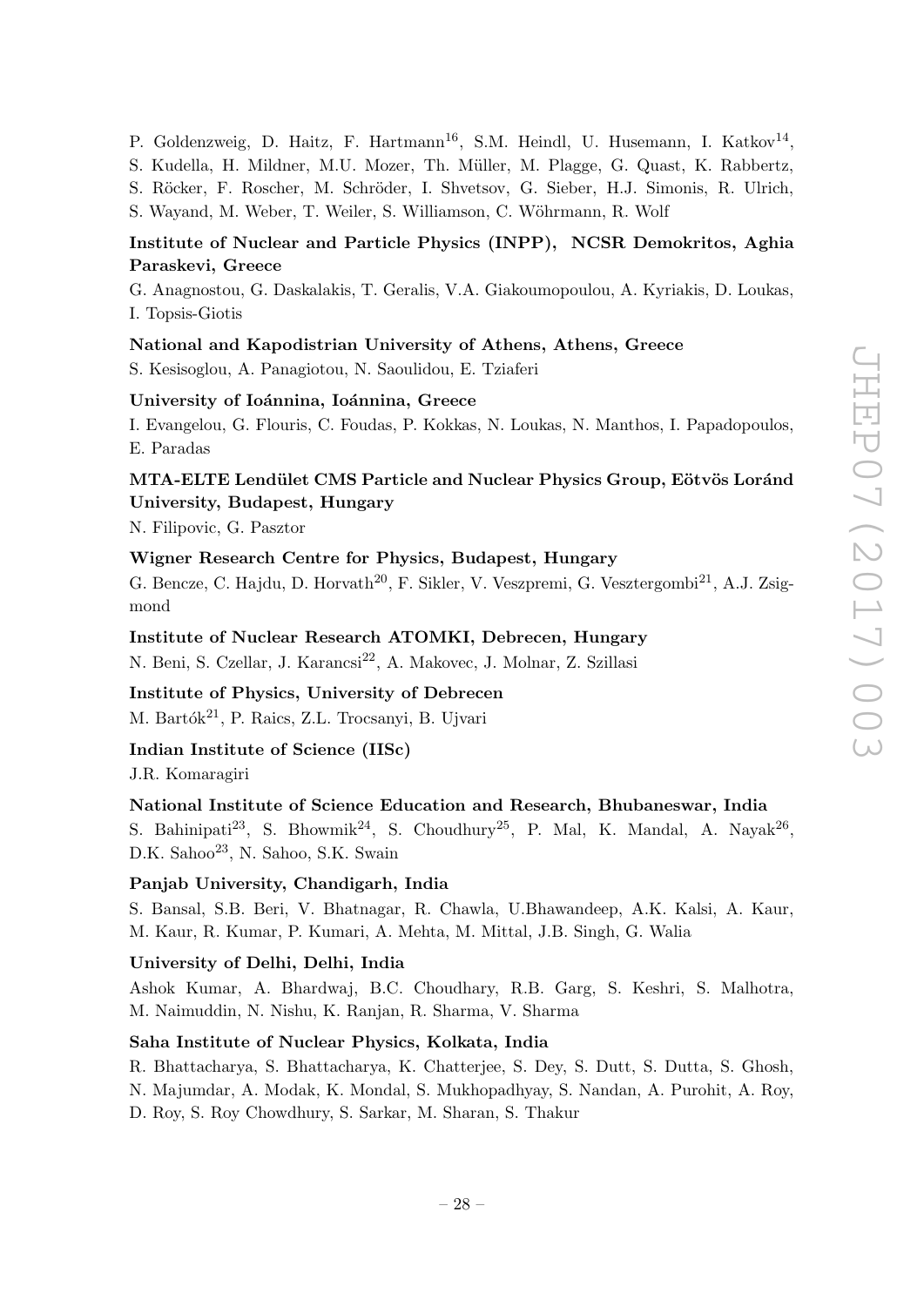P. Goldenzweig, D. Haitz, F. Hartmann[16], S.M. Heindl, U. Husemann, I. Katkov[14], S. Kudella, H. Mildner, M.U. Mozer, Th. Müller, M. Plagge, G. Quast, K. Rabbertz, S. Röcker, F. Roscher, M. Schröder, I. Shvetsov, G. Sieber, H.J. Simonis, R. Ulrich, S. Wayand, M. Weber, T. Weiler, S. Williamson, C. Wöhrmann, R. Wolf

**Institute of Nuclear and Particle Physics (INPP), NCSR Demokritos, Aghia Paraskevi, Greece**

G. Anagnostou, G. Daskalakis, T. Geralis, V.A. Giakoumopoulou, A. Kyriakis, D. Loukas, I. Topsis-Giotis

**National and Kapodistrian University of Athens, Athens, Greece**

S. Kesisoglou, A. Panagiotou, N. Saoulidou, E. Tziaferi

**University of Ioánnina, Ioánnina, Greece**

I. Evangelou, G. Flouris, C. Foudas, P. Kokkas, N. Loukas, N. Manthos, I. Papadopoulos, E. Paradas

**MTA-ELTE Lendület CMS Particle and Nuclear Physics Group, Eötvös Loránd University, Budapest, Hungary**

N. Filipovic, G. Pasztor

**Wigner Research Centre for Physics, Budapest, Hungary**

G. Bencze, C. Hajdu, D. Horvath[20], F. Sikler, V. Veszpremi, G. Vesztergombi[21], A.J. Zsigmond

**Institute of Nuclear Research ATOMKI, Debrecen, Hungary**

N. Beni, S. Czellar, J. Karancsi[22], A. Makovec, J. Molnar, Z. Szillasi

**Institute of Physics, University of Debrecen**

M. Bartók[21], P. Raics, Z.L. Trocsanyi, B. Ujvari

**Indian Institute of Science (IISc)**

J.R. Komaragiri

**National Institute of Science Education and Research, Bhubaneswar, India**

S. Bahinipati[23], S. Bhowmik[24], S. Choudhury[25], P. Mal, K. Mandal, A. Nayak[26], D.K. Sahoo[23], N. Sahoo, S.K. Swain

**Panjab University, Chandigarh, India**

S. Bansal, S.B. Beri, V. Bhatnagar, R. Chawla, U.Bhawandeep, A.K. Kalsi, A. Kaur, M. Kaur, R. Kumar, P. Kumari, A. Mehta, M. Mittal, J.B. Singh, G. Walia

**University of Delhi, Delhi, India**

Ashok Kumar, A. Bhardwaj, B.C. Choudhary, R.B. Garg, S. Keshri, S. Malhotra, M. Naimuddin, N. Nishu, K. Ranjan, R. Sharma, V. Sharma

**Saha Institute of Nuclear Physics, Kolkata, India**

R. Bhattacharya, S. Bhattacharya, K. Chatterjee, S. Dey, S. Dutt, S. Dutta, S. Ghosh, N. Majumdar, A. Modak, K. Mondal, S. Mukhopadhyay, S. Nandan, A. Purohit, A. Roy, D. Roy, S. Roy Chowdhury, S. Sarkar, M. Sharan, S. Thakur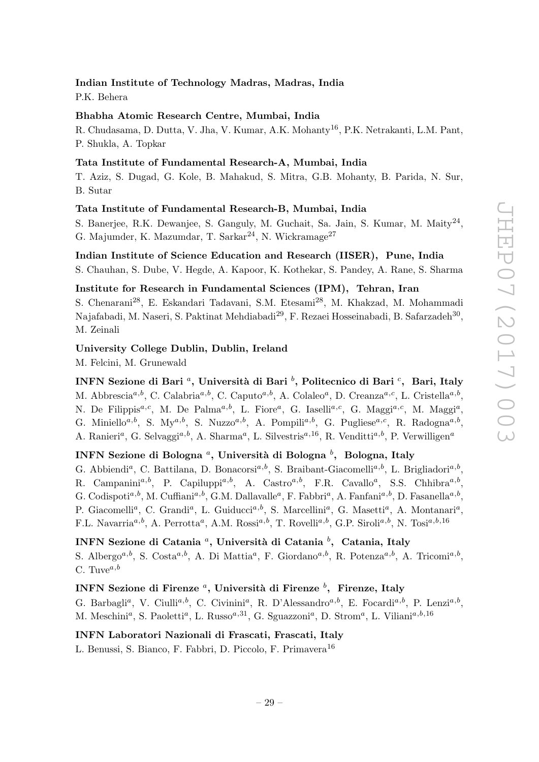**Indian Institute of Technology Madras, Madras, India**
P.K. Behera

**Bhabha Atomic Research Centre, Mumbai, India**
R. Chudasama, D. Dutta, V. Jha, V. Kumar, A.K. Mohanty[16], P.K. Netrakanti, L.M. Pant, P. Shukla, A. Topkar

**Tata Institute of Fundamental Research-A, Mumbai, India**
T. Aziz, S. Dugad, G. Kole, B. Mahakud, S. Mitra, G.B. Mohanty, B. Parida, N. Sur, B. Sutar

**Tata Institute of Fundamental Research-B, Mumbai, India**
S. Banerjee, R.K. Dewanjee, S. Ganguly, M. Guchait, Sa. Jain, S. Kumar, M. Maity[24], G. Majumder, K. Mazumdar, T. Sarkar[24], N. Wickramage[27]

**Indian Institute of Science Education and Research (IISER), Pune, India**
S. Chauhan, S. Dube, V. Hegde, A. Kapoor, K. Kothekar, S. Pandey, A. Rane, S. Sharma

**Institute for Research in Fundamental Sciences (IPM), Tehran, Iran**
S. Chenarani[28], E. Eskandari Tadavani, S.M. Etesami[28], M. Khakzad, M. Mohammadi Najafabadi, M. Naseri, S. Paktinat Mehdiabadi[29], F. Rezaei Hosseinabadi, B. Safarzadeh[30], M. Zeinali

**University College Dublin, Dublin, Ireland**
M. Felcini, M. Grunewald

**INFN Sezione di Bari [a], Università di Bari [b], Politecnico di Bari [c], Bari, Italy**
M. Abbrescia[a,b], C. Calabria[a,b], C. Caputo[a,b], A. Colaleo[a], D. Creanza[a,c], L. Cristella[a,b], N. De Filippis[a,c], M. De Palma[a,b], L. Fiore[a], G. Iaselli[a,c], G. Maggi[a,c], M. Maggi[a], G. Miniello[a,b], S. My[a,b], S. Nuzzo[a,b], A. Pompili[a,b], G. Pugliese[a,c], R. Radogna[a,b], A. Ranieri[a], G. Selvaggi[a,b], A. Sharma[a], L. Silvestris[a,16], R. Venditti[a,b], P. Verwilligen[a]

**INFN Sezione di Bologna [a], Università di Bologna [b], Bologna, Italy**
G. Abbiendi[a], C. Battilana, D. Bonacorsi[a,b], S. Braibant-Giacomelli[a,b], L. Brigliadori[a,b], R. Campanini[a,b], P. Capiluppi[a,b], A. Castro[a,b], F.R. Cavallo[a], S.S. Chhibra[a,b], G. Codispoti[a,b], M. Cuffiani[a,b], G.M. Dallavalle[a], F. Fabbri[a], A. Fanfani[a,b], D. Fasanella[a,b], P. Giacomelli[a], C. Grandi[a], L. Guiducci[a,b], S. Marcellini[a], G. Masetti[a], A. Montanari[a], F.L. Navarria[a,b], A. Perrotta[a], A.M. Rossi[a,b], T. Rovelli[a,b], G.P. Siroli[a,b], N. Tosi[a,b,16]

**INFN Sezione di Catania [a], Università di Catania [b], Catania, Italy**
S. Albergo[a,b], S. Costa[a,b], A. Di Mattia[a], F. Giordano[a,b], R. Potenza[a,b], A. Tricomi[a,b], C. Tuve[a,b]

**INFN Sezione di Firenze [a], Università di Firenze [b], Firenze, Italy**
G. Barbagli[a], V. Ciulli[a,b], C. Civinini[a], R. D'Alessandro[a,b], E. Focardi[a,b], P. Lenzi[a,b], M. Meschini[a], S. Paoletti[a], L. Russo[a,31], G. Sguazzoni[a], D. Strom[a], L. Viliani[a,b,16]

**INFN Laboratori Nazionali di Frascati, Frascati, Italy**
L. Benussi, S. Bianco, F. Fabbri, D. Piccolo, F. Primavera[16]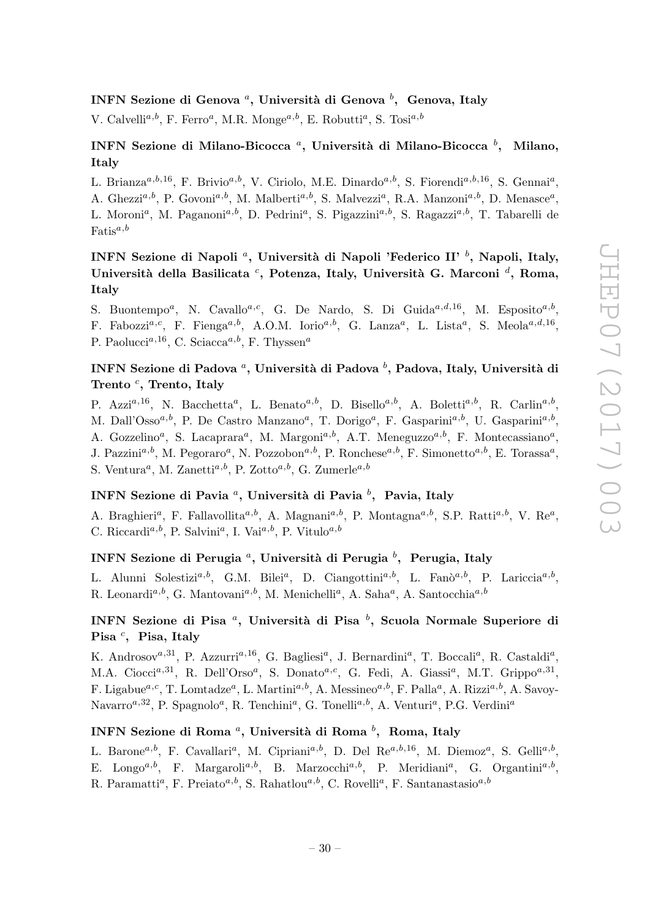**INFN Sezione di Genova [a], Università di Genova [b], Genova, Italy**

V. Calvelli[a,b], F. Ferro[a], M.R. Monge[a,b], E. Robutti[a], S. Tosi[a,b]

**INFN Sezione di Milano-Bicocca [a], Università di Milano-Bicocca [b], Milano, Italy**

L. Brianza[a,b,16], F. Brivio[a,b], V. Ciriolo, M.E. Dinardo[a,b], S. Fiorendi[a,b,16], S. Gennai[a], A. Ghezzi[a,b], P. Govoni[a,b], M. Malberti[a,b], S. Malvezzi[a], R.A. Manzoni[a,b], D. Menasce[a], L. Moroni[a], M. Paganoni[a,b], D. Pedrini[a], S. Pigazzini[a,b], S. Ragazzi[a,b], T. Tabarelli de Fatis[a,b]

**INFN Sezione di Napoli [a], Università di Napoli 'Federico II' [b], Napoli, Italy, Università della Basilicata [c], Potenza, Italy, Università G. Marconi [d], Roma, Italy**

S. Buontempo[a], N. Cavallo[a,c], G. De Nardo, S. Di Guida[a,d,16], M. Esposito[a,b], F. Fabozzi[a,c], F. Fienga[a,b], A.O.M. Iorio[a,b], G. Lanza[a], L. Lista[a], S. Meola[a,d,16], P. Paolucci[a,16], C. Sciacca[a,b], F. Thyssen[a]

**INFN Sezione di Padova [a], Università di Padova [b], Padova, Italy, Università di Trento [c], Trento, Italy**

P. Azzi[a,16], N. Bacchetta[a], L. Benato[a,b], D. Bisello[a,b], A. Boletti[a,b], R. Carlin[a,b], M. Dall'Osso[a,b], P. De Castro Manzano[a], T. Dorigo[a], F. Gasparini[a,b], U. Gasparini[a,b], A. Gozzelino[a], S. Lacaprara[a], M. Margoni[a,b], A.T. Meneguzzo[a,b], F. Montecassiano[a], J. Pazzini[a,b], M. Pegoraro[a], N. Pozzobon[a,b], P. Ronchese[a,b], F. Simonetto[a,b], E. Torassa[a], S. Ventura[a], M. Zanetti[a,b], P. Zotto[a,b], G. Zumerle[a,b]

**INFN Sezione di Pavia [a], Università di Pavia [b], Pavia, Italy**

A. Braghieri[a], F. Fallavollita[a,b], A. Magnani[a,b], P. Montagna[a,b], S.P. Ratti[a,b], V. Re[a], C. Riccardi[a,b], P. Salvini[a], I. Vai[a,b], P. Vitulo[a,b]

**INFN Sezione di Perugia [a], Università di Perugia [b], Perugia, Italy**

L. Alunni Solestizi[a,b], G.M. Bilei[a], D. Ciangottini[a,b], L. Fanò[a,b], P. Lariccia[a,b], R. Leonardi[a,b], G. Mantovani[a,b], M. Menichelli[a], A. Saha[a], A. Santocchia[a,b]

**INFN Sezione di Pisa [a], Università di Pisa [b], Scuola Normale Superiore di Pisa [c], Pisa, Italy**

K. Androsov[a,31], P. Azzurri[a,16], G. Bagliesi[a], J. Bernardini[a], T. Boccali[a], R. Castaldi[a], M.A. Ciocci[a,31], R. Dell'Orso[a], S. Donato[a,c], G. Fedi, A. Giassi[a], M.T. Grippo[a,31], F. Ligabue[a,c], T. Lomtadze[a], L. Martini[a,b], A. Messineo[a,b], F. Palla[a], A. Rizzi[a,b], A. Savoy-Navarro[a,32], P. Spagnolo[a], R. Tenchini[a], G. Tonelli[a,b], A. Venturi[a], P.G. Verdini[a]

**INFN Sezione di Roma [a], Università di Roma [b], Roma, Italy**

L. Barone[a,b], F. Cavallari[a], M. Cipriani[a,b], D. Del Re[a,b,16], M. Diemoz[a], S. Gelli[a,b], E. Longo[a,b], F. Margaroli[a,b], B. Marzocchi[a,b], P. Meridiani[a], G. Organtini[a,b], R. Paramatti[a], F. Preiato[a,b], S. Rahatlou[a,b], C. Rovelli[a], F. Santanastasio[a,b]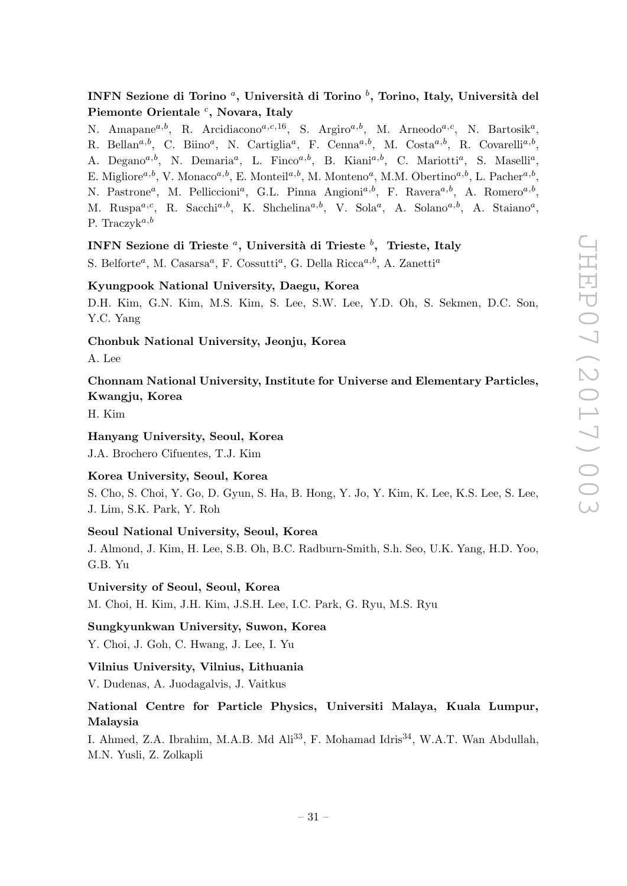**INFN Sezione di Torino [a], Università di Torino [b], Torino, Italy, Università del Piemonte Orientale [c], Novara, Italy**

N. Amapane[a,b], R. Arcidiacono[a,c,16], S. Argiro[a,b], M. Arneodo[a,c], N. Bartosik[a], R. Bellan[a,b], C. Biino[a], N. Cartiglia[a], F. Cenna[a,b], M. Costa[a,b], R. Covarelli[a,b], A. Degano[a,b], N. Demaria[a], L. Finco[a,b], B. Kiani[a,b], C. Mariotti[a], S. Maselli[a], E. Migliore[a,b], V. Monaco[a,b], E. Monteil[a,b], M. Monteno[a], M.M. Obertino[a,b], L. Pacher[a,b], N. Pastrone[a], M. Pelliccioni[a], G.L. Pinna Angioni[a,b], F. Ravera[a,b], A. Romero[a,b], M. Ruspa[a,c], R. Sacchi[a,b], K. Shchelina[a,b], V. Sola[a], A. Solano[a,b], A. Staiano[a], P. Traczyk[a,b]

**INFN Sezione di Trieste [a], Università di Trieste [b], Trieste, Italy**

S. Belforte[a], M. Casarsa[a], F. Cossutti[a], G. Della Ricca[a,b], A. Zanetti[a]

**Kyungpook National University, Daegu, Korea**

D.H. Kim, G.N. Kim, M.S. Kim, S. Lee, S.W. Lee, Y.D. Oh, S. Sekmen, D.C. Son, Y.C. Yang

**Chonbuk National University, Jeonju, Korea**

A. Lee

**Chonnam National University, Institute for Universe and Elementary Particles, Kwangju, Korea**

H. Kim

**Hanyang University, Seoul, Korea**

J.A. Brochero Cifuentes, T.J. Kim

**Korea University, Seoul, Korea**

S. Cho, S. Choi, Y. Go, D. Gyun, S. Ha, B. Hong, Y. Jo, Y. Kim, K. Lee, K.S. Lee, S. Lee, J. Lim, S.K. Park, Y. Roh

**Seoul National University, Seoul, Korea**

J. Almond, J. Kim, H. Lee, S.B. Oh, B.C. Radburn-Smith, S.h. Seo, U.K. Yang, H.D. Yoo, G.B. Yu

**University of Seoul, Seoul, Korea**

M. Choi, H. Kim, J.H. Kim, J.S.H. Lee, I.C. Park, G. Ryu, M.S. Ryu

**Sungkyunkwan University, Suwon, Korea**

Y. Choi, J. Goh, C. Hwang, J. Lee, I. Yu

**Vilnius University, Vilnius, Lithuania**

V. Dudenas, A. Juodagalvis, J. Vaitkus

**National Centre for Particle Physics, Universiti Malaya, Kuala Lumpur, Malaysia**

I. Ahmed, Z.A. Ibrahim, M.A.B. Md Ali[33], F. Mohamad Idris[34], W.A.T. Wan Abdullah, M.N. Yusli, Z. Zolkapli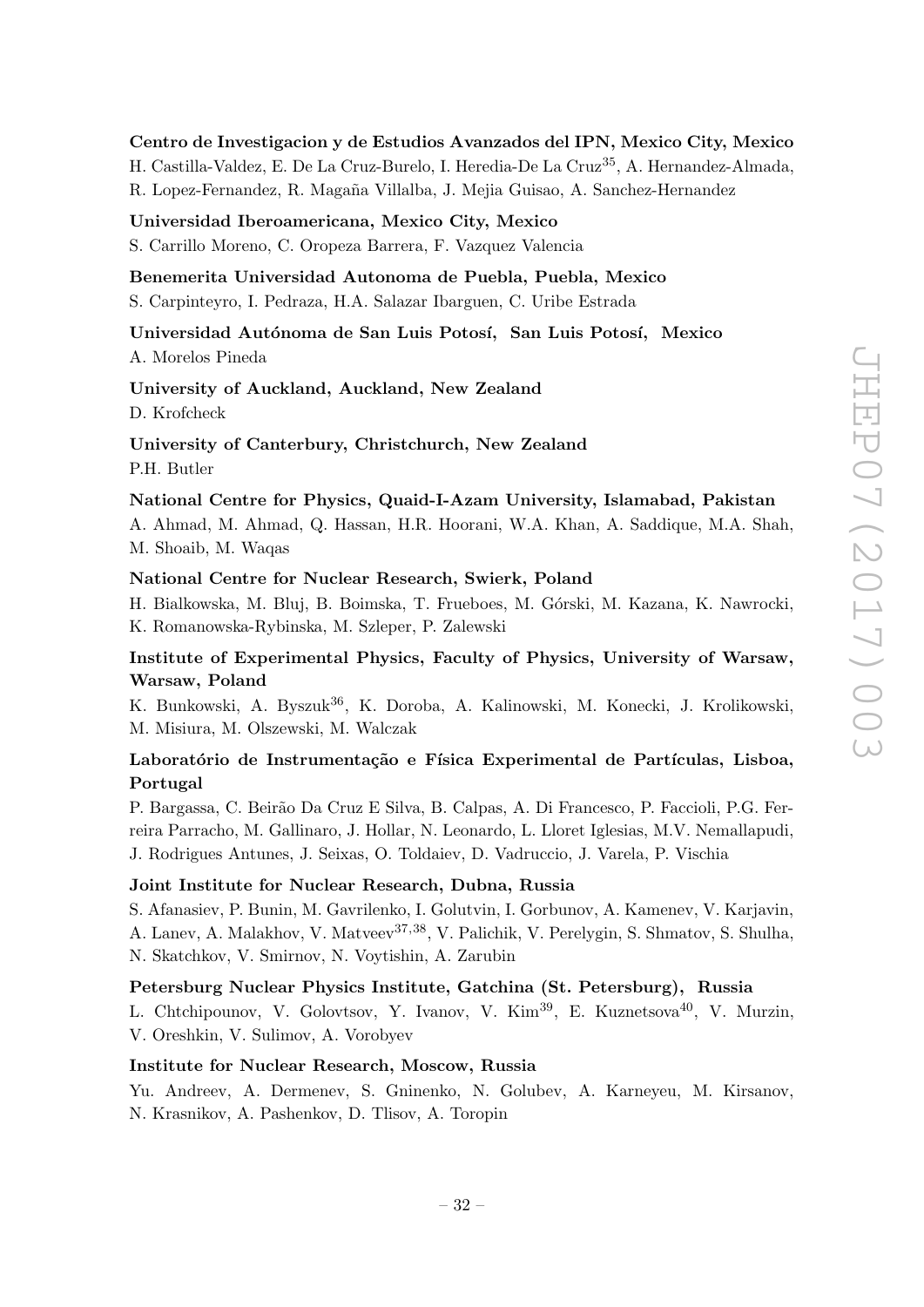**Centro de Investigacion y de Estudios Avanzados del IPN, Mexico City, Mexico**
H. Castilla-Valdez, E. De La Cruz-Burelo, I. Heredia-De La Cruz[35], A. Hernandez-Almada, R. Lopez-Fernandez, R. Magaña Villalba, J. Mejia Guisao, A. Sanchez-Hernandez

**Universidad Iberoamericana, Mexico City, Mexico**
S. Carrillo Moreno, C. Oropeza Barrera, F. Vazquez Valencia

**Benemerita Universidad Autonoma de Puebla, Puebla, Mexico**
S. Carpinteyro, I. Pedraza, H.A. Salazar Ibarguen, C. Uribe Estrada

**Universidad Autónoma de San Luis Potosí, San Luis Potosí, Mexico**
A. Morelos Pineda

**University of Auckland, Auckland, New Zealand**
D. Krofcheck

**University of Canterbury, Christchurch, New Zealand**
P.H. Butler

**National Centre for Physics, Quaid-I-Azam University, Islamabad, Pakistan**
A. Ahmad, M. Ahmad, Q. Hassan, H.R. Hoorani, W.A. Khan, A. Saddique, M.A. Shah, M. Shoaib, M. Waqas

**National Centre for Nuclear Research, Swierk, Poland**
H. Bialkowska, M. Bluj, B. Boimska, T. Frueboes, M. Górski, M. Kazana, K. Nawrocki, K. Romanowska-Rybinska, M. Szleper, P. Zalewski

**Institute of Experimental Physics, Faculty of Physics, University of Warsaw, Warsaw, Poland**
K. Bunkowski, A. Byszuk[36], K. Doroba, A. Kalinowski, M. Konecki, J. Krolikowski, M. Misiura, M. Olszewski, M. Walczak

**Laboratório de Instrumentação e Física Experimental de Partículas, Lisboa, Portugal**
P. Bargassa, C. Beirão Da Cruz E Silva, B. Calpas, A. Di Francesco, P. Faccioli, P.G. Ferreira Parracho, M. Gallinaro, J. Hollar, N. Leonardo, L. Lloret Iglesias, M.V. Nemallapudi, J. Rodrigues Antunes, J. Seixas, O. Toldaiev, D. Vadruccio, J. Varela, P. Vischia

**Joint Institute for Nuclear Research, Dubna, Russia**
S. Afanasiev, P. Bunin, M. Gavrilenko, I. Golutvin, I. Gorbunov, A. Kamenev, V. Karjavin, A. Lanev, A. Malakhov, V. Matveev[37,38], V. Palichik, V. Perelygin, S. Shmatov, S. Shulha, N. Skatchkov, V. Smirnov, N. Voytishin, A. Zarubin

**Petersburg Nuclear Physics Institute, Gatchina (St. Petersburg), Russia**
L. Chtchipounov, V. Golovtsov, Y. Ivanov, V. Kim[39], E. Kuznetsova[40], V. Murzin, V. Oreshkin, V. Sulimov, A. Vorobyev

**Institute for Nuclear Research, Moscow, Russia**
Yu. Andreev, A. Dermenev, S. Gninenko, N. Golubev, A. Karneyeu, M. Kirsanov, N. Krasnikov, A. Pashenkov, D. Tlisov, A. Toropin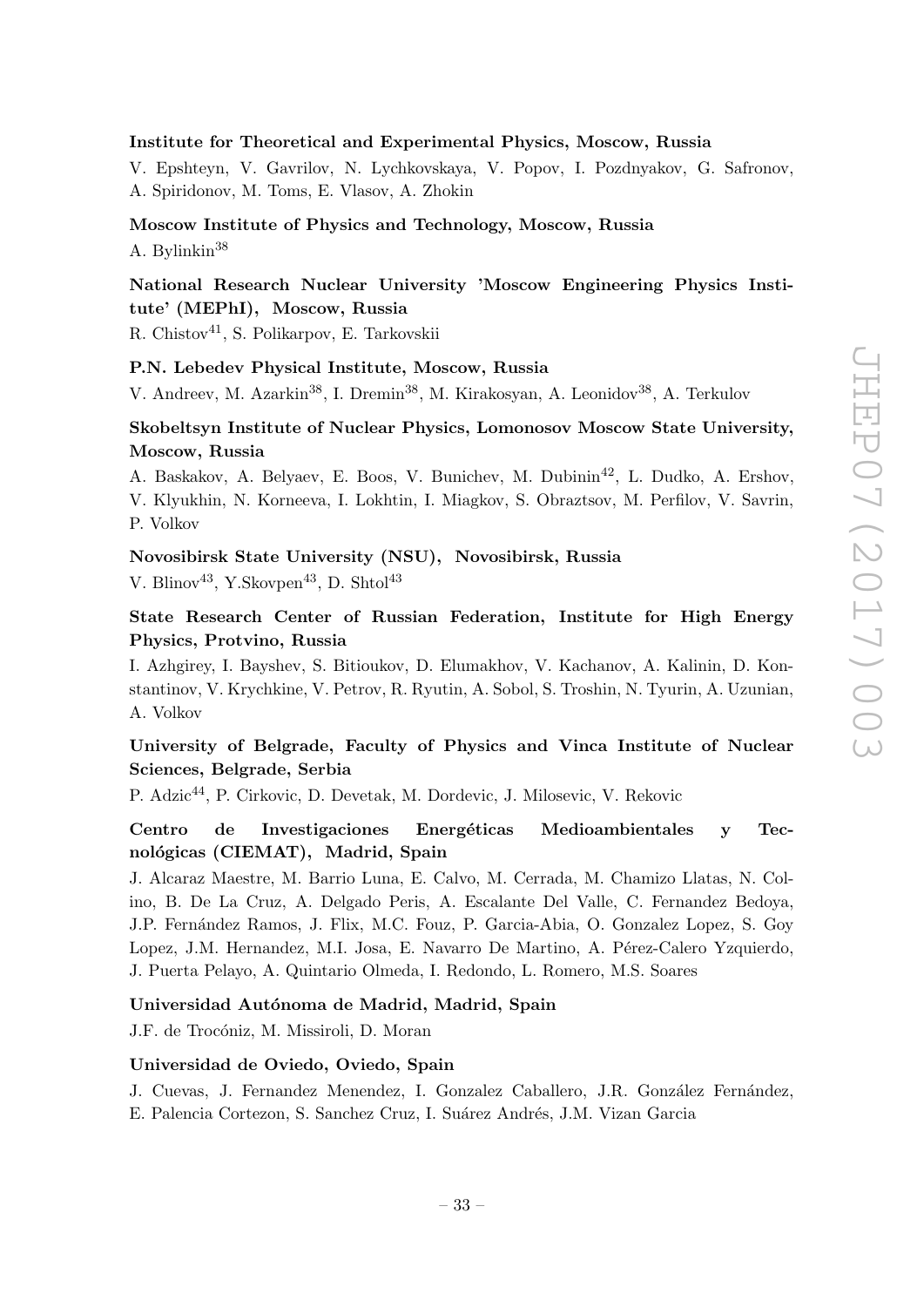**Institute for Theoretical and Experimental Physics, Moscow, Russia**

V. Epshteyn, V. Gavrilov, N. Lychkovskaya, V. Popov, I. Pozdnyakov, G. Safronov, A. Spiridonov, M. Toms, E. Vlasov, A. Zhokin

**Moscow Institute of Physics and Technology, Moscow, Russia**

A. Bylinkin[38]

**National Research Nuclear University 'Moscow Engineering Physics Institute' (MEPhI), Moscow, Russia**

R. Chistov[41], S. Polikarpov, E. Tarkovskii

**P.N. Lebedev Physical Institute, Moscow, Russia**

V. Andreev, M. Azarkin[38], I. Dremin[38], M. Kirakosyan, A. Leonidov[38], A. Terkulov

**Skobeltsyn Institute of Nuclear Physics, Lomonosov Moscow State University, Moscow, Russia**

A. Baskakov, A. Belyaev, E. Boos, V. Bunichev, M. Dubinin[42], L. Dudko, A. Ershov, V. Klyukhin, N. Korneeva, I. Lokhtin, I. Miagkov, S. Obraztsov, M. Perfilov, V. Savrin, P. Volkov

**Novosibirsk State University (NSU), Novosibirsk, Russia**

V. Blinov[43], Y.Skovpen[43], D. Shtol[43]

**State Research Center of Russian Federation, Institute for High Energy Physics, Protvino, Russia**

I. Azhgirey, I. Bayshev, S. Bitioukov, D. Elumakhov, V. Kachanov, A. Kalinin, D. Konstantinov, V. Krychkine, V. Petrov, R. Ryutin, A. Sobol, S. Troshin, N. Tyurin, A. Uzunian, A. Volkov

**University of Belgrade, Faculty of Physics and Vinca Institute of Nuclear Sciences, Belgrade, Serbia**

P. Adzic[44], P. Cirkovic, D. Devetak, M. Dordevic, J. Milosevic, V. Rekovic

**Centro de Investigaciones Energéticas Medioambientales y Tecnológicas (CIEMAT), Madrid, Spain**

J. Alcaraz Maestre, M. Barrio Luna, E. Calvo, M. Cerrada, M. Chamizo Llatas, N. Colino, B. De La Cruz, A. Delgado Peris, A. Escalante Del Valle, C. Fernandez Bedoya, J.P. Fernández Ramos, J. Flix, M.C. Fouz, P. Garcia-Abia, O. Gonzalez Lopez, S. Goy Lopez, J.M. Hernandez, M.I. Josa, E. Navarro De Martino, A. Pérez-Calero Yzquierdo, J. Puerta Pelayo, A. Quintario Olmeda, I. Redondo, L. Romero, M.S. Soares

**Universidad Autónoma de Madrid, Madrid, Spain**

J.F. de Trocóniz, M. Missiroli, D. Moran

**Universidad de Oviedo, Oviedo, Spain**

J. Cuevas, J. Fernandez Menendez, I. Gonzalez Caballero, J.R. González Fernández, E. Palencia Cortezon, S. Sanchez Cruz, I. Suárez Andrés, J.M. Vizan Garcia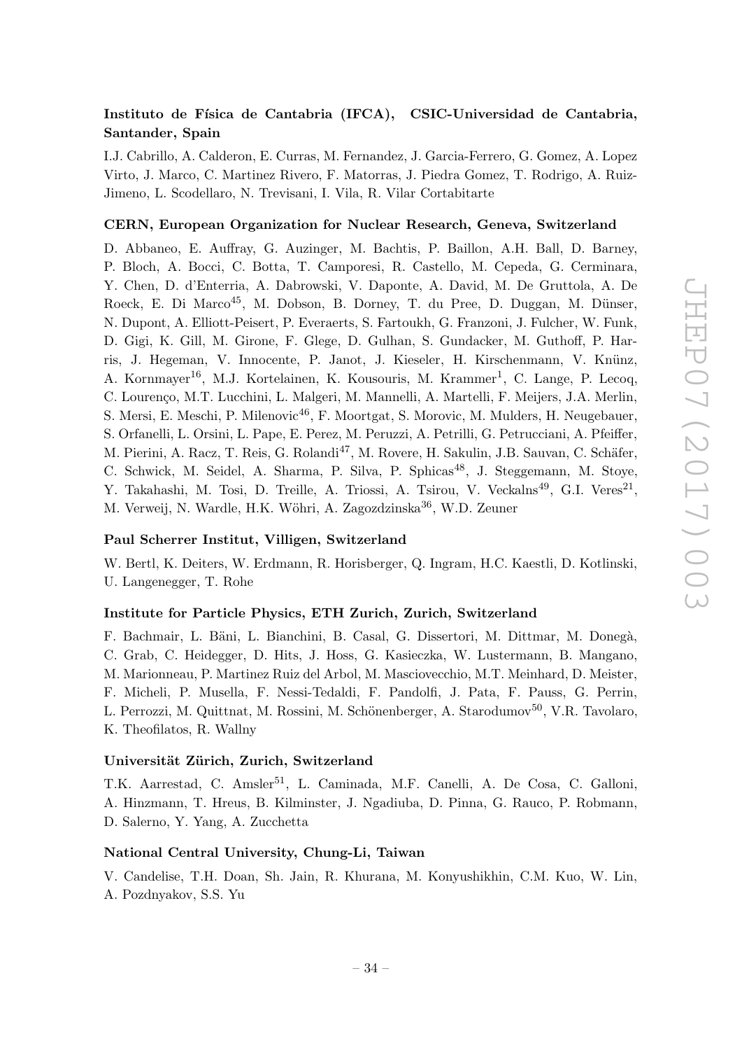**Instituto de Física de Cantabria (IFCA), CSIC-Universidad de Cantabria, Santander, Spain**

I.J. Cabrillo, A. Calderon, E. Curras, M. Fernandez, J. Garcia-Ferrero, G. Gomez, A. Lopez Virto, J. Marco, C. Martinez Rivero, F. Matorras, J. Piedra Gomez, T. Rodrigo, A. Ruiz-Jimeno, L. Scodellaro, N. Trevisani, I. Vila, R. Vilar Cortabitarte

**CERN, European Organization for Nuclear Research, Geneva, Switzerland**

D. Abbaneo, E. Auffray, G. Auzinger, M. Bachtis, P. Baillon, A.H. Ball, D. Barney, P. Bloch, A. Bocci, C. Botta, T. Camporesi, R. Castello, M. Cepeda, G. Cerminara, Y. Chen, D. d'Enterria, A. Dabrowski, V. Daponte, A. David, M. De Gruttola, A. De Roeck, E. Di Marco[45], M. Dobson, B. Dorney, T. du Pree, D. Duggan, M. Dünser, N. Dupont, A. Elliott-Peisert, P. Everaerts, S. Fartoukh, G. Franzoni, J. Fulcher, W. Funk, D. Gigi, K. Gill, M. Girone, F. Glege, D. Gulhan, S. Gundacker, M. Guthoff, P. Harris, J. Hegeman, V. Innocente, P. Janot, J. Kieseler, H. Kirschenmann, V. Knünz, A. Kornmayer[16], M.J. Kortelainen, K. Kousouris, M. Krammer[1], C. Lange, P. Lecoq, C. Lourenço, M.T. Lucchini, L. Malgeri, M. Mannelli, A. Martelli, F. Meijers, J.A. Merlin, S. Mersi, E. Meschi, P. Milenovic[46], F. Moortgat, S. Morovic, M. Mulders, H. Neugebauer, S. Orfanelli, L. Orsini, L. Pape, E. Perez, M. Peruzzi, A. Petrilli, G. Petrucciani, A. Pfeiffer, M. Pierini, A. Racz, T. Reis, G. Rolandi[47], M. Rovere, H. Sakulin, J.B. Sauvan, C. Schäfer, C. Schwick, M. Seidel, A. Sharma, P. Silva, P. Sphicas[48], J. Steggemann, M. Stoye, Y. Takahashi, M. Tosi, D. Treille, A. Triossi, A. Tsirou, V. Veckalns[49], G.I. Veres[21], M. Verweij, N. Wardle, H.K. Wöhri, A. Zagozdzinska[36], W.D. Zeuner

**Paul Scherrer Institut, Villigen, Switzerland**

W. Bertl, K. Deiters, W. Erdmann, R. Horisberger, Q. Ingram, H.C. Kaestli, D. Kotlinski, U. Langenegger, T. Rohe

**Institute for Particle Physics, ETH Zurich, Zurich, Switzerland**

F. Bachmair, L. Bäni, L. Bianchini, B. Casal, G. Dissertori, M. Dittmar, M. Donegà, C. Grab, C. Heidegger, D. Hits, J. Hoss, G. Kasieczka, W. Lustermann, B. Mangano, M. Marionneau, P. Martinez Ruiz del Arbol, M. Masciovecchio, M.T. Meinhard, D. Meister, F. Micheli, P. Musella, F. Nessi-Tedaldi, F. Pandolfi, J. Pata, F. Pauss, G. Perrin, L. Perrozzi, M. Quittnat, M. Rossini, M. Schönenberger, A. Starodumov[50], V.R. Tavolaro, K. Theofilatos, R. Wallny

**Universität Zürich, Zurich, Switzerland**

T.K. Aarrestad, C. Amsler[51], L. Caminada, M.F. Canelli, A. De Cosa, C. Galloni, A. Hinzmann, T. Hreus, B. Kilminster, J. Ngadiuba, D. Pinna, G. Rauco, P. Robmann, D. Salerno, Y. Yang, A. Zucchetta

**National Central University, Chung-Li, Taiwan**

V. Candelise, T.H. Doan, Sh. Jain, R. Khurana, M. Konyushikhin, C.M. Kuo, W. Lin, A. Pozdnyakov, S.S. Yu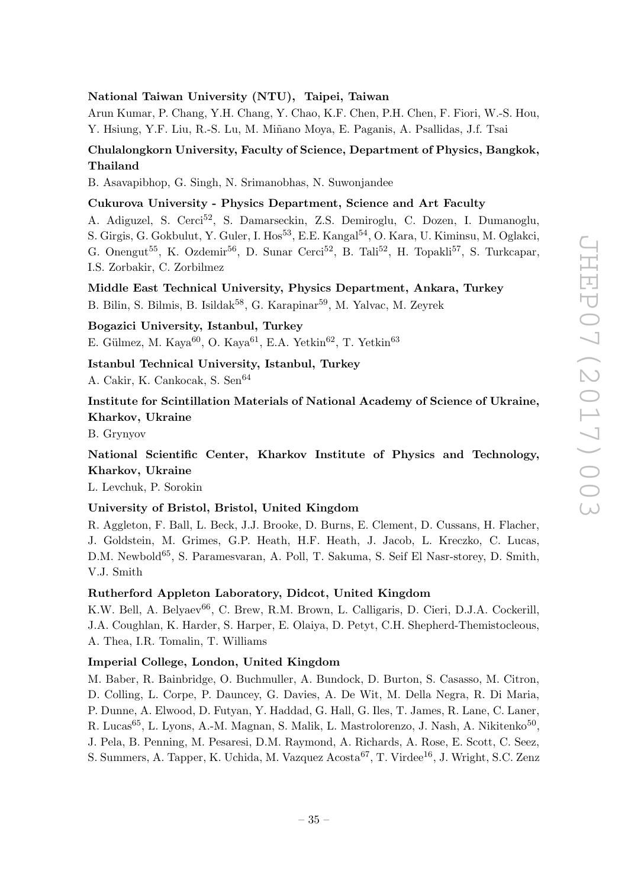**National Taiwan University (NTU), Taipei, Taiwan**

Arun Kumar, P. Chang, Y.H. Chang, Y. Chao, K.F. Chen, P.H. Chen, F. Fiori, W.-S. Hou, Y. Hsiung, Y.F. Liu, R.-S. Lu, M. Miñano Moya, E. Paganis, A. Psallidas, J.f. Tsai

**Chulalongkorn University, Faculty of Science, Department of Physics, Bangkok, Thailand**

B. Asavapibhop, G. Singh, N. Srimanobhas, N. Suwonjandee

**Cukurova University - Physics Department, Science and Art Faculty**

A. Adiguzel, S. Cerci[52], S. Damarseckin, Z.S. Demiroglu, C. Dozen, I. Dumanoglu, S. Girgis, G. Gokbulut, Y. Guler, I. Hos[53], E.E. Kangal[54], O. Kara, U. Kiminsu, M. Oglakci, G. Onengut[55], K. Ozdemir[56], D. Sunar Cerci[52], B. Tali[52], H. Topakli[57], S. Turkcapar, I.S. Zorbakir, C. Zorbilmez

**Middle East Technical University, Physics Department, Ankara, Turkey**

B. Bilin, S. Bilmis, B. Isildak[58], G. Karapinar[59], M. Yalvac, M. Zeyrek

**Bogazici University, Istanbul, Turkey**

E. Gülmez, M. Kaya[60], O. Kaya[61], E.A. Yetkin[62], T. Yetkin[63]

**Istanbul Technical University, Istanbul, Turkey**

A. Cakir, K. Cankocak, S. Sen[64]

**Institute for Scintillation Materials of National Academy of Science of Ukraine, Kharkov, Ukraine**

B. Grynyov

**National Scientific Center, Kharkov Institute of Physics and Technology, Kharkov, Ukraine**

L. Levchuk, P. Sorokin

**University of Bristol, Bristol, United Kingdom**

R. Aggleton, F. Ball, L. Beck, J.J. Brooke, D. Burns, E. Clement, D. Cussans, H. Flacher, J. Goldstein, M. Grimes, G.P. Heath, H.F. Heath, J. Jacob, L. Kreczko, C. Lucas, D.M. Newbold[65], S. Paramesvaran, A. Poll, T. Sakuma, S. Seif El Nasr-storey, D. Smith, V.J. Smith

**Rutherford Appleton Laboratory, Didcot, United Kingdom**

K.W. Bell, A. Belyaev[66], C. Brew, R.M. Brown, L. Calligaris, D. Cieri, D.J.A. Cockerill, J.A. Coughlan, K. Harder, S. Harper, E. Olaiya, D. Petyt, C.H. Shepherd-Themistocleous, A. Thea, I.R. Tomalin, T. Williams

**Imperial College, London, United Kingdom**

M. Baber, R. Bainbridge, O. Buchmuller, A. Bundock, D. Burton, S. Casasso, M. Citron, D. Colling, L. Corpe, P. Dauncey, G. Davies, A. De Wit, M. Della Negra, R. Di Maria, P. Dunne, A. Elwood, D. Futyan, Y. Haddad, G. Hall, G. Iles, T. James, R. Lane, C. Laner, R. Lucas[65], L. Lyons, A.-M. Magnan, S. Malik, L. Mastrolorenzo, J. Nash, A. Nikitenko[50], J. Pela, B. Penning, M. Pesaresi, D.M. Raymond, A. Richards, A. Rose, E. Scott, C. Seez, S. Summers, A. Tapper, K. Uchida, M. Vazquez Acosta[67], T. Virdee[16], J. Wright, S.C. Zenz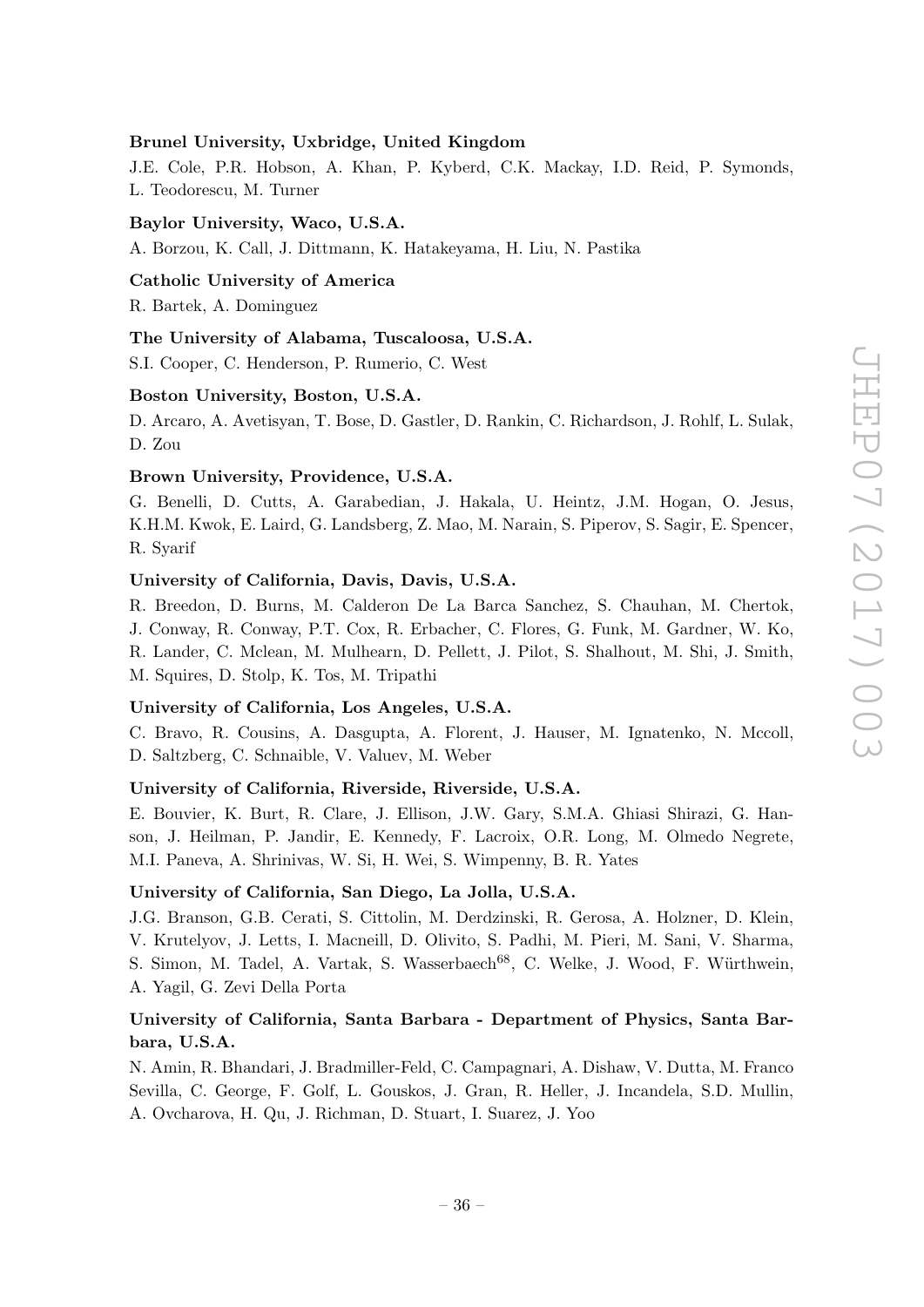**Brunel University, Uxbridge, United Kingdom**

J.E. Cole, P.R. Hobson, A. Khan, P. Kyberd, C.K. Mackay, I.D. Reid, P. Symonds, L. Teodorescu, M. Turner

**Baylor University, Waco, U.S.A.**

A. Borzou, K. Call, J. Dittmann, K. Hatakeyama, H. Liu, N. Pastika

**Catholic University of America**

R. Bartek, A. Dominguez

**The University of Alabama, Tuscaloosa, U.S.A.**

S.I. Cooper, C. Henderson, P. Rumerio, C. West

**Boston University, Boston, U.S.A.**

D. Arcaro, A. Avetisyan, T. Bose, D. Gastler, D. Rankin, C. Richardson, J. Rohlf, L. Sulak, D. Zou

**Brown University, Providence, U.S.A.**

G. Benelli, D. Cutts, A. Garabedian, J. Hakala, U. Heintz, J.M. Hogan, O. Jesus, K.H.M. Kwok, E. Laird, G. Landsberg, Z. Mao, M. Narain, S. Piperov, S. Sagir, E. Spencer, R. Syarif

**University of California, Davis, Davis, U.S.A.**

R. Breedon, D. Burns, M. Calderon De La Barca Sanchez, S. Chauhan, M. Chertok, J. Conway, R. Conway, P.T. Cox, R. Erbacher, C. Flores, G. Funk, M. Gardner, W. Ko, R. Lander, C. Mclean, M. Mulhearn, D. Pellett, J. Pilot, S. Shalhout, M. Shi, J. Smith, M. Squires, D. Stolp, K. Tos, M. Tripathi

**University of California, Los Angeles, U.S.A.**

C. Bravo, R. Cousins, A. Dasgupta, A. Florent, J. Hauser, M. Ignatenko, N. Mccoll, D. Saltzberg, C. Schnaible, V. Valuev, M. Weber

**University of California, Riverside, Riverside, U.S.A.**

E. Bouvier, K. Burt, R. Clare, J. Ellison, J.W. Gary, S.M.A. Ghiasi Shirazi, G. Hanson, J. Heilman, P. Jandir, E. Kennedy, F. Lacroix, O.R. Long, M. Olmedo Negrete, M.I. Paneva, A. Shrinivas, W. Si, H. Wei, S. Wimpenny, B. R. Yates

**University of California, San Diego, La Jolla, U.S.A.**

J.G. Branson, G.B. Cerati, S. Cittolin, M. Derdzinski, R. Gerosa, A. Holzner, D. Klein, V. Krutelyov, J. Letts, I. Macneill, D. Olivito, S. Padhi, M. Pieri, M. Sani, V. Sharma, S. Simon, M. Tadel, A. Vartak, S. Wasserbaech[68], C. Welke, J. Wood, F. Würthwein, A. Yagil, G. Zevi Della Porta

**University of California, Santa Barbara - Department of Physics, Santa Barbara, U.S.A.**

N. Amin, R. Bhandari, J. Bradmiller-Feld, C. Campagnari, A. Dishaw, V. Dutta, M. Franco Sevilla, C. George, F. Golf, L. Gouskos, J. Gran, R. Heller, J. Incandela, S.D. Mullin, A. Ovcharova, H. Qu, J. Richman, D. Stuart, I. Suarez, J. Yoo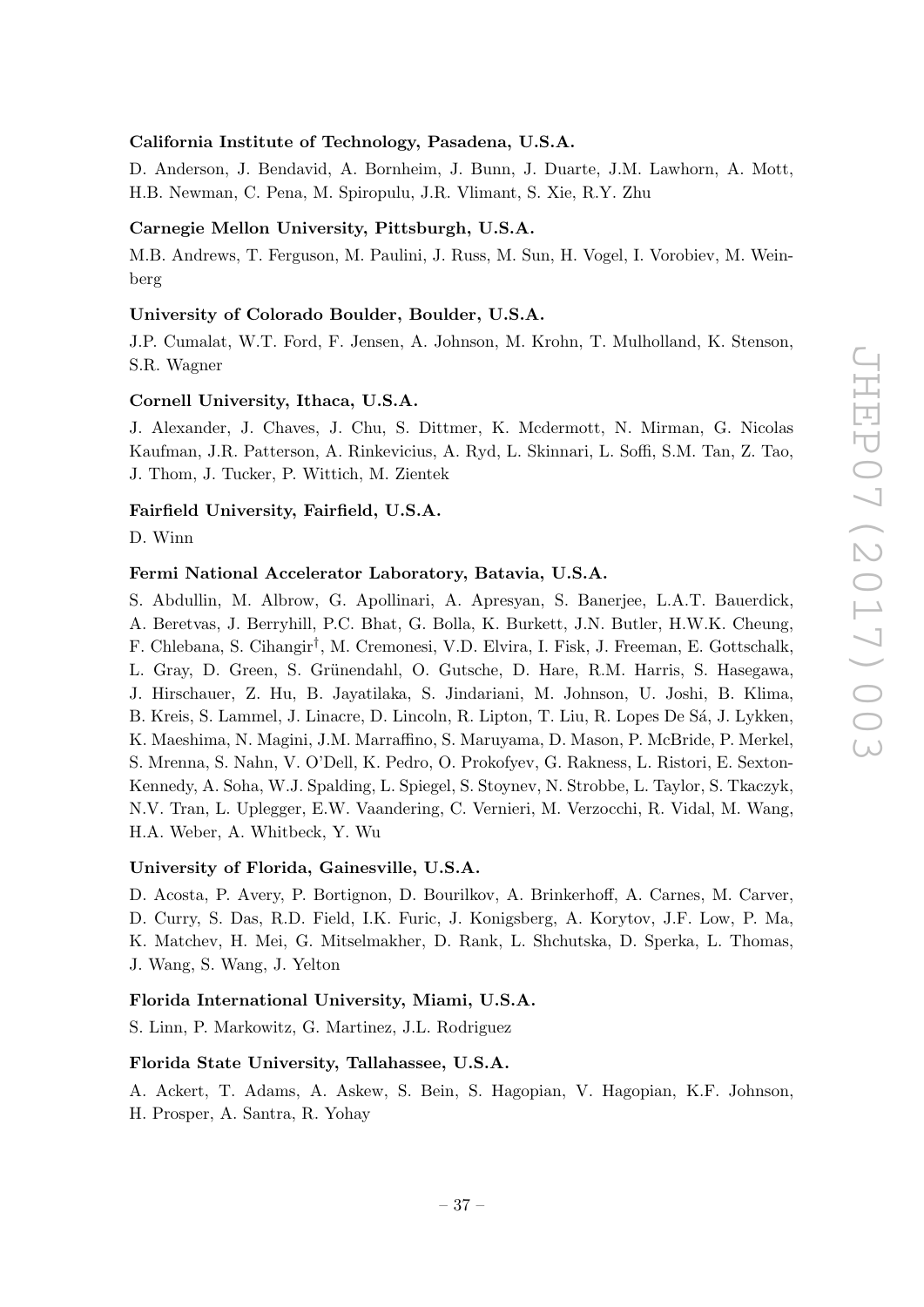**California Institute of Technology, Pasadena, U.S.A.**

D. Anderson, J. Bendavid, A. Bornheim, J. Bunn, J. Duarte, J.M. Lawhorn, A. Mott, H.B. Newman, C. Pena, M. Spiropulu, J.R. Vlimant, S. Xie, R.Y. Zhu

**Carnegie Mellon University, Pittsburgh, U.S.A.**

M.B. Andrews, T. Ferguson, M. Paulini, J. Russ, M. Sun, H. Vogel, I. Vorobiev, M. Weinberg

**University of Colorado Boulder, Boulder, U.S.A.**

J.P. Cumalat, W.T. Ford, F. Jensen, A. Johnson, M. Krohn, T. Mulholland, K. Stenson, S.R. Wagner

**Cornell University, Ithaca, U.S.A.**

J. Alexander, J. Chaves, J. Chu, S. Dittmer, K. Mcdermott, N. Mirman, G. Nicolas Kaufman, J.R. Patterson, A. Rinkevicius, A. Ryd, L. Skinnari, L. Soffi, S.M. Tan, Z. Tao, J. Thom, J. Tucker, P. Wittich, M. Zientek

**Fairfield University, Fairfield, U.S.A.**

D. Winn

**Fermi National Accelerator Laboratory, Batavia, U.S.A.**

S. Abdullin, M. Albrow, G. Apollinari, A. Apresyan, S. Banerjee, L.A.T. Bauerdick, A. Beretvas, J. Berryhill, P.C. Bhat, G. Bolla, K. Burkett, J.N. Butler, H.W.K. Cheung, F. Chlebana, S. Cihangir[†], M. Cremonesi, V.D. Elvira, I. Fisk, J. Freeman, E. Gottschalk, L. Gray, D. Green, S. Grünendahl, O. Gutsche, D. Hare, R.M. Harris, S. Hasegawa, J. Hirschauer, Z. Hu, B. Jayatilaka, S. Jindariani, M. Johnson, U. Joshi, B. Klima, B. Kreis, S. Lammel, J. Linacre, D. Lincoln, R. Lipton, T. Liu, R. Lopes De Sá, J. Lykken, K. Maeshima, N. Magini, J.M. Marraffino, S. Maruyama, D. Mason, P. McBride, P. Merkel, S. Mrenna, S. Nahn, V. O'Dell, K. Pedro, O. Prokofyev, G. Rakness, L. Ristori, E. Sexton-Kennedy, A. Soha, W.J. Spalding, L. Spiegel, S. Stoynev, N. Strobbe, L. Taylor, S. Tkaczyk, N.V. Tran, L. Uplegger, E.W. Vaandering, C. Vernieri, M. Verzocchi, R. Vidal, M. Wang, H.A. Weber, A. Whitbeck, Y. Wu

**University of Florida, Gainesville, U.S.A.**

D. Acosta, P. Avery, P. Bortignon, D. Bourilkov, A. Brinkerhoff, A. Carnes, M. Carver, D. Curry, S. Das, R.D. Field, I.K. Furic, J. Konigsberg, A. Korytov, J.F. Low, P. Ma, K. Matchev, H. Mei, G. Mitselmakher, D. Rank, L. Shchutska, D. Sperka, L. Thomas, J. Wang, S. Wang, J. Yelton

**Florida International University, Miami, U.S.A.**

S. Linn, P. Markowitz, G. Martinez, J.L. Rodriguez

**Florida State University, Tallahassee, U.S.A.**

A. Ackert, T. Adams, A. Askew, S. Bein, S. Hagopian, V. Hagopian, K.F. Johnson, H. Prosper, A. Santra, R. Yohay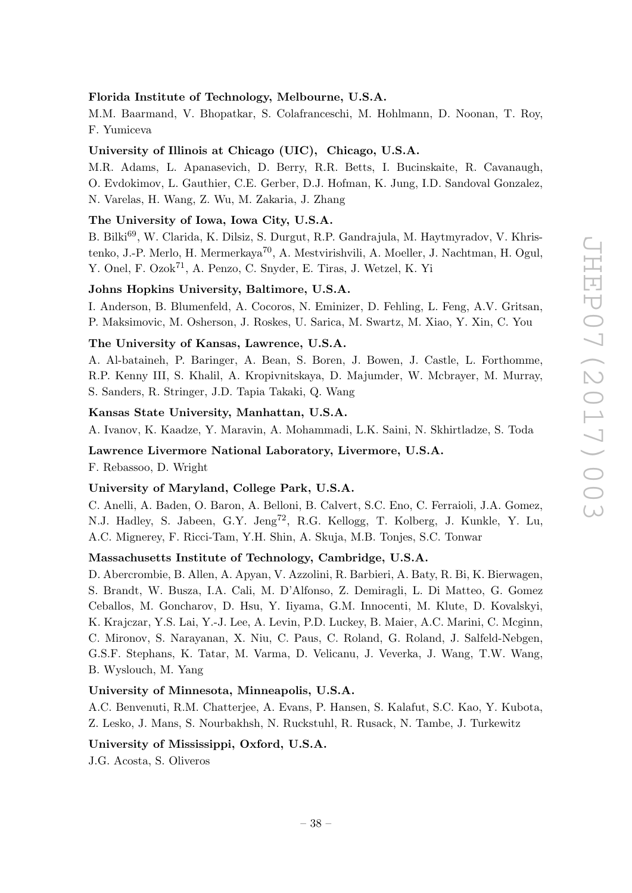**Florida Institute of Technology, Melbourne, U.S.A.**

M.M. Baarmand, V. Bhopatkar, S. Colafranceschi, M. Hohlmann, D. Noonan, T. Roy, F. Yumiceva

**University of Illinois at Chicago (UIC), Chicago, U.S.A.**

M.R. Adams, L. Apanasevich, D. Berry, R.R. Betts, I. Bucinskaite, R. Cavanaugh, O. Evdokimov, L. Gauthier, C.E. Gerber, D.J. Hofman, K. Jung, I.D. Sandoval Gonzalez, N. Varelas, H. Wang, Z. Wu, M. Zakaria, J. Zhang

**The University of Iowa, Iowa City, U.S.A.**

B. Bilki[69], W. Clarida, K. Dilsiz, S. Durgut, R.P. Gandrajula, M. Haytmyradov, V. Khristenko, J.-P. Merlo, H. Mermerkaya[70], A. Mestvirishvili, A. Moeller, J. Nachtman, H. Ogul, Y. Onel, F. Ozok[71], A. Penzo, C. Snyder, E. Tiras, J. Wetzel, K. Yi

**Johns Hopkins University, Baltimore, U.S.A.**

I. Anderson, B. Blumenfeld, A. Cocoros, N. Eminizer, D. Fehling, L. Feng, A.V. Gritsan, P. Maksimovic, M. Osherson, J. Roskes, U. Sarica, M. Swartz, M. Xiao, Y. Xin, C. You

**The University of Kansas, Lawrence, U.S.A.**

A. Al-bataineh, P. Baringer, A. Bean, S. Boren, J. Bowen, J. Castle, L. Forthomme, R.P. Kenny III, S. Khalil, A. Kropivnitskaya, D. Majumder, W. Mcbrayer, M. Murray, S. Sanders, R. Stringer, J.D. Tapia Takaki, Q. Wang

**Kansas State University, Manhattan, U.S.A.**

A. Ivanov, K. Kaadze, Y. Maravin, A. Mohammadi, L.K. Saini, N. Skhirtladze, S. Toda

**Lawrence Livermore National Laboratory, Livermore, U.S.A.**

F. Rebassoo, D. Wright

**University of Maryland, College Park, U.S.A.**

C. Anelli, A. Baden, O. Baron, A. Belloni, B. Calvert, S.C. Eno, C. Ferraioli, J.A. Gomez, N.J. Hadley, S. Jabeen, G.Y. Jeng[72], R.G. Kellogg, T. Kolberg, J. Kunkle, Y. Lu, A.C. Mignerey, F. Ricci-Tam, Y.H. Shin, A. Skuja, M.B. Tonjes, S.C. Tonwar

**Massachusetts Institute of Technology, Cambridge, U.S.A.**

D. Abercrombie, B. Allen, A. Apyan, V. Azzolini, R. Barbieri, A. Baty, R. Bi, K. Bierwagen, S. Brandt, W. Busza, I.A. Cali, M. D'Alfonso, Z. Demiragli, L. Di Matteo, G. Gomez Ceballos, M. Goncharov, D. Hsu, Y. Iiyama, G.M. Innocenti, M. Klute, D. Kovalskyi, K. Krajczar, Y.S. Lai, Y.-J. Lee, A. Levin, P.D. Luckey, B. Maier, A.C. Marini, C. Mcginn, C. Mironov, S. Narayanan, X. Niu, C. Paus, C. Roland, G. Roland, J. Salfeld-Nebgen, G.S.F. Stephans, K. Tatar, M. Varma, D. Velicanu, J. Veverka, J. Wang, T.W. Wang, B. Wyslouch, M. Yang

**University of Minnesota, Minneapolis, U.S.A.**

A.C. Benvenuti, R.M. Chatterjee, A. Evans, P. Hansen, S. Kalafut, S.C. Kao, Y. Kubota, Z. Lesko, J. Mans, S. Nourbakhsh, N. Ruckstuhl, R. Rusack, N. Tambe, J. Turkewitz

**University of Mississippi, Oxford, U.S.A.**

J.G. Acosta, S. Oliveros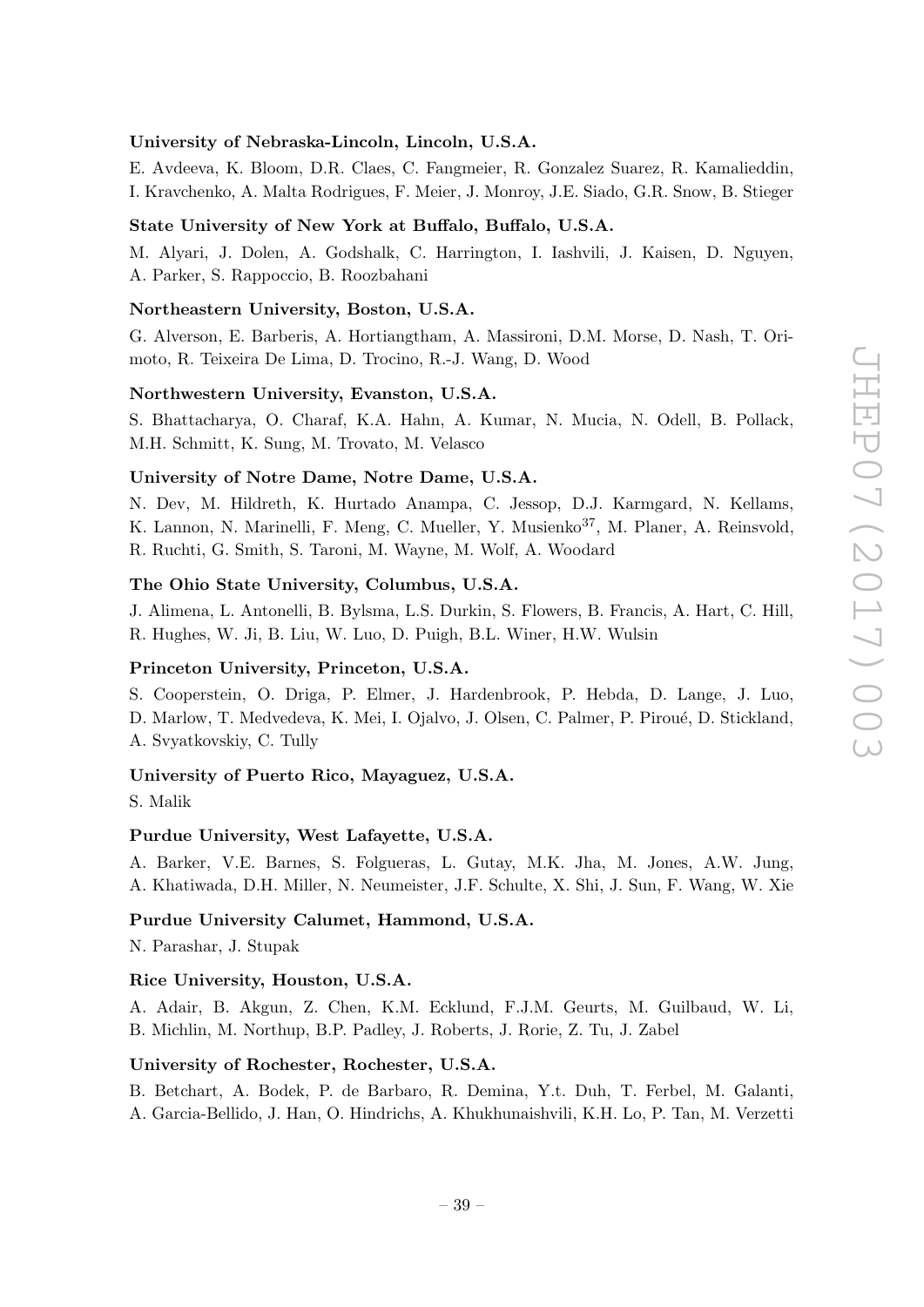**University of Nebraska-Lincoln, Lincoln, U.S.A.**

E. Avdeeva, K. Bloom, D.R. Claes, C. Fangmeier, R. Gonzalez Suarez, R. Kamalieddin, I. Kravchenko, A. Malta Rodrigues, F. Meier, J. Monroy, J.E. Siado, G.R. Snow, B. Stieger

**State University of New York at Buffalo, Buffalo, U.S.A.**

M. Alyari, J. Dolen, A. Godshalk, C. Harrington, I. Iashvili, J. Kaisen, D. Nguyen, A. Parker, S. Rappoccio, B. Roozbahani

**Northeastern University, Boston, U.S.A.**

G. Alverson, E. Barberis, A. Hortiangtham, A. Massironi, D.M. Morse, D. Nash, T. Orimoto, R. Teixeira De Lima, D. Trocino, R.-J. Wang, D. Wood

**Northwestern University, Evanston, U.S.A.**

S. Bhattacharya, O. Charaf, K.A. Hahn, A. Kumar, N. Mucia, N. Odell, B. Pollack, M.H. Schmitt, K. Sung, M. Trovato, M. Velasco

**University of Notre Dame, Notre Dame, U.S.A.**

N. Dev, M. Hildreth, K. Hurtado Anampa, C. Jessop, D.J. Karmgard, N. Kellams, K. Lannon, N. Marinelli, F. Meng, C. Mueller, Y. Musienko[37], M. Planer, A. Reinsvold, R. Ruchti, G. Smith, S. Taroni, M. Wayne, M. Wolf, A. Woodard

**The Ohio State University, Columbus, U.S.A.**

J. Alimena, L. Antonelli, B. Bylsma, L.S. Durkin, S. Flowers, B. Francis, A. Hart, C. Hill, R. Hughes, W. Ji, B. Liu, W. Luo, D. Puigh, B.L. Winer, H.W. Wulsin

**Princeton University, Princeton, U.S.A.**

S. Cooperstein, O. Driga, P. Elmer, J. Hardenbrook, P. Hebda, D. Lange, J. Luo, D. Marlow, T. Medvedeva, K. Mei, I. Ojalvo, J. Olsen, C. Palmer, P. Piroué, D. Stickland, A. Svyatkovskiy, C. Tully

**University of Puerto Rico, Mayaguez, U.S.A.**

S. Malik

**Purdue University, West Lafayette, U.S.A.**

A. Barker, V.E. Barnes, S. Folgueras, L. Gutay, M.K. Jha, M. Jones, A.W. Jung, A. Khatiwada, D.H. Miller, N. Neumeister, J.F. Schulte, X. Shi, J. Sun, F. Wang, W. Xie

**Purdue University Calumet, Hammond, U.S.A.**

N. Parashar, J. Stupak

**Rice University, Houston, U.S.A.**

A. Adair, B. Akgun, Z. Chen, K.M. Ecklund, F.J.M. Geurts, M. Guilbaud, W. Li, B. Michlin, M. Northup, B.P. Padley, J. Roberts, J. Rorie, Z. Tu, J. Zabel

**University of Rochester, Rochester, U.S.A.**

B. Betchart, A. Bodek, P. de Barbaro, R. Demina, Y.t. Duh, T. Ferbel, M. Galanti, A. Garcia-Bellido, J. Han, O. Hindrichs, A. Khukhunaishvili, K.H. Lo, P. Tan, M. Verzetti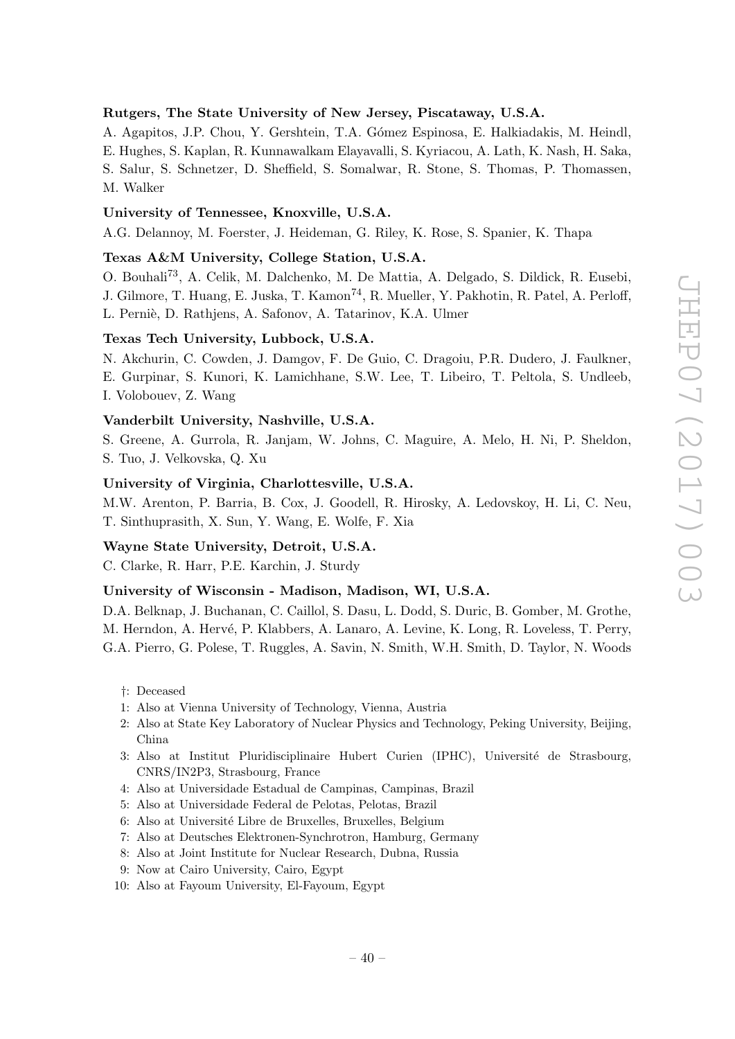**Rutgers, The State University of New Jersey, Piscataway, U.S.A.**

A. Agapitos, J.P. Chou, Y. Gershtein, T.A. Gómez Espinosa, E. Halkiadakis, M. Heindl, E. Hughes, S. Kaplan, R. Kunnawalkam Elayavalli, S. Kyriacou, A. Lath, K. Nash, H. Saka, S. Salur, S. Schnetzer, D. Sheffield, S. Somalwar, R. Stone, S. Thomas, P. Thomassen, M. Walker

**University of Tennessee, Knoxville, U.S.A.**

A.G. Delannoy, M. Foerster, J. Heideman, G. Riley, K. Rose, S. Spanier, K. Thapa

**Texas A&M University, College Station, U.S.A.**

O. Bouhali[73], A. Celik, M. Dalchenko, M. De Mattia, A. Delgado, S. Dildick, R. Eusebi, J. Gilmore, T. Huang, E. Juska, T. Kamon[74], R. Mueller, Y. Pakhotin, R. Patel, A. Perloff, L. Perniè, D. Rathjens, A. Safonov, A. Tatarinov, K.A. Ulmer

**Texas Tech University, Lubbock, U.S.A.**

N. Akchurin, C. Cowden, J. Damgov, F. De Guio, C. Dragoiu, P.R. Dudero, J. Faulkner, E. Gurpinar, S. Kunori, K. Lamichhane, S.W. Lee, T. Libeiro, T. Peltola, S. Undleeb, I. Volobouev, Z. Wang

**Vanderbilt University, Nashville, U.S.A.**

S. Greene, A. Gurrola, R. Janjam, W. Johns, C. Maguire, A. Melo, H. Ni, P. Sheldon, S. Tuo, J. Velkovska, Q. Xu

**University of Virginia, Charlottesville, U.S.A.**

M.W. Arenton, P. Barria, B. Cox, J. Goodell, R. Hirosky, A. Ledovskoy, H. Li, C. Neu, T. Sinthuprasith, X. Sun, Y. Wang, E. Wolfe, F. Xia

**Wayne State University, Detroit, U.S.A.**

C. Clarke, R. Harr, P.E. Karchin, J. Sturdy

**University of Wisconsin - Madison, Madison, WI, U.S.A.**

D.A. Belknap, J. Buchanan, C. Caillol, S. Dasu, L. Dodd, S. Duric, B. Gomber, M. Grothe, M. Herndon, A. Hervé, P. Klabbers, A. Lanaro, A. Levine, K. Long, R. Loveless, T. Perry, G.A. Pierro, G. Polese, T. Ruggles, A. Savin, N. Smith, W.H. Smith, D. Taylor, N. Woods

†: Deceased
1: Also at Vienna University of Technology, Vienna, Austria
2: Also at State Key Laboratory of Nuclear Physics and Technology, Peking University, Beijing, China
3: Also at Institut Pluridisciplinaire Hubert Curien (IPHC), Université de Strasbourg, CNRS/IN2P3, Strasbourg, France
4: Also at Universidade Estadual de Campinas, Campinas, Brazil
5: Also at Universidade Federal de Pelotas, Pelotas, Brazil
6: Also at Université Libre de Bruxelles, Bruxelles, Belgium
7: Also at Deutsches Elektronen-Synchrotron, Hamburg, Germany
8: Also at Joint Institute for Nuclear Research, Dubna, Russia
9: Now at Cairo University, Cairo, Egypt
10: Also at Fayoum University, El-Fayoum, Egypt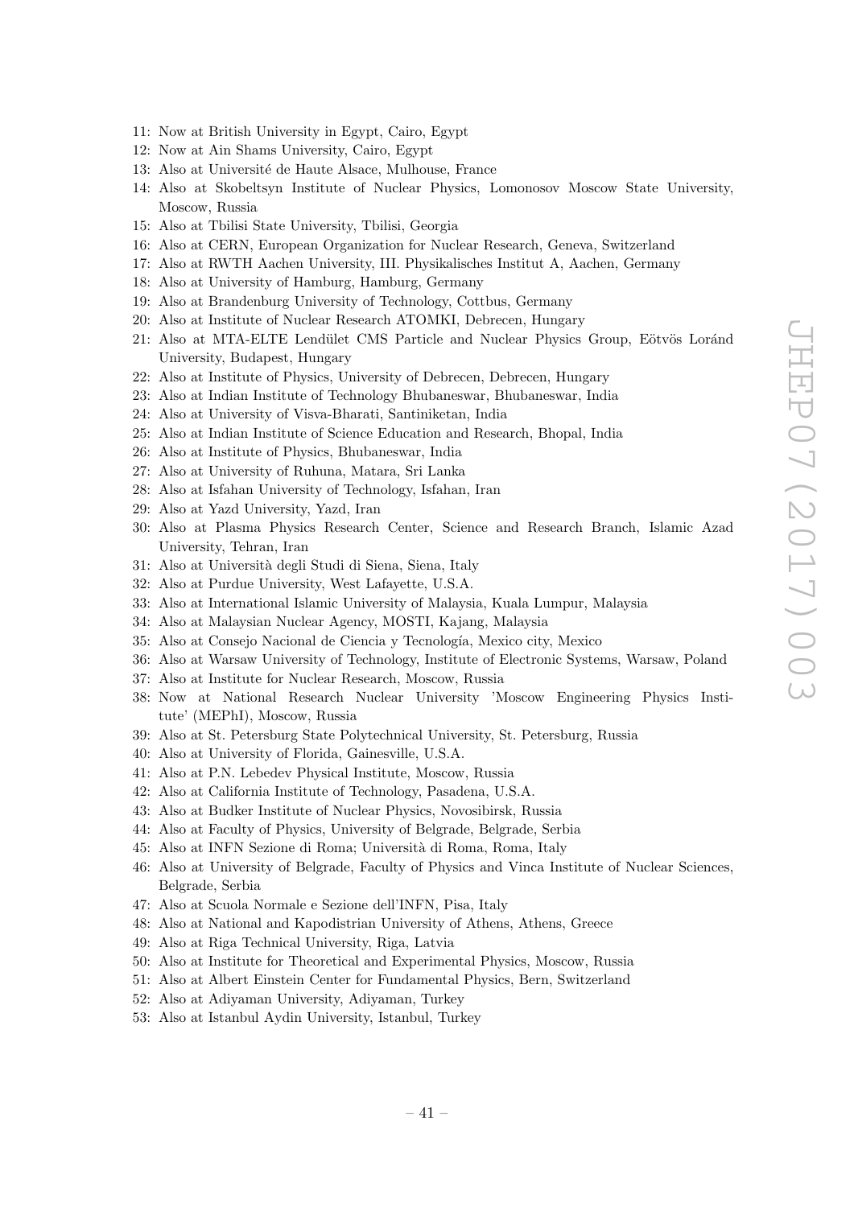11: Now at British University in Egypt, Cairo, Egypt
12: Now at Ain Shams University, Cairo, Egypt
13: Also at Université de Haute Alsace, Mulhouse, France
14: Also at Skobeltsyn Institute of Nuclear Physics, Lomonosov Moscow State University, Moscow, Russia
15: Also at Tbilisi State University, Tbilisi, Georgia
16: Also at CERN, European Organization for Nuclear Research, Geneva, Switzerland
17: Also at RWTH Aachen University, III. Physikalisches Institut A, Aachen, Germany
18: Also at University of Hamburg, Hamburg, Germany
19: Also at Brandenburg University of Technology, Cottbus, Germany
20: Also at Institute of Nuclear Research ATOMKI, Debrecen, Hungary
21: Also at MTA-ELTE Lendület CMS Particle and Nuclear Physics Group, Eötvös Loránd University, Budapest, Hungary
22: Also at Institute of Physics, University of Debrecen, Debrecen, Hungary
23: Also at Indian Institute of Technology Bhubaneswar, Bhubaneswar, India
24: Also at University of Visva-Bharati, Santiniketan, India
25: Also at Indian Institute of Science Education and Research, Bhopal, India
26: Also at Institute of Physics, Bhubaneswar, India
27: Also at University of Ruhuna, Matara, Sri Lanka
28: Also at Isfahan University of Technology, Isfahan, Iran
29: Also at Yazd University, Yazd, Iran
30: Also at Plasma Physics Research Center, Science and Research Branch, Islamic Azad University, Tehran, Iran
31: Also at Università degli Studi di Siena, Siena, Italy
32: Also at Purdue University, West Lafayette, U.S.A.
33: Also at International Islamic University of Malaysia, Kuala Lumpur, Malaysia
34: Also at Malaysian Nuclear Agency, MOSTI, Kajang, Malaysia
35: Also at Consejo Nacional de Ciencia y Tecnología, Mexico city, Mexico
36: Also at Warsaw University of Technology, Institute of Electronic Systems, Warsaw, Poland
37: Also at Institute for Nuclear Research, Moscow, Russia
38: Now at National Research Nuclear University 'Moscow Engineering Physics Institute' (MEPhI), Moscow, Russia
39: Also at St. Petersburg State Polytechnical University, St. Petersburg, Russia
40: Also at University of Florida, Gainesville, U.S.A.
41: Also at P.N. Lebedev Physical Institute, Moscow, Russia
42: Also at California Institute of Technology, Pasadena, U.S.A.
43: Also at Budker Institute of Nuclear Physics, Novosibirsk, Russia
44: Also at Faculty of Physics, University of Belgrade, Belgrade, Serbia
45: Also at INFN Sezione di Roma; Università di Roma, Roma, Italy
46: Also at University of Belgrade, Faculty of Physics and Vinca Institute of Nuclear Sciences, Belgrade, Serbia
47: Also at Scuola Normale e Sezione dell'INFN, Pisa, Italy
48: Also at National and Kapodistrian University of Athens, Athens, Greece
49: Also at Riga Technical University, Riga, Latvia
50: Also at Institute for Theoretical and Experimental Physics, Moscow, Russia
51: Also at Albert Einstein Center for Fundamental Physics, Bern, Switzerland
52: Also at Adiyaman University, Adiyaman, Turkey
53: Also at Istanbul Aydin University, Istanbul, Turkey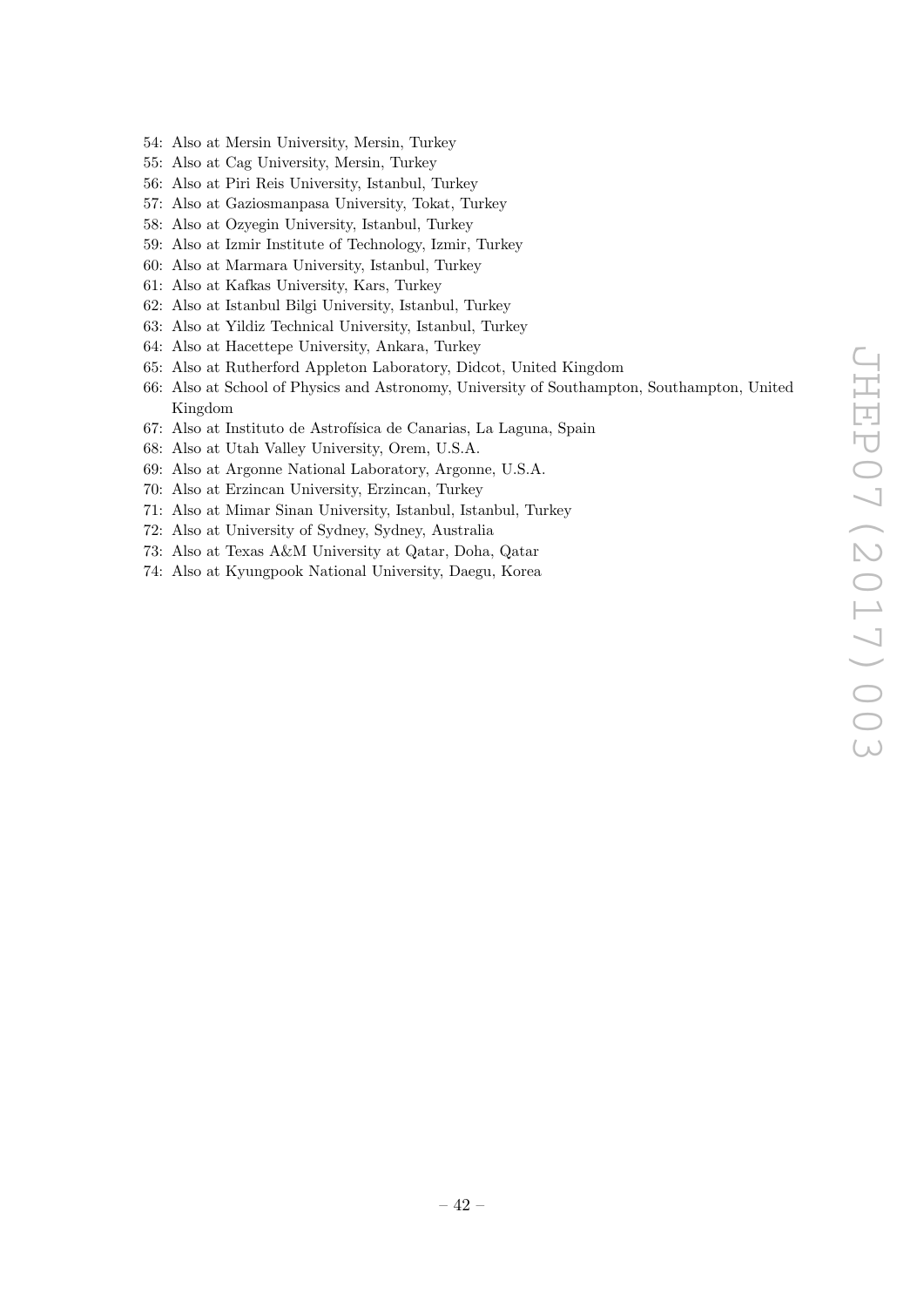54: Also at Mersin University, Mersin, Turkey
55: Also at Cag University, Mersin, Turkey
56: Also at Piri Reis University, Istanbul, Turkey
57: Also at Gaziosmanpasa University, Tokat, Turkey
58: Also at Ozyegin University, Istanbul, Turkey
59: Also at Izmir Institute of Technology, Izmir, Turkey
60: Also at Marmara University, Istanbul, Turkey
61: Also at Kafkas University, Kars, Turkey
62: Also at Istanbul Bilgi University, Istanbul, Turkey
63: Also at Yildiz Technical University, Istanbul, Turkey
64: Also at Hacettepe University, Ankara, Turkey
65: Also at Rutherford Appleton Laboratory, Didcot, United Kingdom
66: Also at School of Physics and Astronomy, University of Southampton, Southampton, United Kingdom
67: Also at Instituto de Astrofísica de Canarias, La Laguna, Spain
68: Also at Utah Valley University, Orem, U.S.A.
69: Also at Argonne National Laboratory, Argonne, U.S.A.
70: Also at Erzincan University, Erzincan, Turkey
71: Also at Mimar Sinan University, Istanbul, Istanbul, Turkey
72: Also at University of Sydney, Sydney, Australia
73: Also at Texas A&M University at Qatar, Doha, Qatar
74: Also at Kyungpook National University, Daegu, Korea